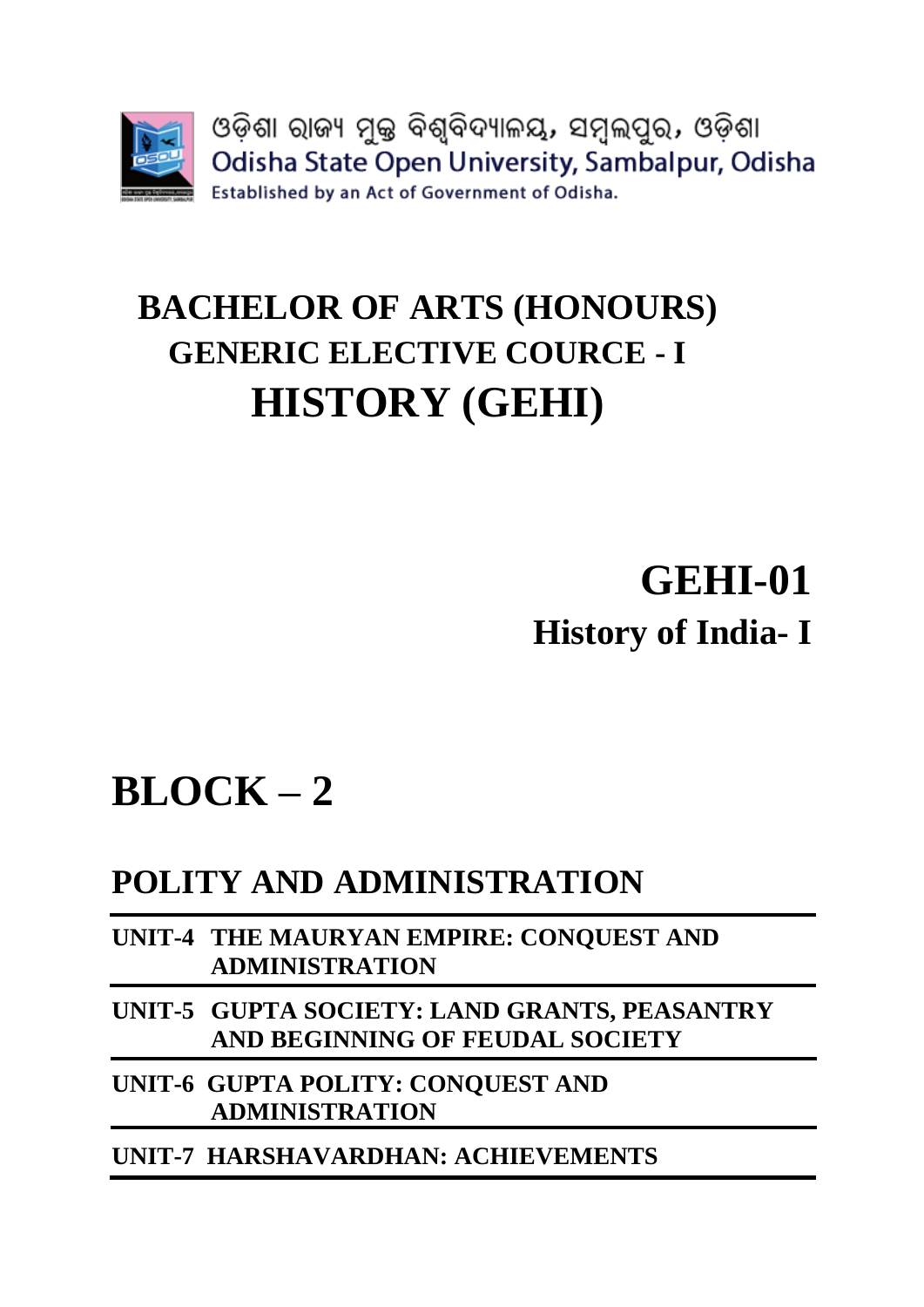ଓଡ଼ିଶା ରାଜ୍ୟ ମୁକ୍ତ ବିଶ୍ୱବିଦ୍ୟାଳୟ, ସମ୍ବଲପୁର, ଓଡ଼ିଶା

Odisha State Open University, Sambalpur, Odisha

Established by an Act of Government of Odisha.

# BACHELOR OF ARTS (HONOURS)

## GENERIC ELECTIVE COURCE - I

# HISTORY (GEHI)

# GEHI-01

## History of India- I

# BLOCK – 2

## POLITY AND ADMINISTRATION

**UNIT-4 THE MAURYAN EMPIRE: CONQUEST AND ADMINISTRATION**

**UNIT-5 GUPTA SOCIETY: LAND GRANTS, PEASANTRY AND BEGINNING OF FEUDAL SOCIETY**

**UNIT-6 GUPTA POLITY: CONQUEST AND ADMINISTRATION**

**UNIT-7 HARSHAVARDHAN: ACHIEVEMENTS**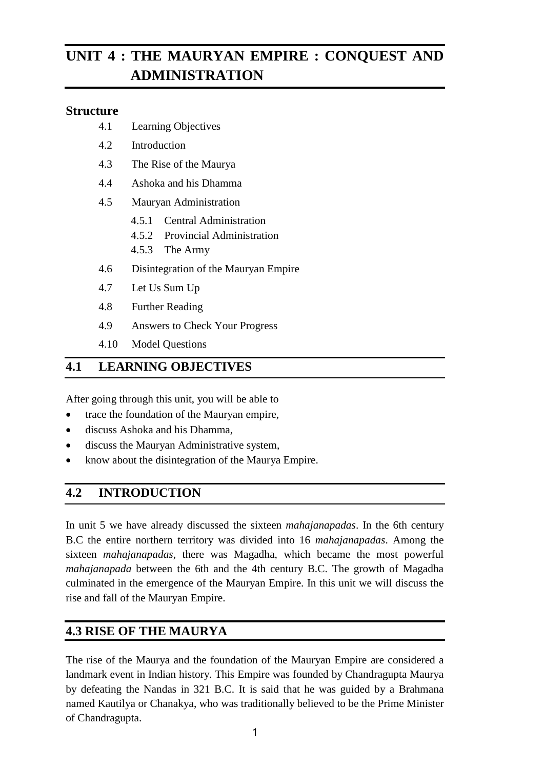# UNIT 4 : THE MAURYAN EMPIRE : CONQUEST AND ADMINISTRATION

**Structure**

- 4.1 Learning Objectives
- 4.2 Introduction
- 4.3 The Rise of the Maurya
- 4.4 Ashoka and his Dhamma
- 4.5 Mauryan Administration
  - 4.5.1 Central Administration
  - 4.5.2 Provincial Administration
  - 4.5.3 The Army
- 4.6 Disintegration of the Mauryan Empire
- 4.7 Let Us Sum Up
- 4.8 Further Reading
- 4.9 Answers to Check Your Progress
- 4.10 Model Questions

## 4.1 LEARNING OBJECTIVES

After going through this unit, you will be able to

- trace the foundation of the Mauryan empire,
- discuss Ashoka and his Dhamma,
- discuss the Mauryan Administrative system,
- know about the disintegration of the Maurya Empire.

## 4.2 INTRODUCTION

In unit 5 we have already discussed the sixteen *mahajanapadas*. In the 6th century B.C the entire northern territory was divided into 16 *mahajanapadas*. Among the sixteen *mahajanapadas*, there was Magadha, which became the most powerful *mahajanapada* between the 6th and the 4th century B.C. The growth of Magadha culminated in the emergence of the Mauryan Empire. In this unit we will discuss the rise and fall of the Mauryan Empire.

## 4.3 RISE OF THE MAURYA

The rise of the Maurya and the foundation of the Mauryan Empire are considered a landmark event in Indian history. This Empire was founded by Chandragupta Maurya by defeating the Nandas in 321 B.C. It is said that he was guided by a Brahmana named Kautilya or Chanakya, who was traditionally believed to be the Prime Minister of Chandragupta.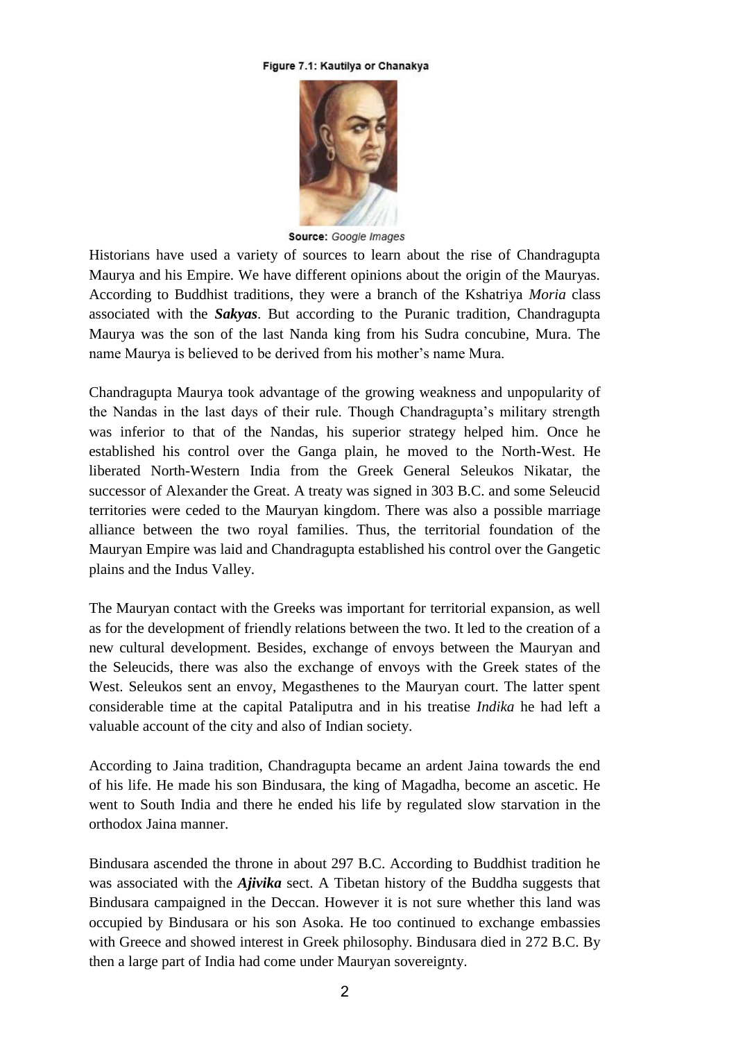Figure 7.1: Kautilya or Chanakya

Source: *Google Images*

Historians have used a variety of sources to learn about the rise of Chandragupta Maurya and his Empire. We have different opinions about the origin of the Mauryas. According to Buddhist traditions, they were a branch of the Kshatriya *Moria* class associated with the ***Sakyas***. But according to the Puranic tradition, Chandragupta Maurya was the son of the last Nanda king from his Sudra concubine, Mura. The name Maurya is believed to be derived from his mother's name Mura.

Chandragupta Maurya took advantage of the growing weakness and unpopularity of the Nandas in the last days of their rule. Though Chandragupta's military strength was inferior to that of the Nandas, his superior strategy helped him. Once he established his control over the Ganga plain, he moved to the North-West. He liberated North-Western India from the Greek General Seleukos Nikatar, the successor of Alexander the Great. A treaty was signed in 303 B.C. and some Seleucid territories were ceded to the Mauryan kingdom. There was also a possible marriage alliance between the two royal families. Thus, the territorial foundation of the Mauryan Empire was laid and Chandragupta established his control over the Gangetic plains and the Indus Valley.

The Mauryan contact with the Greeks was important for territorial expansion, as well as for the development of friendly relations between the two. It led to the creation of a new cultural development. Besides, exchange of envoys between the Mauryan and the Seleucids, there was also the exchange of envoys with the Greek states of the West. Seleukos sent an envoy, Megasthenes to the Mauryan court. The latter spent considerable time at the capital Pataliputra and in his treatise *Indika* he had left a valuable account of the city and also of Indian society.

According to Jaina tradition, Chandragupta became an ardent Jaina towards the end of his life. He made his son Bindusara, the king of Magadha, become an ascetic. He went to South India and there he ended his life by regulated slow starvation in the orthodox Jaina manner.

Bindusara ascended the throne in about 297 B.C. According to Buddhist tradition he was associated with the ***Ajivika*** sect. A Tibetan history of the Buddha suggests that Bindusara campaigned in the Deccan. However it is not sure whether this land was occupied by Bindusara or his son Asoka. He too continued to exchange embassies with Greece and showed interest in Greek philosophy. Bindusara died in 272 B.C. By then a large part of India had come under Mauryan sovereignty.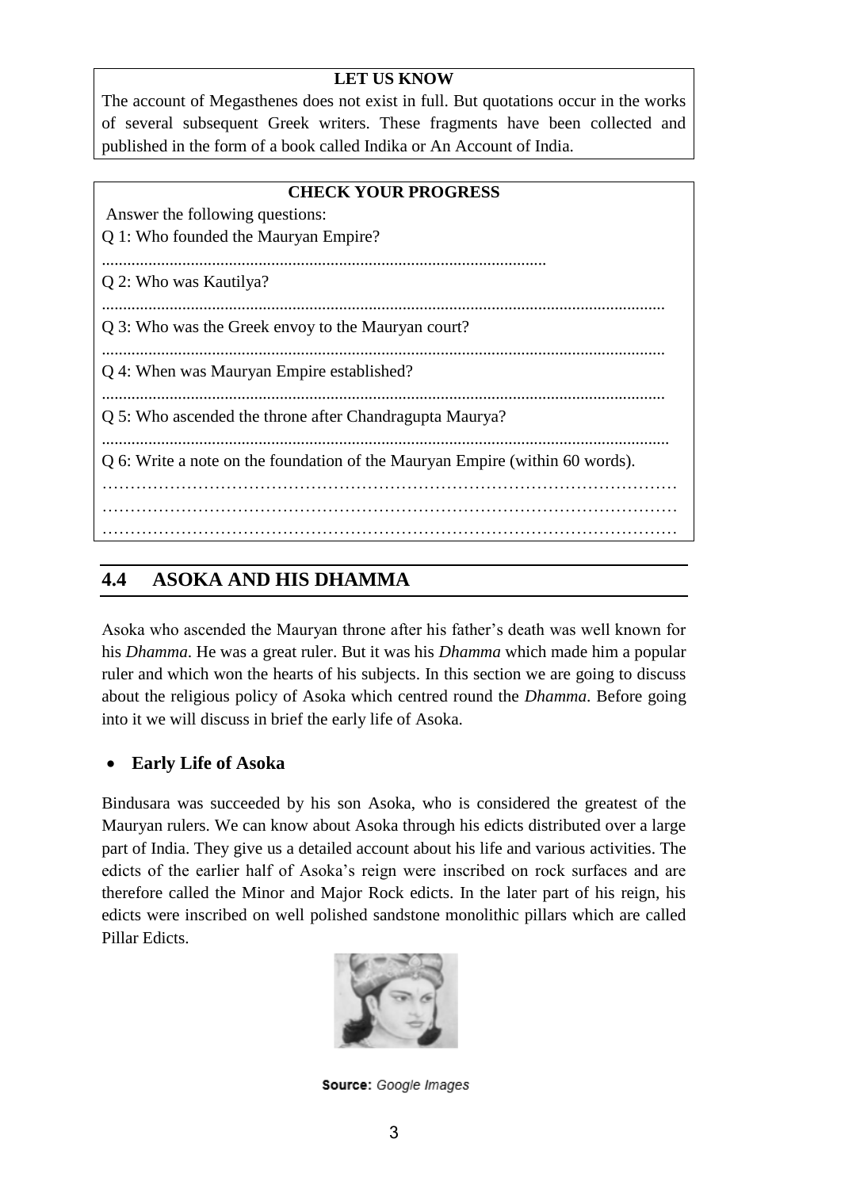**LET US KNOW**

The account of Megasthenes does not exist in full. But quotations occur in the works of several subsequent Greek writers. These fragments have been collected and published in the form of a book called Indika or An Account of India.

**CHECK YOUR PROGRESS**

Answer the following questions:

Q 1: Who founded the Mauryan Empire?

.........................................................................................................

Q 2: Who was Kautilya?

.........................................................................................................

Q 3: Who was the Greek envoy to the Mauryan court?

.........................................................................................................

Q 4: When was Mauryan Empire established?

.........................................................................................................

Q 5: Who ascended the throne after Chandragupta Maurya?

.........................................................................................................

Q 6: Write a note on the foundation of the Mauryan Empire (within 60 words).

……………………………………………………………………………………………
……………………………………………………………………………………………
……………………………………………………………………………………………

## 4.4 ASOKA AND HIS DHAMMA

Asoka who ascended the Mauryan throne after his father's death was well known for his *Dhamma*. He was a great ruler. But it was his *Dhamma* which made him a popular ruler and which won the hearts of his subjects. In this section we are going to discuss about the religious policy of Asoka which centred round the *Dhamma*. Before going into it we will discuss in brief the early life of Asoka.

- **Early Life of Asoka**

Bindusara was succeeded by his son Asoka, who is considered the greatest of the Mauryan rulers. We can know about Asoka through his edicts distributed over a large part of India. They give us a detailed account about his life and various activities. The edicts of the earlier half of Asoka's reign were inscribed on rock surfaces and are therefore called the Minor and Major Rock edicts. In the later part of his reign, his edicts were inscribed on well polished sandstone monolithic pillars which are called Pillar Edicts.

**Source:** *Google Images*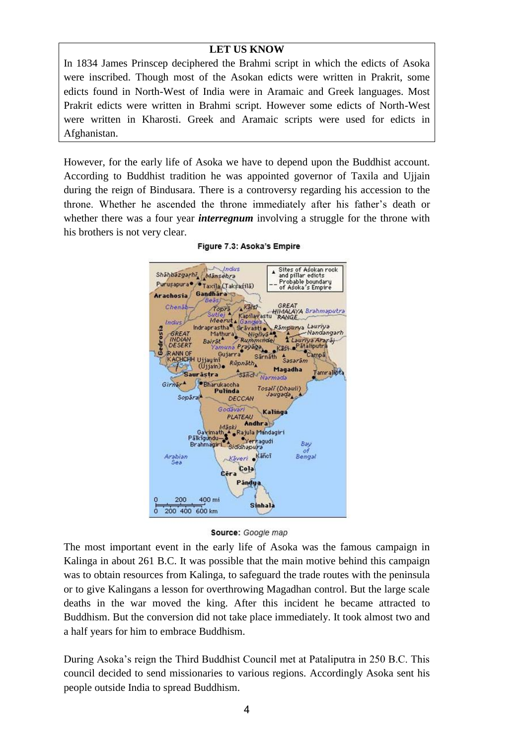**LET US KNOW**

In 1834 James Prinscep deciphered the Brahmi script in which the edicts of Asoka were inscribed. Though most of the Asokan edicts were written in Prakrit, some edicts found in North-West of India were in Aramaic and Greek languages. Most Prakrit edicts were written in Brahmi script. However some edicts of North-West were written in Kharosti. Greek and Aramaic scripts were used for edicts in Afghanistan.

However, for the early life of Asoka we have to depend upon the Buddhist account. According to Buddhist tradition he was appointed governor of Taxila and Ujjain during the reign of Bindusara. There is a controversy regarding his accession to the throne. Whether he ascended the throne immediately after his father's death or whether there was a four year ***interregnum*** involving a struggle for the throne with his brothers is not very clear.

**Figure 7.3: Asoka's Empire**

Sites of Aśokan rock and pillar edicts
Probable boundary of Aśoka's Empire

Shāhbāzgarhī, Mānsehra, Puruṣapura, Taxila (Takṣaśilā), Arachosia, Gandhāra, Indus, Chenāb, Beās, Toprā, Kālsī, Sutlej, Meerut, Ganges, Kapilavastu, GREAT HIMALAYA RANGE, Brahmaputra, Indraprastha, Śrāvasti, Rāmpurva, Lauriya, Nandangarh, Mathurā, Nigliva, Rummindei, Lauriya Ararāj, GREAT INDIAN DESERT, Gedrosia, Bairāt, Yamuna, Prayāga, Kāśi, Pātaliputra, RANN OF KACHCHH, Gujarra, Sārnāth, Campā, Ujjayinī (Ujjain), Rūpnāth, Sasarām, Saurāstra, Sāñcī, Magadha, Narmada, Tamralipta, Girnār, Bharukaccha, Pulinda, Tosalī (Dhauli), Jaugaḍa, Sopāra, DECCAN, Godāvarī, Kalinga, PLATEAU, Andhra, Māski, Gavimath, Rajula Mandagiri, Pālkigundu, Yerragudi, Brahmagiri, Siddhapura, Bay of Bengal, Arabian Sea, Kāveri, Kāñcī, Cola, Cera, Pāndya, Sinhala

0 200 400 mi
0 200 400 600 km

**Source:** *Google map*

The most important event in the early life of Asoka was the famous campaign in Kalinga in about 261 B.C. It was possible that the main motive behind this campaign was to obtain resources from Kalinga, to safeguard the trade routes with the peninsula or to give Kalingans a lesson for overthrowing Magadhan control. But the large scale deaths in the war moved the king. After this incident he became attracted to Buddhism. But the conversion did not take place immediately. It took almost two and a half years for him to embrace Buddhism.

During Asoka's reign the Third Buddhist Council met at Pataliputra in 250 B.C. This council decided to send missionaries to various regions. Accordingly Asoka sent his people outside India to spread Buddhism.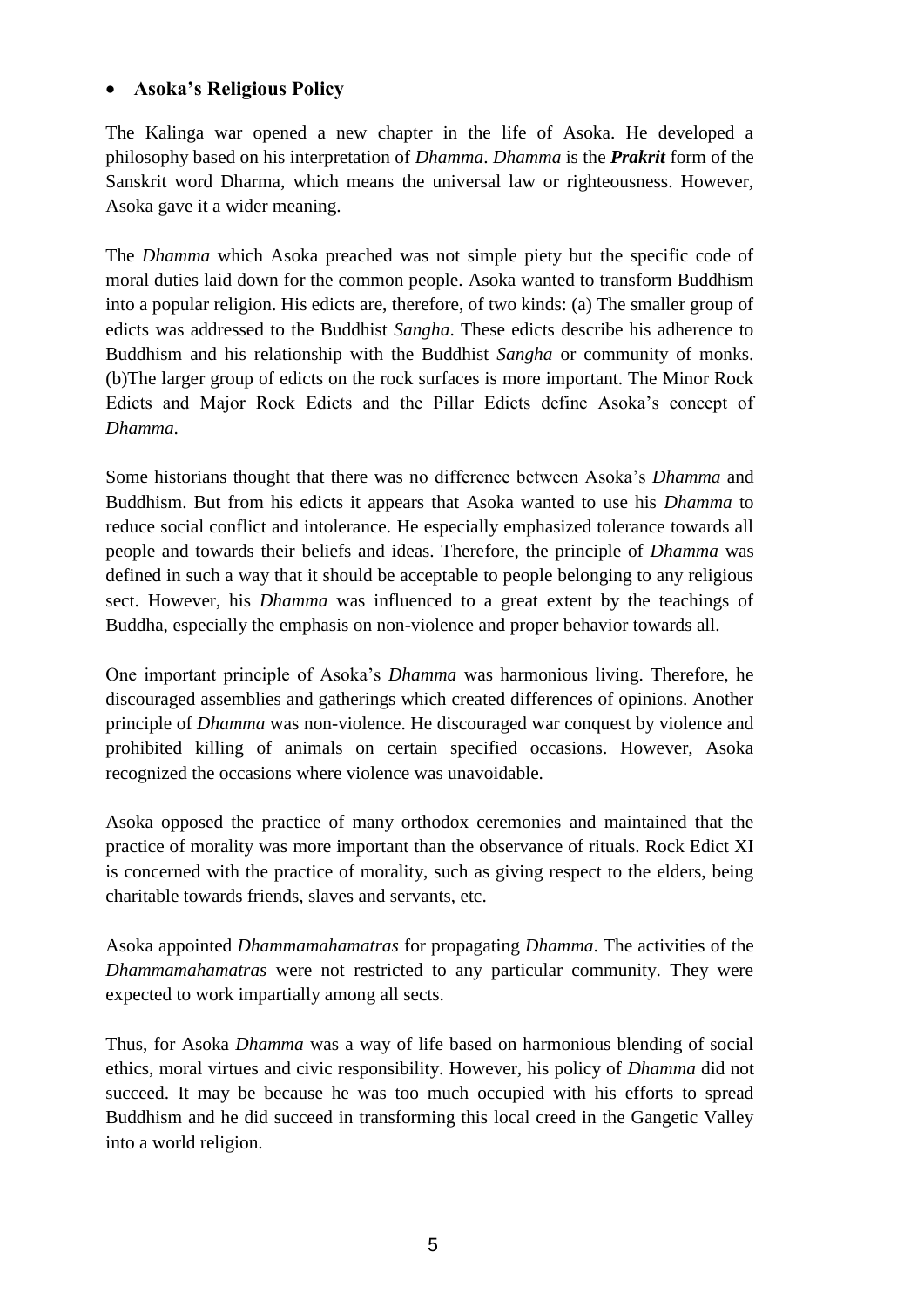- **Asoka's Religious Policy**

The Kalinga war opened a new chapter in the life of Asoka. He developed a philosophy based on his interpretation of *Dhamma*. *Dhamma* is the ***Prakrit*** form of the Sanskrit word Dharma, which means the universal law or righteousness. However, Asoka gave it a wider meaning.

The *Dhamma* which Asoka preached was not simple piety but the specific code of moral duties laid down for the common people. Asoka wanted to transform Buddhism into a popular religion. His edicts are, therefore, of two kinds: (a) The smaller group of edicts was addressed to the Buddhist *Sangha*. These edicts describe his adherence to Buddhism and his relationship with the Buddhist *Sangha* or community of monks. (b)The larger group of edicts on the rock surfaces is more important. The Minor Rock Edicts and Major Rock Edicts and the Pillar Edicts define Asoka's concept of *Dhamma*.

Some historians thought that there was no difference between Asoka's *Dhamma* and Buddhism. But from his edicts it appears that Asoka wanted to use his *Dhamma* to reduce social conflict and intolerance. He especially emphasized tolerance towards all people and towards their beliefs and ideas. Therefore, the principle of *Dhamma* was defined in such a way that it should be acceptable to people belonging to any religious sect. However, his *Dhamma* was influenced to a great extent by the teachings of Buddha, especially the emphasis on non-violence and proper behavior towards all.

One important principle of Asoka's *Dhamma* was harmonious living. Therefore, he discouraged assemblies and gatherings which created differences of opinions. Another principle of *Dhamma* was non-violence. He discouraged war conquest by violence and prohibited killing of animals on certain specified occasions. However, Asoka recognized the occasions where violence was unavoidable.

Asoka opposed the practice of many orthodox ceremonies and maintained that the practice of morality was more important than the observance of rituals. Rock Edict XI is concerned with the practice of morality, such as giving respect to the elders, being charitable towards friends, slaves and servants, etc.

Asoka appointed *Dhammamahamatras* for propagating *Dhamma*. The activities of the *Dhammamahamatras* were not restricted to any particular community. They were expected to work impartially among all sects.

Thus, for Asoka *Dhamma* was a way of life based on harmonious blending of social ethics, moral virtues and civic responsibility. However, his policy of *Dhamma* did not succeed. It may be because he was too much occupied with his efforts to spread Buddhism and he did succeed in transforming this local creed in the Gangetic Valley into a world religion.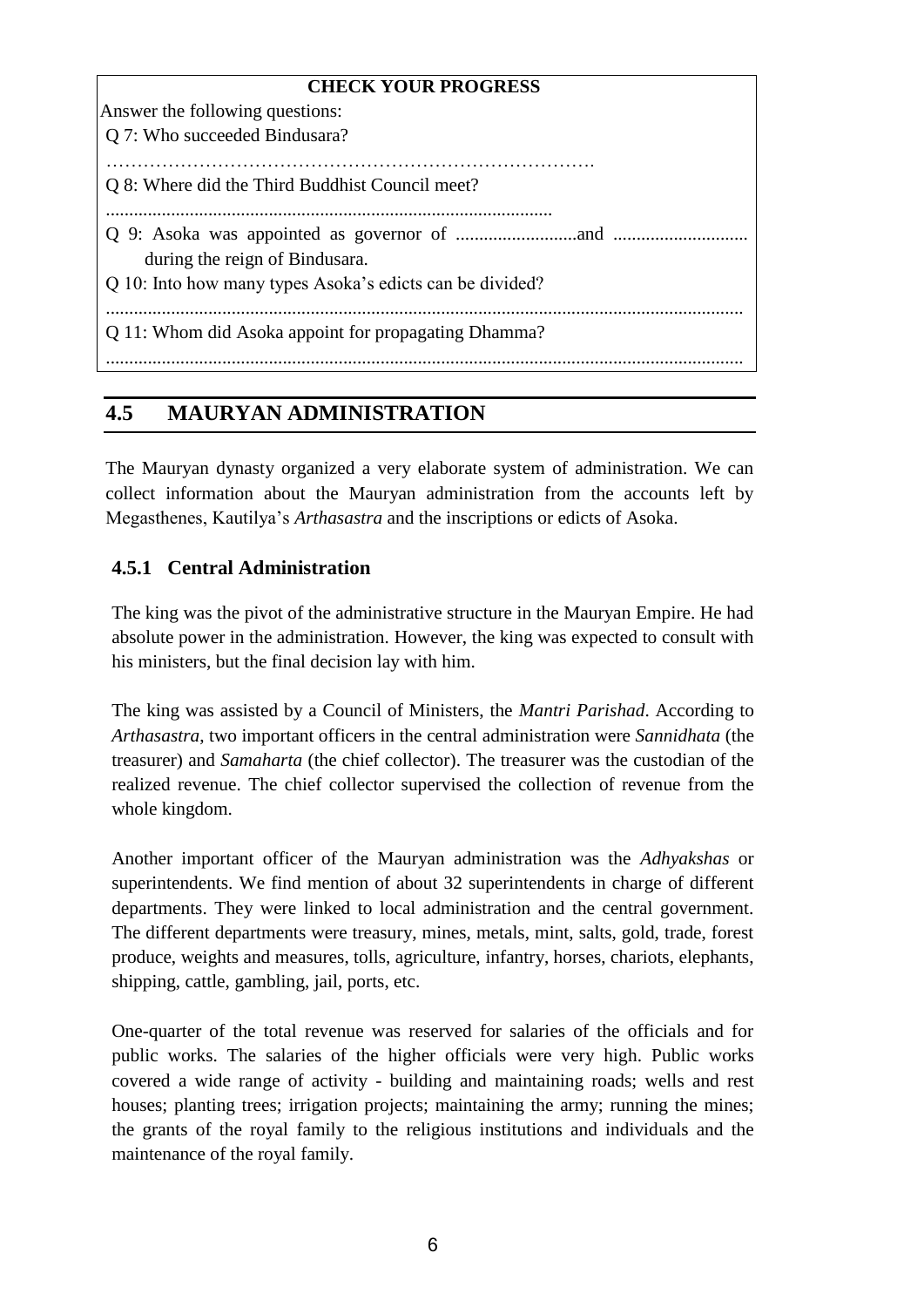**CHECK YOUR PROGRESS**

Answer the following questions:

Q 7: Who succeeded Bindusara?

……………………………………………………………………

Q 8: Where did the Third Buddhist Council meet?

...............................................................................................

Q 9: Asoka was appointed as governor of ..........................and ............................ during the reign of Bindusara.

Q 10: Into how many types Asoka's edicts can be divided?

.......................................................................................................................................

Q 11: Whom did Asoka appoint for propagating Dhamma?

.......................................................................................................................................

## 4.5 MAURYAN ADMINISTRATION

The Mauryan dynasty organized a very elaborate system of administration. We can collect information about the Mauryan administration from the accounts left by Megasthenes, Kautilya's *Arthasastra* and the inscriptions or edicts of Asoka.

### 4.5.1 Central Administration

The king was the pivot of the administrative structure in the Mauryan Empire. He had absolute power in the administration. However, the king was expected to consult with his ministers, but the final decision lay with him.

The king was assisted by a Council of Ministers, the *Mantri Parishad*. According to *Arthasastra*, two important officers in the central administration were *Sannidhata* (the treasurer) and *Samaharta* (the chief collector). The treasurer was the custodian of the realized revenue. The chief collector supervised the collection of revenue from the whole kingdom.

Another important officer of the Mauryan administration was the *Adhyakshas* or superintendents. We find mention of about 32 superintendents in charge of different departments. They were linked to local administration and the central government. The different departments were treasury, mines, metals, mint, salts, gold, trade, forest produce, weights and measures, tolls, agriculture, infantry, horses, chariots, elephants, shipping, cattle, gambling, jail, ports, etc.

One-quarter of the total revenue was reserved for salaries of the officials and for public works. The salaries of the higher officials were very high. Public works covered a wide range of activity - building and maintaining roads; wells and rest houses; planting trees; irrigation projects; maintaining the army; running the mines; the grants of the royal family to the religious institutions and individuals and the maintenance of the royal family.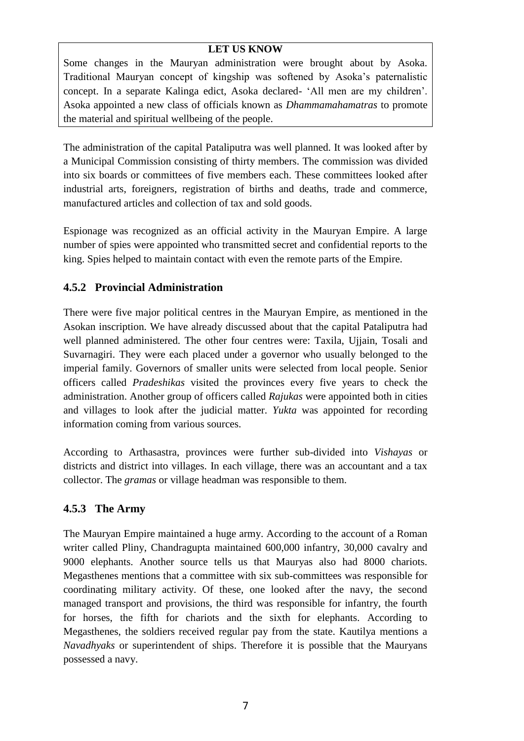**LET US KNOW**

Some changes in the Mauryan administration were brought about by Asoka. Traditional Mauryan concept of kingship was softened by Asoka's paternalistic concept. In a separate Kalinga edict, Asoka declared- 'All men are my children'. Asoka appointed a new class of officials known as *Dhammamahamatras* to promote the material and spiritual wellbeing of the people.

The administration of the capital Pataliputra was well planned. It was looked after by a Municipal Commission consisting of thirty members. The commission was divided into six boards or committees of five members each. These committees looked after industrial arts, foreigners, registration of births and deaths, trade and commerce, manufactured articles and collection of tax and sold goods.

Espionage was recognized as an official activity in the Mauryan Empire. A large number of spies were appointed who transmitted secret and confidential reports to the king. Spies helped to maintain contact with even the remote parts of the Empire.

### 4.5.2 Provincial Administration

There were five major political centres in the Mauryan Empire, as mentioned in the Asokan inscription. We have already discussed about that the capital Pataliputra had well planned administered. The other four centres were: Taxila, Ujjain, Tosali and Suvarnagiri. They were each placed under a governor who usually belonged to the imperial family. Governors of smaller units were selected from local people. Senior officers called *Pradeshikas* visited the provinces every five years to check the administration. Another group of officers called *Rajukas* were appointed both in cities and villages to look after the judicial matter. *Yukta* was appointed for recording information coming from various sources.

According to Arthasastra, provinces were further sub-divided into *Vishayas* or districts and district into villages. In each village, there was an accountant and a tax collector. The *gramas* or village headman was responsible to them.

### 4.5.3 The Army

The Mauryan Empire maintained a huge army. According to the account of a Roman writer called Pliny, Chandragupta maintained 600,000 infantry, 30,000 cavalry and 9000 elephants. Another source tells us that Mauryas also had 8000 chariots. Megasthenes mentions that a committee with six sub-committees was responsible for coordinating military activity. Of these, one looked after the navy, the second managed transport and provisions, the third was responsible for infantry, the fourth for horses, the fifth for chariots and the sixth for elephants. According to Megasthenes, the soldiers received regular pay from the state. Kautilya mentions a *Navadhyaks* or superintendent of ships. Therefore it is possible that the Mauryans possessed a navy.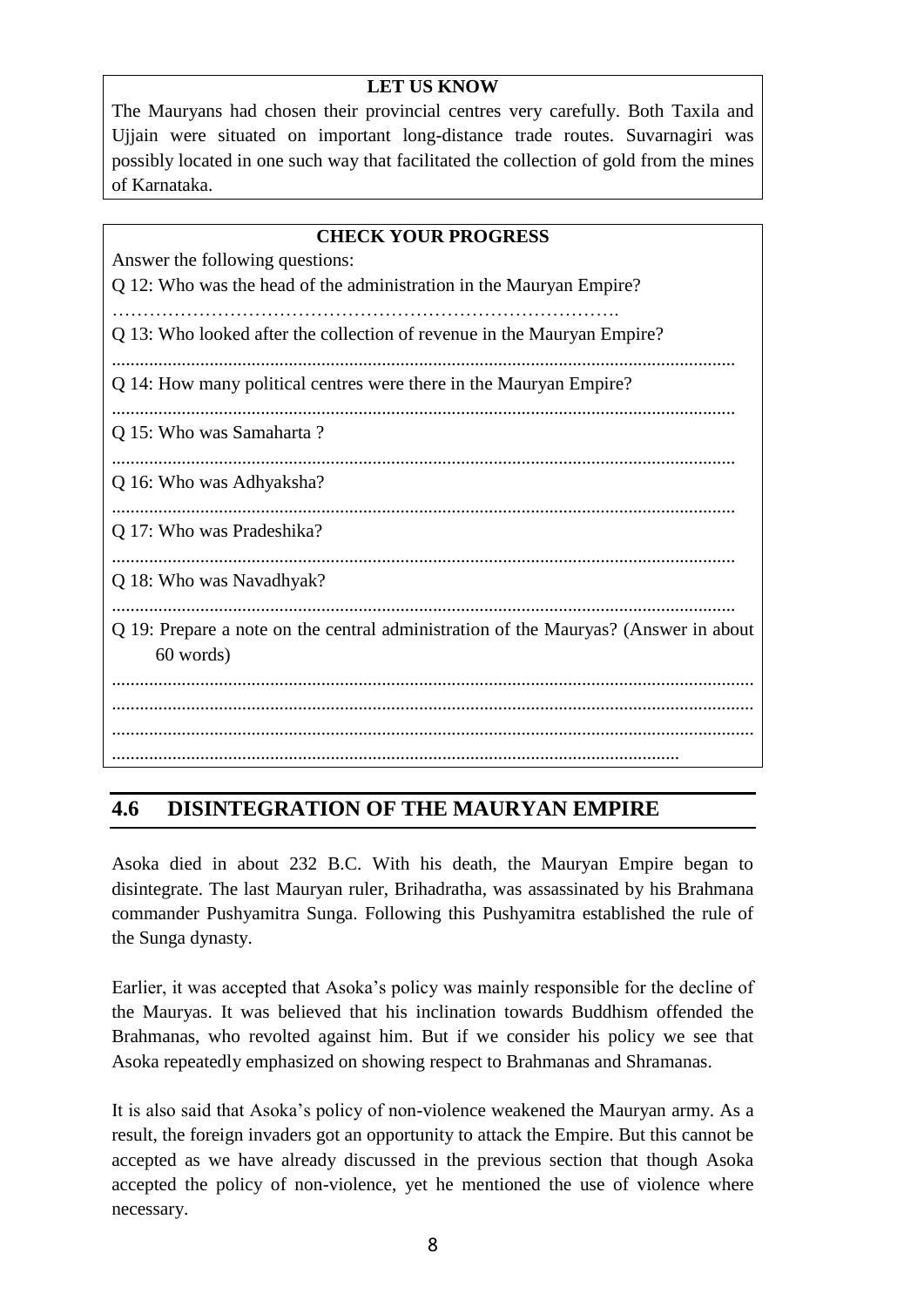**LET US KNOW**

The Mauryans had chosen their provincial centres very carefully. Both Taxila and Ujjain were situated on important long-distance trade routes. Suvarnagiri was possibly located in one such way that facilitated the collection of gold from the mines of Karnataka.

**CHECK YOUR PROGRESS**

Answer the following questions:

Q 12: Who was the head of the administration in the Mauryan Empire?

…………………………………………………………………….

Q 13: Who looked after the collection of revenue in the Mauryan Empire?

.....................................................................................................................................

Q 14: How many political centres were there in the Mauryan Empire?

.....................................................................................................................................

Q 15: Who was Samaharta ?

.....................................................................................................................................

Q 16: Who was Adhyaksha?

.....................................................................................................................................

Q 17: Who was Pradeshika?

.....................................................................................................................................

Q 18: Who was Navadhyak?

.....................................................................................................................................

Q 19: Prepare a note on the central administration of the Mauryas? (Answer in about 60 words)

.........................................................................................................................................
.........................................................................................................................................
.........................................................................................................................................
........................................................................................................................

## 4.6 DISINTEGRATION OF THE MAURYAN EMPIRE

Asoka died in about 232 B.C. With his death, the Mauryan Empire began to disintegrate. The last Mauryan ruler, Brihadratha, was assassinated by his Brahmana commander Pushyamitra Sunga. Following this Pushyamitra established the rule of the Sunga dynasty.

Earlier, it was accepted that Asoka's policy was mainly responsible for the decline of the Mauryas. It was believed that his inclination towards Buddhism offended the Brahmanas, who revolted against him. But if we consider his policy we see that Asoka repeatedly emphasized on showing respect to Brahmanas and Shramanas.

It is also said that Asoka's policy of non-violence weakened the Mauryan army. As a result, the foreign invaders got an opportunity to attack the Empire. But this cannot be accepted as we have already discussed in the previous section that though Asoka accepted the policy of non-violence, yet he mentioned the use of violence where necessary.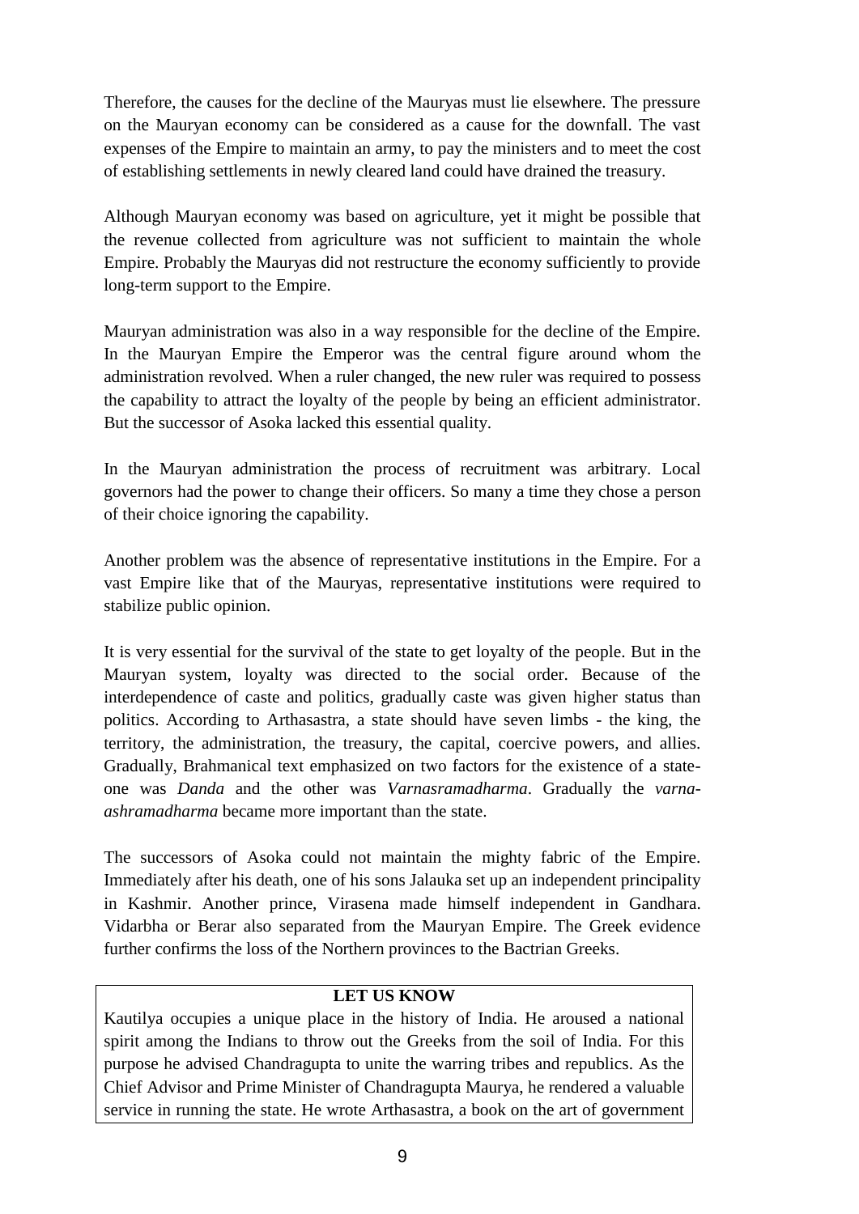Therefore, the causes for the decline of the Mauryas must lie elsewhere. The pressure on the Mauryan economy can be considered as a cause for the downfall. The vast expenses of the Empire to maintain an army, to pay the ministers and to meet the cost of establishing settlements in newly cleared land could have drained the treasury.

Although Mauryan economy was based on agriculture, yet it might be possible that the revenue collected from agriculture was not sufficient to maintain the whole Empire. Probably the Mauryas did not restructure the economy sufficiently to provide long-term support to the Empire.

Mauryan administration was also in a way responsible for the decline of the Empire. In the Mauryan Empire the Emperor was the central figure around whom the administration revolved. When a ruler changed, the new ruler was required to possess the capability to attract the loyalty of the people by being an efficient administrator. But the successor of Asoka lacked this essential quality.

In the Mauryan administration the process of recruitment was arbitrary. Local governors had the power to change their officers. So many a time they chose a person of their choice ignoring the capability.

Another problem was the absence of representative institutions in the Empire. For a vast Empire like that of the Mauryas, representative institutions were required to stabilize public opinion.

It is very essential for the survival of the state to get loyalty of the people. But in the Mauryan system, loyalty was directed to the social order. Because of the interdependence of caste and politics, gradually caste was given higher status than politics. According to Arthasastra, a state should have seven limbs - the king, the territory, the administration, the treasury, the capital, coercive powers, and allies. Gradually, Brahmanical text emphasized on two factors for the existence of a state-one was *Danda* and the other was *Varnasramadharma*. Gradually the *varna-ashramadharma* became more important than the state.

The successors of Asoka could not maintain the mighty fabric of the Empire. Immediately after his death, one of his sons Jalauka set up an independent principality in Kashmir. Another prince, Virasena made himself independent in Gandhara. Vidarbha or Berar also separated from the Mauryan Empire. The Greek evidence further confirms the loss of the Northern provinces to the Bactrian Greeks.

**LET US KNOW**

Kautilya occupies a unique place in the history of India. He aroused a national spirit among the Indians to throw out the Greeks from the soil of India. For this purpose he advised Chandragupta to unite the warring tribes and republics. As the Chief Advisor and Prime Minister of Chandragupta Maurya, he rendered a valuable service in running the state. He wrote Arthasastra, a book on the art of government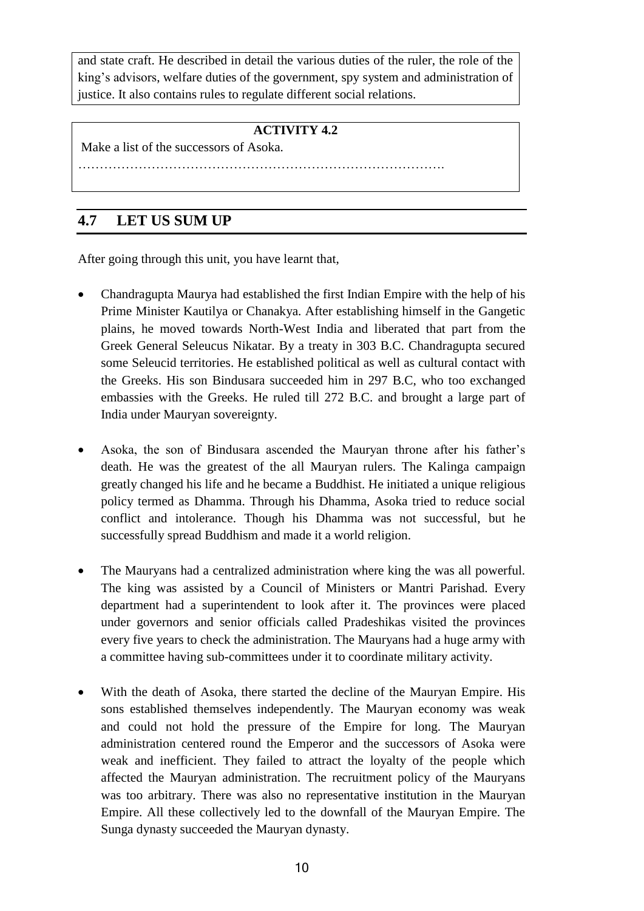and state craft. He described in detail the various duties of the ruler, the role of the king's advisors, welfare duties of the government, spy system and administration of justice. It also contains rules to regulate different social relations.

**ACTIVITY 4.2**

Make a list of the successors of Asoka.

…………………………………………………………………………….

## 4.7 LET US SUM UP

After going through this unit, you have learnt that,

- Chandragupta Maurya had established the first Indian Empire with the help of his Prime Minister Kautilya or Chanakya. After establishing himself in the Gangetic plains, he moved towards North-West India and liberated that part from the Greek General Seleucus Nikatar. By a treaty in 303 B.C. Chandragupta secured some Seleucid territories. He established political as well as cultural contact with the Greeks. His son Bindusara succeeded him in 297 B.C, who too exchanged embassies with the Greeks. He ruled till 272 B.C. and brought a large part of India under Mauryan sovereignty.

- Asoka, the son of Bindusara ascended the Mauryan throne after his father's death. He was the greatest of the all Mauryan rulers. The Kalinga campaign greatly changed his life and he became a Buddhist. He initiated a unique religious policy termed as Dhamma. Through his Dhamma, Asoka tried to reduce social conflict and intolerance. Though his Dhamma was not successful, but he successfully spread Buddhism and made it a world religion.

- The Mauryans had a centralized administration where king the was all powerful. The king was assisted by a Council of Ministers or Mantri Parishad. Every department had a superintendent to look after it. The provinces were placed under governors and senior officials called Pradeshikas visited the provinces every five years to check the administration. The Mauryans had a huge army with a committee having sub-committees under it to coordinate military activity.

- With the death of Asoka, there started the decline of the Mauryan Empire. His sons established themselves independently. The Mauryan economy was weak and could not hold the pressure of the Empire for long. The Mauryan administration centered round the Emperor and the successors of Asoka were weak and inefficient. They failed to attract the loyalty of the people which affected the Mauryan administration. The recruitment policy of the Mauryans was too arbitrary. There was also no representative institution in the Mauryan Empire. All these collectively led to the downfall of the Mauryan Empire. The Sunga dynasty succeeded the Mauryan dynasty.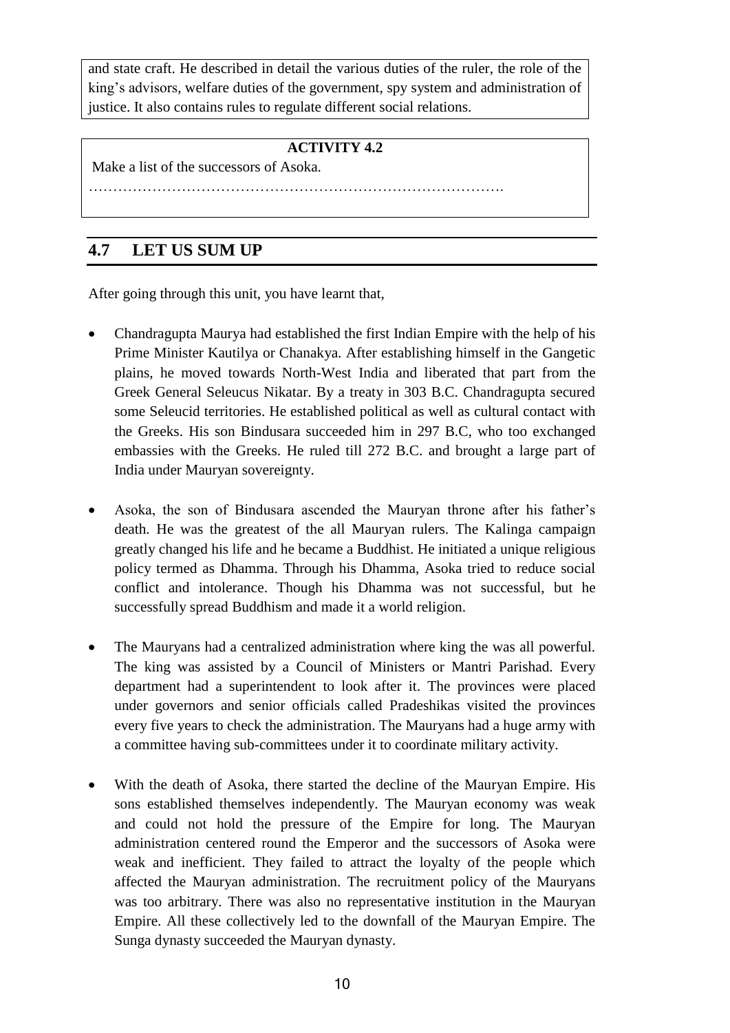and state craft. He described in detail the various duties of the ruler, the role of the king's advisors, welfare duties of the government, spy system and administration of justice. It also contains rules to regulate different social relations.

**ACTIVITY 4.2**

Make a list of the successors of Asoka.

…………………………………………………………………………….

## 4.7 LET US SUM UP

After going through this unit, you have learnt that,

- Chandragupta Maurya had established the first Indian Empire with the help of his Prime Minister Kautilya or Chanakya. After establishing himself in the Gangetic plains, he moved towards North-West India and liberated that part from the Greek General Seleucus Nikatar. By a treaty in 303 B.C. Chandragupta secured some Seleucid territories. He established political as well as cultural contact with the Greeks. His son Bindusara succeeded him in 297 B.C, who too exchanged embassies with the Greeks. He ruled till 272 B.C. and brought a large part of India under Mauryan sovereignty.

- Asoka, the son of Bindusara ascended the Mauryan throne after his father's death. He was the greatest of the all Mauryan rulers. The Kalinga campaign greatly changed his life and he became a Buddhist. He initiated a unique religious policy termed as Dhamma. Through his Dhamma, Asoka tried to reduce social conflict and intolerance. Though his Dhamma was not successful, but he successfully spread Buddhism and made it a world religion.

- The Mauryans had a centralized administration where king the was all powerful. The king was assisted by a Council of Ministers or Mantri Parishad. Every department had a superintendent to look after it. The provinces were placed under governors and senior officials called Pradeshikas visited the provinces every five years to check the administration. The Mauryans had a huge army with a committee having sub-committees under it to coordinate military activity.

- With the death of Asoka, there started the decline of the Mauryan Empire. His sons established themselves independently. The Mauryan economy was weak and could not hold the pressure of the Empire for long. The Mauryan administration centered round the Emperor and the successors of Asoka were weak and inefficient. They failed to attract the loyalty of the people which affected the Mauryan administration. The recruitment policy of the Mauryans was too arbitrary. There was also no representative institution in the Mauryan Empire. All these collectively led to the downfall of the Mauryan Empire. The Sunga dynasty succeeded the Mauryan dynasty.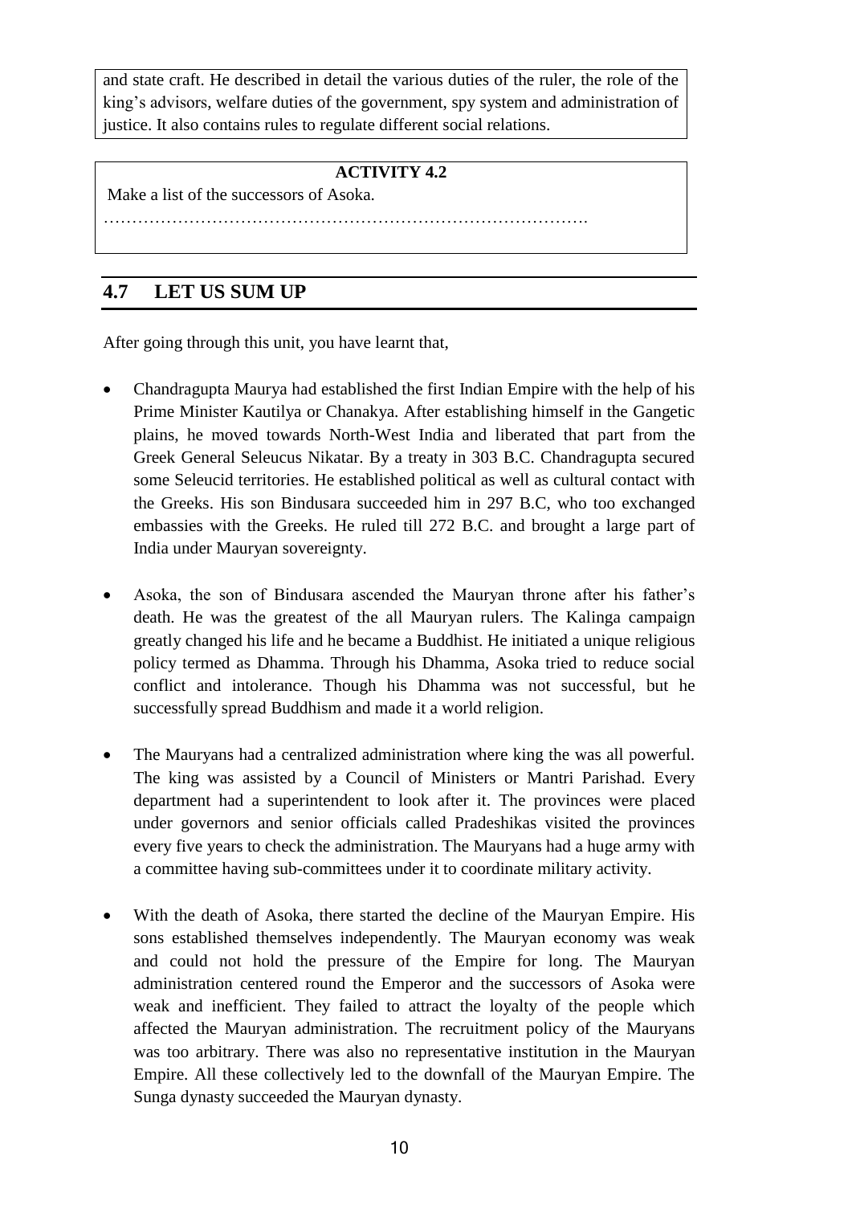and state craft. He described in detail the various duties of the ruler, the role of the king's advisors, welfare duties of the government, spy system and administration of justice. It also contains rules to regulate different social relations.

**ACTIVITY 4.2**

Make a list of the successors of Asoka.

…………………………………………………………………………….

## 4.7 LET US SUM UP

After going through this unit, you have learnt that,

- Chandragupta Maurya had established the first Indian Empire with the help of his Prime Minister Kautilya or Chanakya. After establishing himself in the Gangetic plains, he moved towards North-West India and liberated that part from the Greek General Seleucus Nikatar. By a treaty in 303 B.C. Chandragupta secured some Seleucid territories. He established political as well as cultural contact with the Greeks. His son Bindusara succeeded him in 297 B.C, who too exchanged embassies with the Greeks. He ruled till 272 B.C. and brought a large part of India under Mauryan sovereignty.

- Asoka, the son of Bindusara ascended the Mauryan throne after his father's death. He was the greatest of the all Mauryan rulers. The Kalinga campaign greatly changed his life and he became a Buddhist. He initiated a unique religious policy termed as Dhamma. Through his Dhamma, Asoka tried to reduce social conflict and intolerance. Though his Dhamma was not successful, but he successfully spread Buddhism and made it a world religion.

- The Mauryans had a centralized administration where king the was all powerful. The king was assisted by a Council of Ministers or Mantri Parishad. Every department had a superintendent to look after it. The provinces were placed under governors and senior officials called Pradeshikas visited the provinces every five years to check the administration. The Mauryans had a huge army with a committee having sub-committees under it to coordinate military activity.

- With the death of Asoka, there started the decline of the Mauryan Empire. His sons established themselves independently. The Mauryan economy was weak and could not hold the pressure of the Empire for long. The Mauryan administration centered round the Emperor and the successors of Asoka were weak and inefficient. They failed to attract the loyalty of the people which affected the Mauryan administration. The recruitment policy of the Mauryans was too arbitrary. There was also no representative institution in the Mauryan Empire. All these collectively led to the downfall of the Mauryan Empire. The Sunga dynasty succeeded the Mauryan dynasty.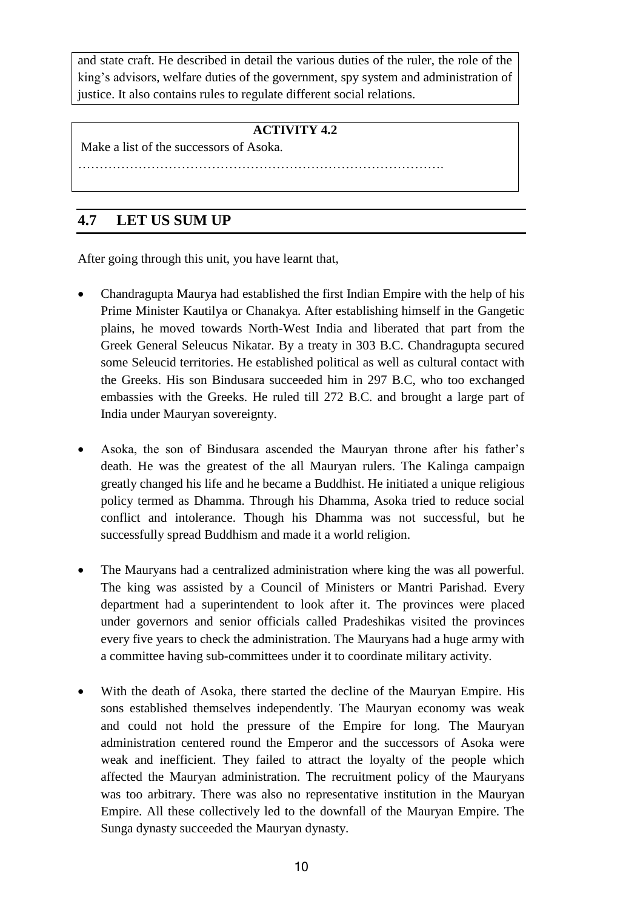and state craft. He described in detail the various duties of the ruler, the role of the king's advisors, welfare duties of the government, spy system and administration of justice. It also contains rules to regulate different social relations.

**ACTIVITY 4.2**

Make a list of the successors of Asoka.

…………………………………………………………………………….

## 4.7 LET US SUM UP

After going through this unit, you have learnt that,

- Chandragupta Maurya had established the first Indian Empire with the help of his Prime Minister Kautilya or Chanakya. After establishing himself in the Gangetic plains, he moved towards North-West India and liberated that part from the Greek General Seleucus Nikatar. By a treaty in 303 B.C. Chandragupta secured some Seleucid territories. He established political as well as cultural contact with the Greeks. His son Bindusara succeeded him in 297 B.C, who too exchanged embassies with the Greeks. He ruled till 272 B.C. and brought a large part of India under Mauryan sovereignty.

- Asoka, the son of Bindusara ascended the Mauryan throne after his father's death. He was the greatest of the all Mauryan rulers. The Kalinga campaign greatly changed his life and he became a Buddhist. He initiated a unique religious policy termed as Dhamma. Through his Dhamma, Asoka tried to reduce social conflict and intolerance. Though his Dhamma was not successful, but he successfully spread Buddhism and made it a world religion.

- The Mauryans had a centralized administration where king the was all powerful. The king was assisted by a Council of Ministers or Mantri Parishad. Every department had a superintendent to look after it. The provinces were placed under governors and senior officials called Pradeshikas visited the provinces every five years to check the administration. The Mauryans had a huge army with a committee having sub-committees under it to coordinate military activity.

- With the death of Asoka, there started the decline of the Mauryan Empire. His sons established themselves independently. The Mauryan economy was weak and could not hold the pressure of the Empire for long. The Mauryan administration centered round the Emperor and the successors of Asoka were weak and inefficient. They failed to attract the loyalty of the people which affected the Mauryan administration. The recruitment policy of the Mauryans was too arbitrary. There was also no representative institution in the Mauryan Empire. All these collectively led to the downfall of the Mauryan Empire. The Sunga dynasty succeeded the Mauryan dynasty.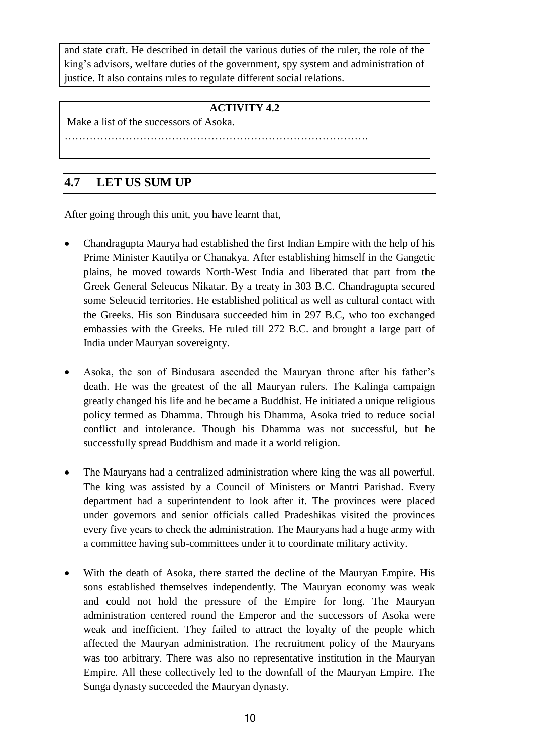and state craft. He described in detail the various duties of the ruler, the role of the king's advisors, welfare duties of the government, spy system and administration of justice. It also contains rules to regulate different social relations.

**ACTIVITY 4.2**

Make a list of the successors of Asoka.

……………………………………………………………………………

## 4.7 LET US SUM UP

After going through this unit, you have learnt that,

- Chandragupta Maurya had established the first Indian Empire with the help of his Prime Minister Kautilya or Chanakya. After establishing himself in the Gangetic plains, he moved towards North-West India and liberated that part from the Greek General Seleucus Nikatar. By a treaty in 303 B.C. Chandragupta secured some Seleucid territories. He established political as well as cultural contact with the Greeks. His son Bindusara succeeded him in 297 B.C, who too exchanged embassies with the Greeks. He ruled till 272 B.C. and brought a large part of India under Mauryan sovereignty.

- Asoka, the son of Bindusara ascended the Mauryan throne after his father's death. He was the greatest of the all Mauryan rulers. The Kalinga campaign greatly changed his life and he became a Buddhist. He initiated a unique religious policy termed as Dhamma. Through his Dhamma, Asoka tried to reduce social conflict and intolerance. Though his Dhamma was not successful, but he successfully spread Buddhism and made it a world religion.

- The Mauryans had a centralized administration where king the was all powerful. The king was assisted by a Council of Ministers or Mantri Parishad. Every department had a superintendent to look after it. The provinces were placed under governors and senior officials called Pradeshikas visited the provinces every five years to check the administration. The Mauryans had a huge army with a committee having sub-committees under it to coordinate military activity.

- With the death of Asoka, there started the decline of the Mauryan Empire. His sons established themselves independently. The Mauryan economy was weak and could not hold the pressure of the Empire for long. The Mauryan administration centered round the Emperor and the successors of Asoka were weak and inefficient. They failed to attract the loyalty of the people which affected the Mauryan administration. The recruitment policy of the Mauryans was too arbitrary. There was also no representative institution in the Mauryan Empire. All these collectively led to the downfall of the Mauryan Empire. The Sunga dynasty succeeded the Mauryan dynasty.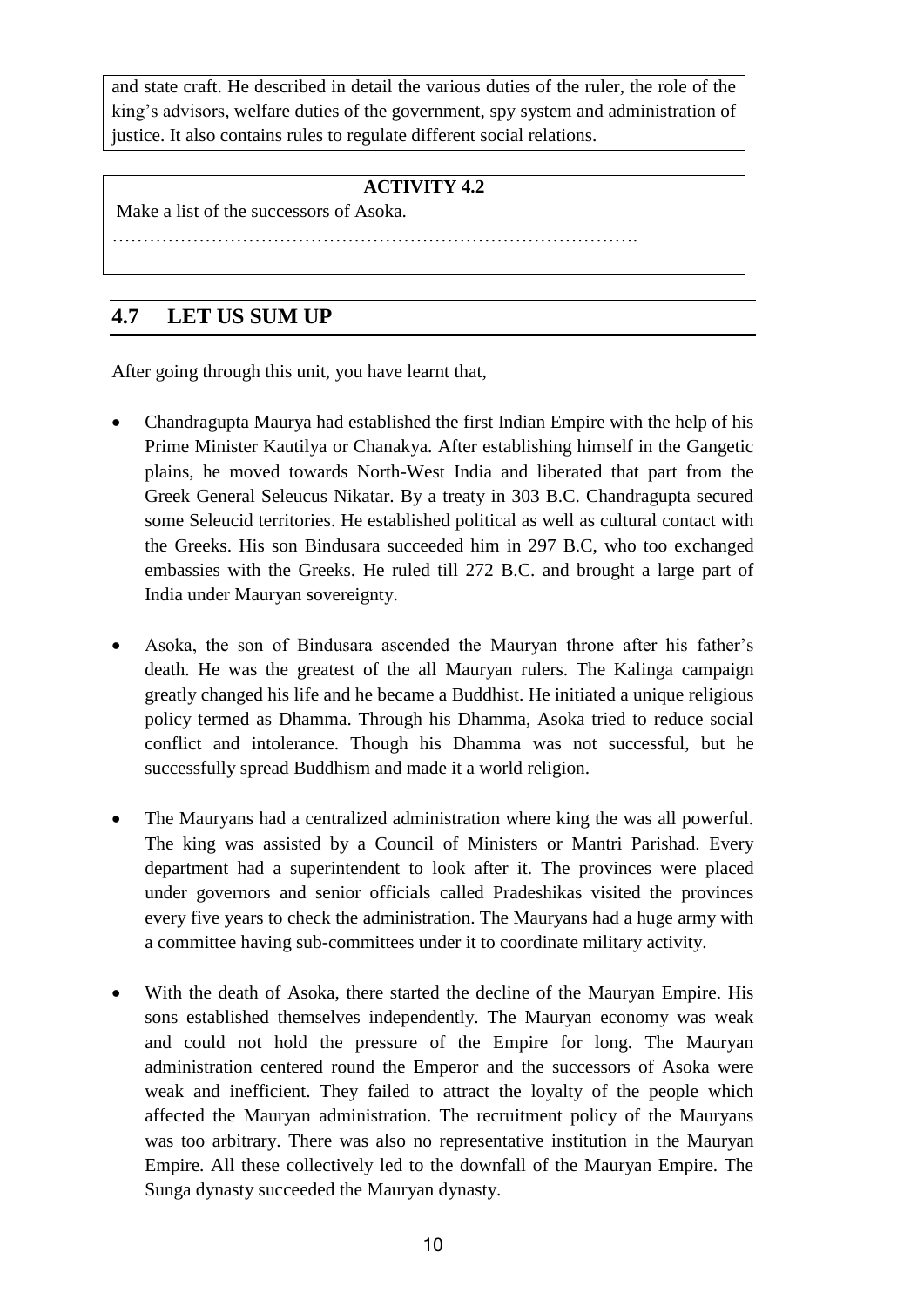and state craft. He described in detail the various duties of the ruler, the role of the king's advisors, welfare duties of the government, spy system and administration of justice. It also contains rules to regulate different social relations.

**ACTIVITY 4.2**

Make a list of the successors of Asoka.

……………………………………………………………………………

## 4.7 LET US SUM UP

After going through this unit, you have learnt that,

- Chandragupta Maurya had established the first Indian Empire with the help of his Prime Minister Kautilya or Chanakya. After establishing himself in the Gangetic plains, he moved towards North-West India and liberated that part from the Greek General Seleucus Nikatar. By a treaty in 303 B.C. Chandragupta secured some Seleucid territories. He established political as well as cultural contact with the Greeks. His son Bindusara succeeded him in 297 B.C, who too exchanged embassies with the Greeks. He ruled till 272 B.C. and brought a large part of India under Mauryan sovereignty.

- Asoka, the son of Bindusara ascended the Mauryan throne after his father's death. He was the greatest of the all Mauryan rulers. The Kalinga campaign greatly changed his life and he became a Buddhist. He initiated a unique religious policy termed as Dhamma. Through his Dhamma, Asoka tried to reduce social conflict and intolerance. Though his Dhamma was not successful, but he successfully spread Buddhism and made it a world religion.

- The Mauryans had a centralized administration where king the was all powerful. The king was assisted by a Council of Ministers or Mantri Parishad. Every department had a superintendent to look after it. The provinces were placed under governors and senior officials called Pradeshikas visited the provinces every five years to check the administration. The Mauryans had a huge army with a committee having sub-committees under it to coordinate military activity.

- With the death of Asoka, there started the decline of the Mauryan Empire. His sons established themselves independently. The Mauryan economy was weak and could not hold the pressure of the Empire for long. The Mauryan administration centered round the Emperor and the successors of Asoka were weak and inefficient. They failed to attract the loyalty of the people which affected the Mauryan administration. The recruitment policy of the Mauryans was too arbitrary. There was also no representative institution in the Mauryan Empire. All these collectively led to the downfall of the Mauryan Empire. The Sunga dynasty succeeded the Mauryan dynasty.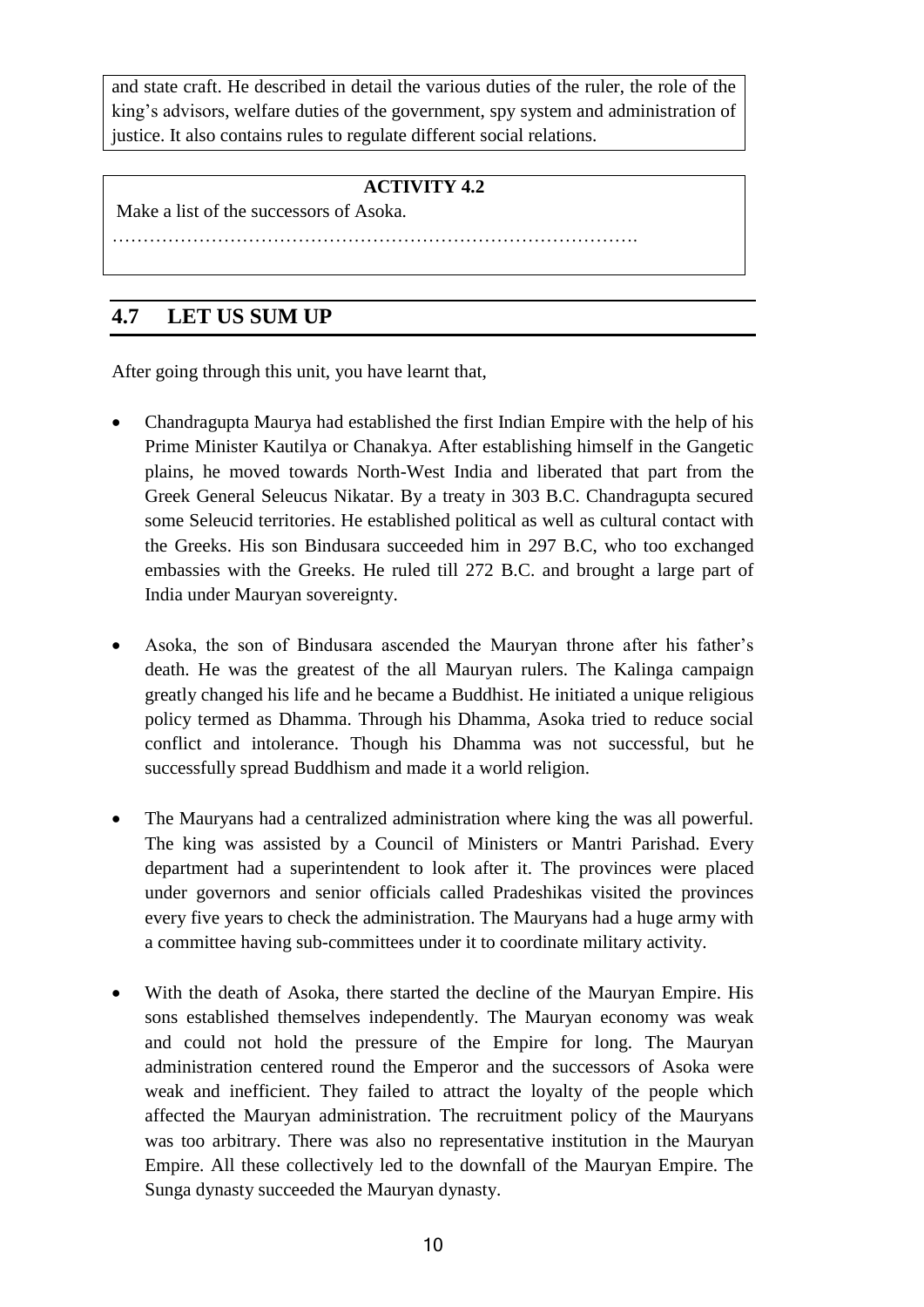and state craft. He described in detail the various duties of the ruler, the role of the king's advisors, welfare duties of the government, spy system and administration of justice. It also contains rules to regulate different social relations.

**ACTIVITY 4.2**

Make a list of the successors of Asoka.

…………………………………………………………………………….

## 4.7 LET US SUM UP

After going through this unit, you have learnt that,

- Chandragupta Maurya had established the first Indian Empire with the help of his Prime Minister Kautilya or Chanakya. After establishing himself in the Gangetic plains, he moved towards North-West India and liberated that part from the Greek General Seleucus Nikatar. By a treaty in 303 B.C. Chandragupta secured some Seleucid territories. He established political as well as cultural contact with the Greeks. His son Bindusara succeeded him in 297 B.C, who too exchanged embassies with the Greeks. He ruled till 272 B.C. and brought a large part of India under Mauryan sovereignty.

- Asoka, the son of Bindusara ascended the Mauryan throne after his father's death. He was the greatest of the all Mauryan rulers. The Kalinga campaign greatly changed his life and he became a Buddhist. He initiated a unique religious policy termed as Dhamma. Through his Dhamma, Asoka tried to reduce social conflict and intolerance. Though his Dhamma was not successful, but he successfully spread Buddhism and made it a world religion.

- The Mauryans had a centralized administration where king the was all powerful. The king was assisted by a Council of Ministers or Mantri Parishad. Every department had a superintendent to look after it. The provinces were placed under governors and senior officials called Pradeshikas visited the provinces every five years to check the administration. The Mauryans had a huge army with a committee having sub-committees under it to coordinate military activity.

- With the death of Asoka, there started the decline of the Mauryan Empire. His sons established themselves independently. The Mauryan economy was weak and could not hold the pressure of the Empire for long. The Mauryan administration centered round the Emperor and the successors of Asoka were weak and inefficient. They failed to attract the loyalty of the people which affected the Mauryan administration. The recruitment policy of the Mauryans was too arbitrary. There was also no representative institution in the Mauryan Empire. All these collectively led to the downfall of the Mauryan Empire. The Sunga dynasty succeeded the Mauryan dynasty.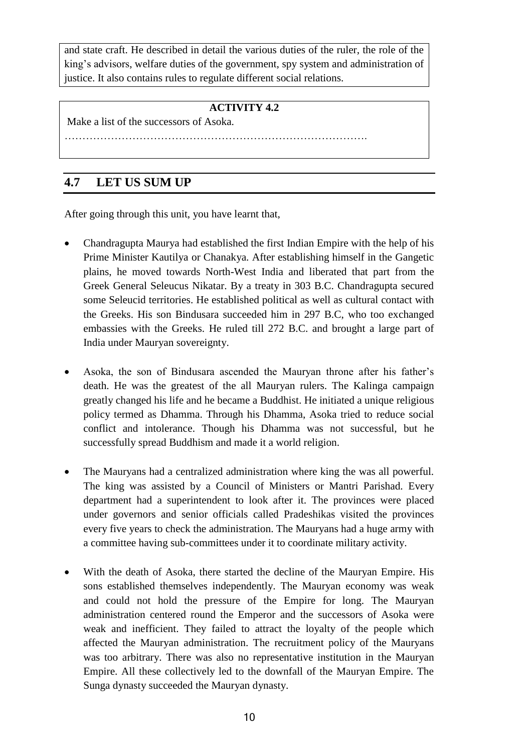and state craft. He described in detail the various duties of the ruler, the role of the king's advisors, welfare duties of the government, spy system and administration of justice. It also contains rules to regulate different social relations.

**ACTIVITY 4.2**

Make a list of the successors of Asoka.

…………………………………………………………………………….

## 4.7 LET US SUM UP

After going through this unit, you have learnt that,

- Chandragupta Maurya had established the first Indian Empire with the help of his Prime Minister Kautilya or Chanakya. After establishing himself in the Gangetic plains, he moved towards North-West India and liberated that part from the Greek General Seleucus Nikatar. By a treaty in 303 B.C. Chandragupta secured some Seleucid territories. He established political as well as cultural contact with the Greeks. His son Bindusara succeeded him in 297 B.C, who too exchanged embassies with the Greeks. He ruled till 272 B.C. and brought a large part of India under Mauryan sovereignty.

- Asoka, the son of Bindusara ascended the Mauryan throne after his father's death. He was the greatest of the all Mauryan rulers. The Kalinga campaign greatly changed his life and he became a Buddhist. He initiated a unique religious policy termed as Dhamma. Through his Dhamma, Asoka tried to reduce social conflict and intolerance. Though his Dhamma was not successful, but he successfully spread Buddhism and made it a world religion.

- The Mauryans had a centralized administration where king the was all powerful. The king was assisted by a Council of Ministers or Mantri Parishad. Every department had a superintendent to look after it. The provinces were placed under governors and senior officials called Pradeshikas visited the provinces every five years to check the administration. The Mauryans had a huge army with a committee having sub-committees under it to coordinate military activity.

- With the death of Asoka, there started the decline of the Mauryan Empire. His sons established themselves independently. The Mauryan economy was weak and could not hold the pressure of the Empire for long. The Mauryan administration centered round the Emperor and the successors of Asoka were weak and inefficient. They failed to attract the loyalty of the people which affected the Mauryan administration. The recruitment policy of the Mauryans was too arbitrary. There was also no representative institution in the Mauryan Empire. All these collectively led to the downfall of the Mauryan Empire. The Sunga dynasty succeeded the Mauryan dynasty.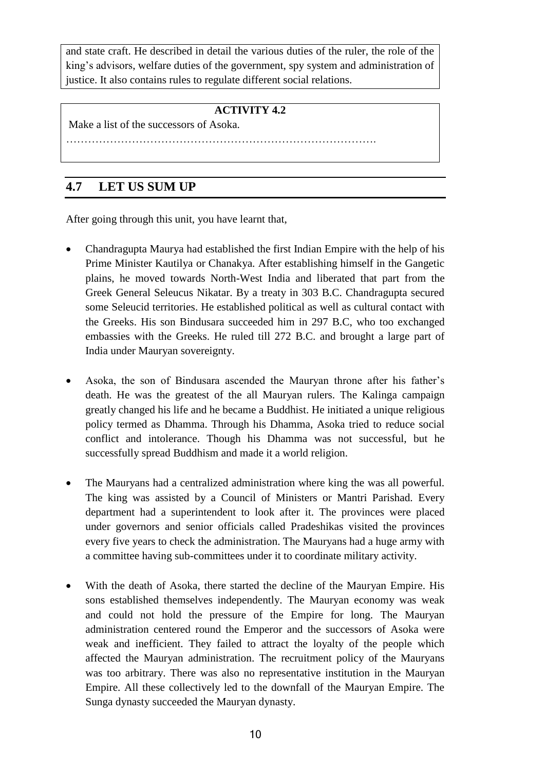and state craft. He described in detail the various duties of the ruler, the role of the king's advisors, welfare duties of the government, spy system and administration of justice. It also contains rules to regulate different social relations.

**ACTIVITY 4.2**

Make a list of the successors of Asoka.

…………………………………………………………………………….

## 4.7 LET US SUM UP

After going through this unit, you have learnt that,

- Chandragupta Maurya had established the first Indian Empire with the help of his Prime Minister Kautilya or Chanakya. After establishing himself in the Gangetic plains, he moved towards North-West India and liberated that part from the Greek General Seleucus Nikatar. By a treaty in 303 B.C. Chandragupta secured some Seleucid territories. He established political as well as cultural contact with the Greeks. His son Bindusara succeeded him in 297 B.C, who too exchanged embassies with the Greeks. He ruled till 272 B.C. and brought a large part of India under Mauryan sovereignty.

- Asoka, the son of Bindusara ascended the Mauryan throne after his father's death. He was the greatest of the all Mauryan rulers. The Kalinga campaign greatly changed his life and he became a Buddhist. He initiated a unique religious policy termed as Dhamma. Through his Dhamma, Asoka tried to reduce social conflict and intolerance. Though his Dhamma was not successful, but he successfully spread Buddhism and made it a world religion.

- The Mauryans had a centralized administration where king the was all powerful. The king was assisted by a Council of Ministers or Mantri Parishad. Every department had a superintendent to look after it. The provinces were placed under governors and senior officials called Pradeshikas visited the provinces every five years to check the administration. The Mauryans had a huge army with a committee having sub-committees under it to coordinate military activity.

- With the death of Asoka, there started the decline of the Mauryan Empire. His sons established themselves independently. The Mauryan economy was weak and could not hold the pressure of the Empire for long. The Mauryan administration centered round the Emperor and the successors of Asoka were weak and inefficient. They failed to attract the loyalty of the people which affected the Mauryan administration. The recruitment policy of the Mauryans was too arbitrary. There was also no representative institution in the Mauryan Empire. All these collectively led to the downfall of the Mauryan Empire. The Sunga dynasty succeeded the Mauryan dynasty.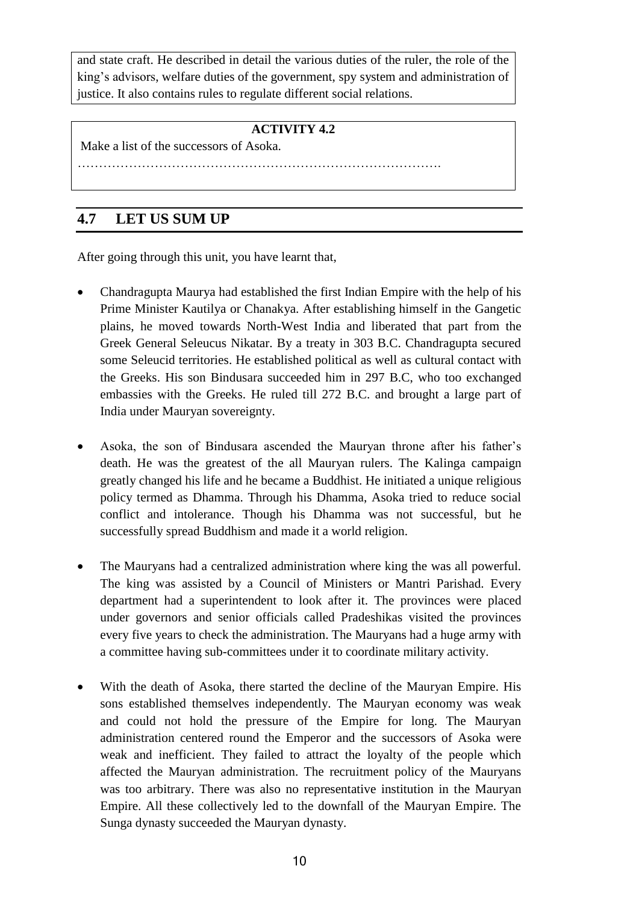and state craft. He described in detail the various duties of the ruler, the role of the king's advisors, welfare duties of the government, spy system and administration of justice. It also contains rules to regulate different social relations.

**ACTIVITY 4.2**

Make a list of the successors of Asoka.

…………………………………………………………………………….

## 4.7 LET US SUM UP

After going through this unit, you have learnt that,

- Chandragupta Maurya had established the first Indian Empire with the help of his Prime Minister Kautilya or Chanakya. After establishing himself in the Gangetic plains, he moved towards North-West India and liberated that part from the Greek General Seleucus Nikatar. By a treaty in 303 B.C. Chandragupta secured some Seleucid territories. He established political as well as cultural contact with the Greeks. His son Bindusara succeeded him in 297 B.C, who too exchanged embassies with the Greeks. He ruled till 272 B.C. and brought a large part of India under Mauryan sovereignty.

- Asoka, the son of Bindusara ascended the Mauryan throne after his father's death. He was the greatest of the all Mauryan rulers. The Kalinga campaign greatly changed his life and he became a Buddhist. He initiated a unique religious policy termed as Dhamma. Through his Dhamma, Asoka tried to reduce social conflict and intolerance. Though his Dhamma was not successful, but he successfully spread Buddhism and made it a world religion.

- The Mauryans had a centralized administration where king the was all powerful. The king was assisted by a Council of Ministers or Mantri Parishad. Every department had a superintendent to look after it. The provinces were placed under governors and senior officials called Pradeshikas visited the provinces every five years to check the administration. The Mauryans had a huge army with a committee having sub-committees under it to coordinate military activity.

- With the death of Asoka, there started the decline of the Mauryan Empire. His sons established themselves independently. The Mauryan economy was weak and could not hold the pressure of the Empire for long. The Mauryan administration centered round the Emperor and the successors of Asoka were weak and inefficient. They failed to attract the loyalty of the people which affected the Mauryan administration. The recruitment policy of the Mauryans was too arbitrary. There was also no representative institution in the Mauryan Empire. All these collectively led to the downfall of the Mauryan Empire. The Sunga dynasty succeeded the Mauryan dynasty.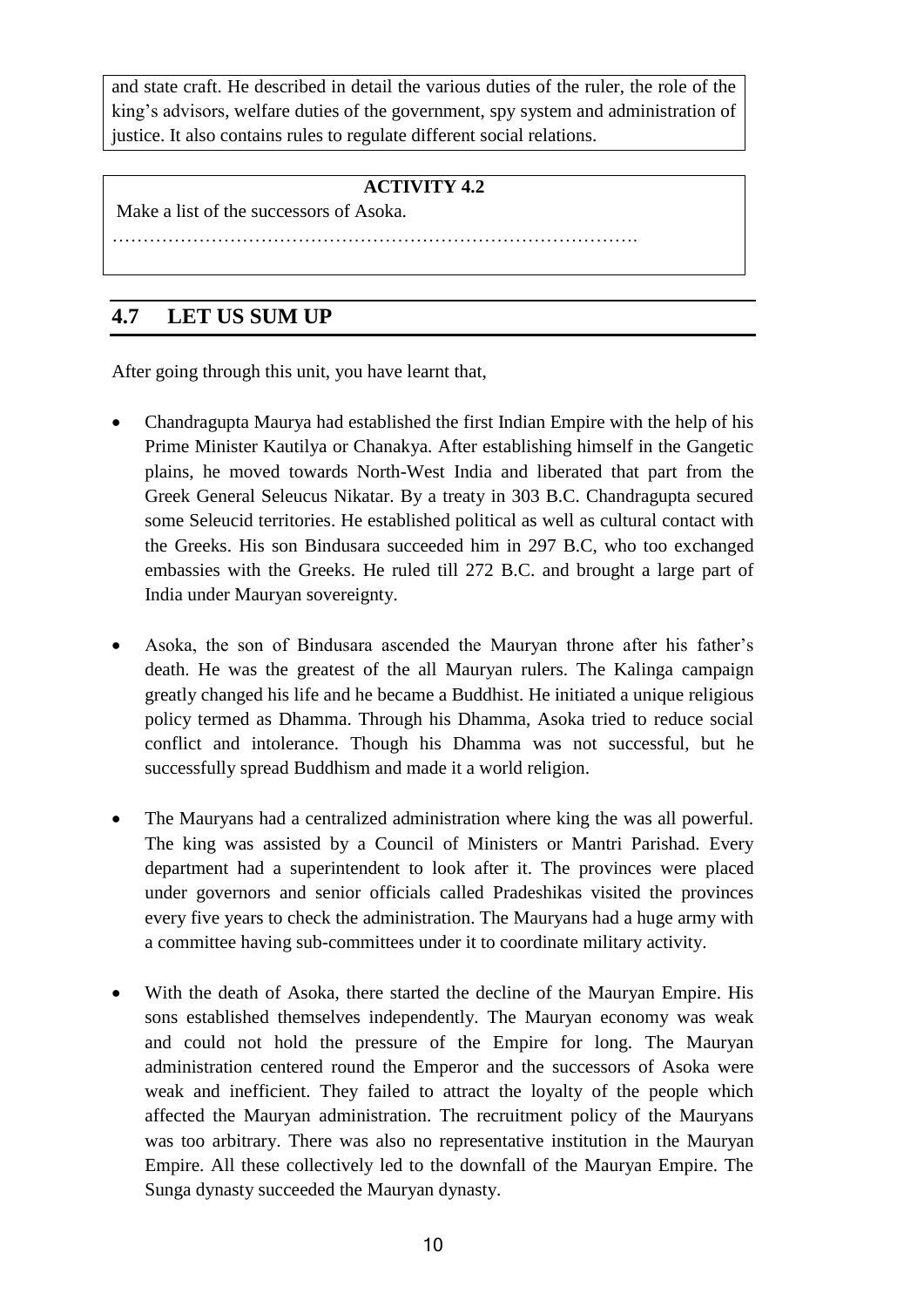and state craft. He described in detail the various duties of the ruler, the role of the king's advisors, welfare duties of the government, spy system and administration of justice. It also contains rules to regulate different social relations.

**ACTIVITY 4.2**

Make a list of the successors of Asoka.

…………………………………………………………………………….

## 4.7 LET US SUM UP

After going through this unit, you have learnt that,

- Chandragupta Maurya had established the first Indian Empire with the help of his Prime Minister Kautilya or Chanakya. After establishing himself in the Gangetic plains, he moved towards North-West India and liberated that part from the Greek General Seleucus Nikatar. By a treaty in 303 B.C. Chandragupta secured some Seleucid territories. He established political as well as cultural contact with the Greeks. His son Bindusara succeeded him in 297 B.C, who too exchanged embassies with the Greeks. He ruled till 272 B.C. and brought a large part of India under Mauryan sovereignty.

- Asoka, the son of Bindusara ascended the Mauryan throne after his father's death. He was the greatest of the all Mauryan rulers. The Kalinga campaign greatly changed his life and he became a Buddhist. He initiated a unique religious policy termed as Dhamma. Through his Dhamma, Asoka tried to reduce social conflict and intolerance. Though his Dhamma was not successful, but he successfully spread Buddhism and made it a world religion.

- The Mauryans had a centralized administration where king the was all powerful. The king was assisted by a Council of Ministers or Mantri Parishad. Every department had a superintendent to look after it. The provinces were placed under governors and senior officials called Pradeshikas visited the provinces every five years to check the administration. The Mauryans had a huge army with a committee having sub-committees under it to coordinate military activity.

- With the death of Asoka, there started the decline of the Mauryan Empire. His sons established themselves independently. The Mauryan economy was weak and could not hold the pressure of the Empire for long. The Mauryan administration centered round the Emperor and the successors of Asoka were weak and inefficient. They failed to attract the loyalty of the people which affected the Mauryan administration. The recruitment policy of the Mauryans was too arbitrary. There was also no representative institution in the Mauryan Empire. All these collectively led to the downfall of the Mauryan Empire. The Sunga dynasty succeeded the Mauryan dynasty.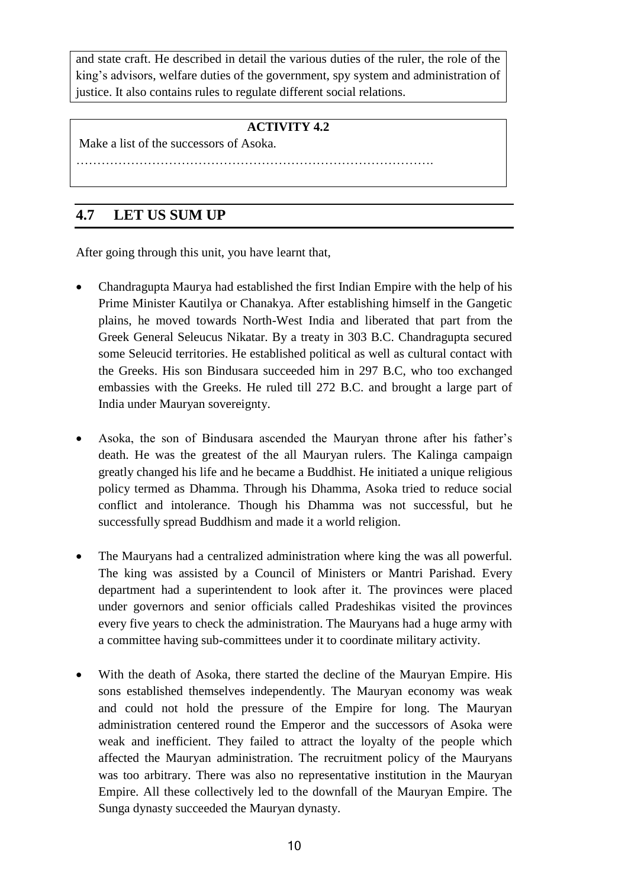and state craft. He described in detail the various duties of the ruler, the role of the king's advisors, welfare duties of the government, spy system and administration of justice. It also contains rules to regulate different social relations.

**ACTIVITY 4.2**

Make a list of the successors of Asoka.

…………………………………………………………………………….

## 4.7 LET US SUM UP

After going through this unit, you have learnt that,

- Chandragupta Maurya had established the first Indian Empire with the help of his Prime Minister Kautilya or Chanakya. After establishing himself in the Gangetic plains, he moved towards North-West India and liberated that part from the Greek General Seleucus Nikatar. By a treaty in 303 B.C. Chandragupta secured some Seleucid territories. He established political as well as cultural contact with the Greeks. His son Bindusara succeeded him in 297 B.C, who too exchanged embassies with the Greeks. He ruled till 272 B.C. and brought a large part of India under Mauryan sovereignty.

- Asoka, the son of Bindusara ascended the Mauryan throne after his father's death. He was the greatest of the all Mauryan rulers. The Kalinga campaign greatly changed his life and he became a Buddhist. He initiated a unique religious policy termed as Dhamma. Through his Dhamma, Asoka tried to reduce social conflict and intolerance. Though his Dhamma was not successful, but he successfully spread Buddhism and made it a world religion.

- The Mauryans had a centralized administration where king the was all powerful. The king was assisted by a Council of Ministers or Mantri Parishad. Every department had a superintendent to look after it. The provinces were placed under governors and senior officials called Pradeshikas visited the provinces every five years to check the administration. The Mauryans had a huge army with a committee having sub-committees under it to coordinate military activity.

- With the death of Asoka, there started the decline of the Mauryan Empire. His sons established themselves independently. The Mauryan economy was weak and could not hold the pressure of the Empire for long. The Mauryan administration centered round the Emperor and the successors of Asoka were weak and inefficient. They failed to attract the loyalty of the people which affected the Mauryan administration. The recruitment policy of the Mauryans was too arbitrary. There was also no representative institution in the Mauryan Empire. All these collectively led to the downfall of the Mauryan Empire. The Sunga dynasty succeeded the Mauryan dynasty.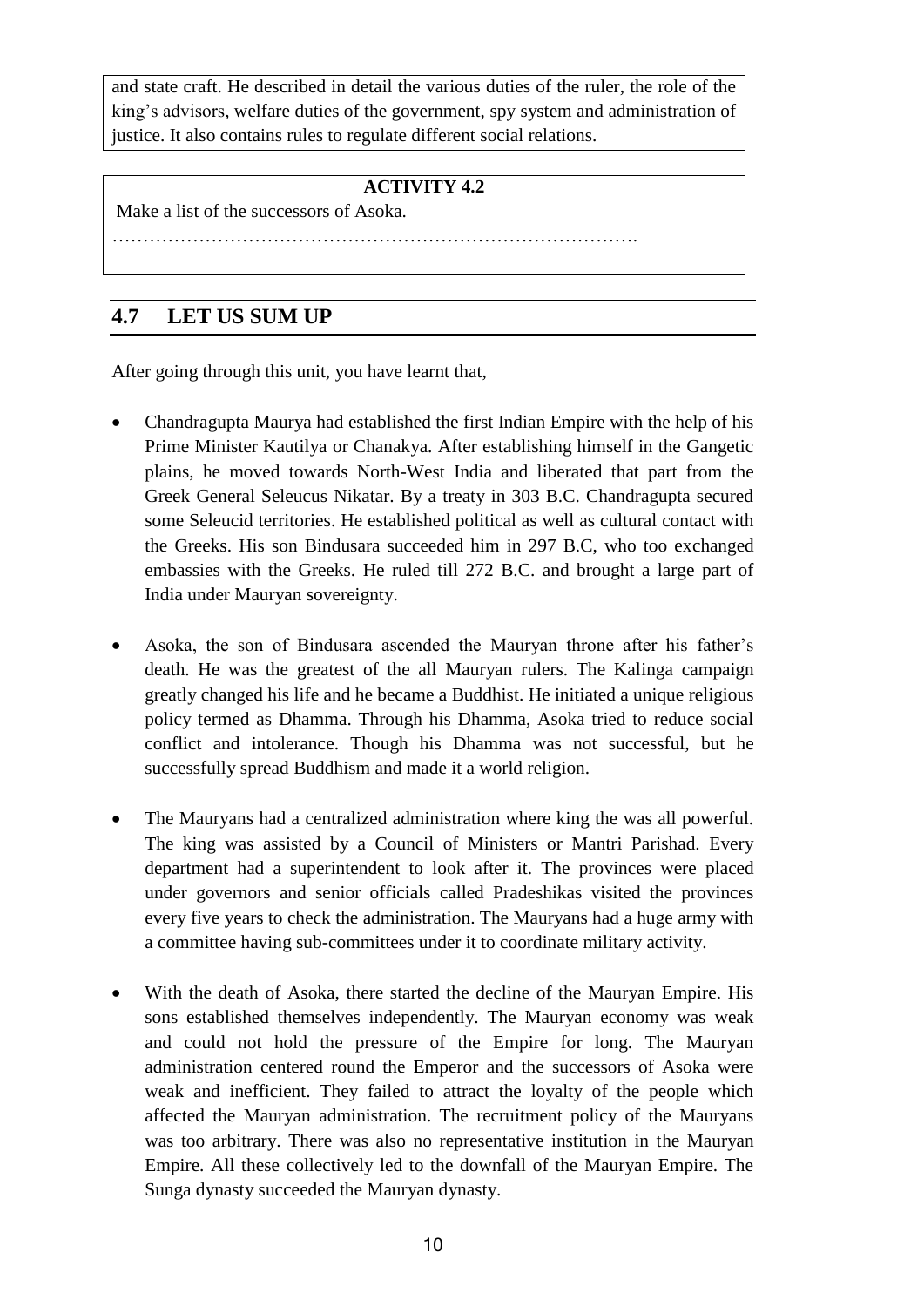and state craft. He described in detail the various duties of the ruler, the role of the king's advisors, welfare duties of the government, spy system and administration of justice. It also contains rules to regulate different social relations.

**ACTIVITY 4.2**

Make a list of the successors of Asoka.

…………………………………………………………………………….

## 4.7 LET US SUM UP

After going through this unit, you have learnt that,

- Chandragupta Maurya had established the first Indian Empire with the help of his Prime Minister Kautilya or Chanakya. After establishing himself in the Gangetic plains, he moved towards North-West India and liberated that part from the Greek General Seleucus Nikatar. By a treaty in 303 B.C. Chandragupta secured some Seleucid territories. He established political as well as cultural contact with the Greeks. His son Bindusara succeeded him in 297 B.C, who too exchanged embassies with the Greeks. He ruled till 272 B.C. and brought a large part of India under Mauryan sovereignty.

- Asoka, the son of Bindusara ascended the Mauryan throne after his father's death. He was the greatest of the all Mauryan rulers. The Kalinga campaign greatly changed his life and he became a Buddhist. He initiated a unique religious policy termed as Dhamma. Through his Dhamma, Asoka tried to reduce social conflict and intolerance. Though his Dhamma was not successful, but he successfully spread Buddhism and made it a world religion.

- The Mauryans had a centralized administration where king the was all powerful. The king was assisted by a Council of Ministers or Mantri Parishad. Every department had a superintendent to look after it. The provinces were placed under governors and senior officials called Pradeshikas visited the provinces every five years to check the administration. The Mauryans had a huge army with a committee having sub-committees under it to coordinate military activity.

- With the death of Asoka, there started the decline of the Mauryan Empire. His sons established themselves independently. The Mauryan economy was weak and could not hold the pressure of the Empire for long. The Mauryan administration centered round the Emperor and the successors of Asoka were weak and inefficient. They failed to attract the loyalty of the people which affected the Mauryan administration. The recruitment policy of the Mauryans was too arbitrary. There was also no representative institution in the Mauryan Empire. All these collectively led to the downfall of the Mauryan Empire. The Sunga dynasty succeeded the Mauryan dynasty.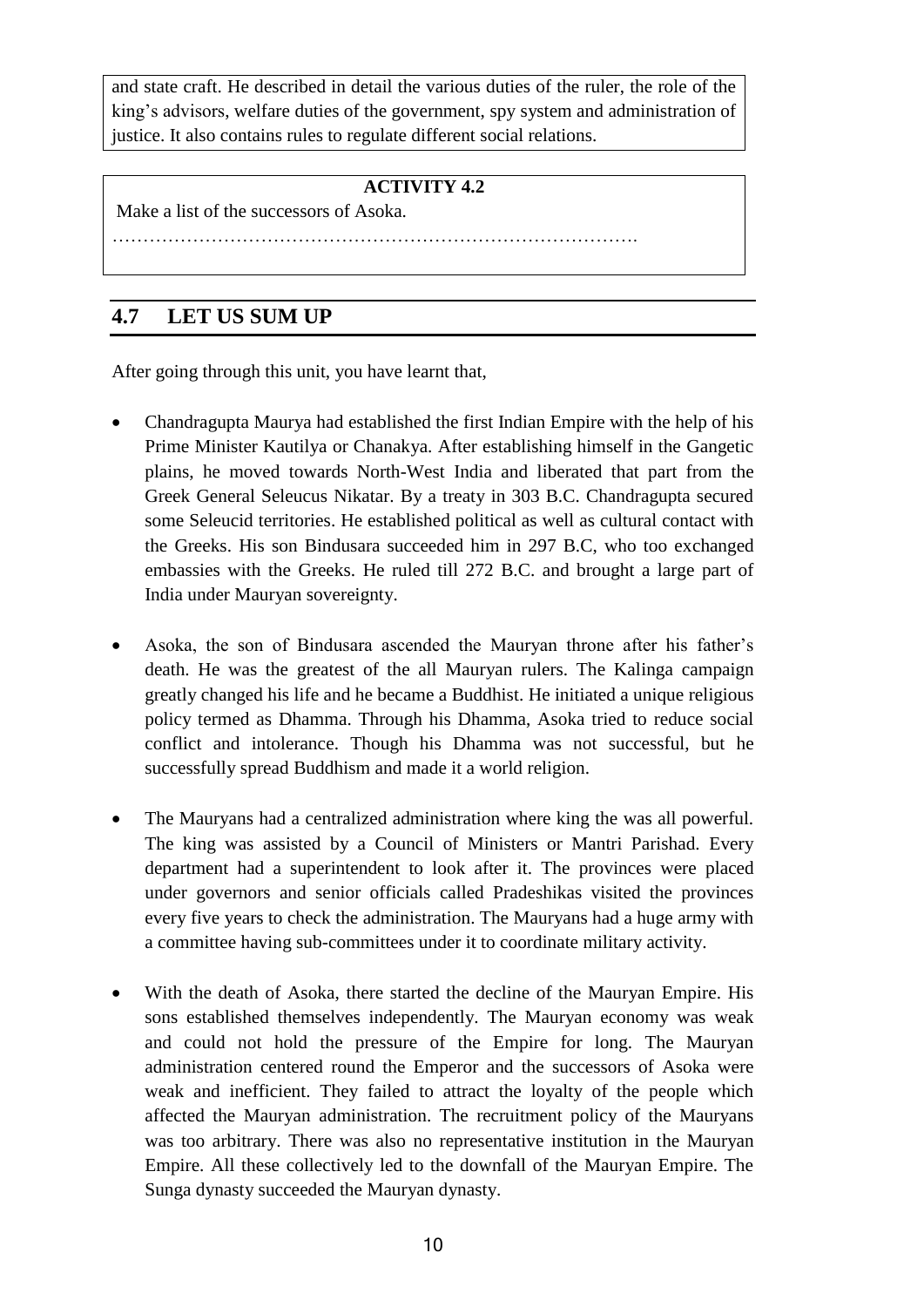and state craft. He described in detail the various duties of the ruler, the role of the king's advisors, welfare duties of the government, spy system and administration of justice. It also contains rules to regulate different social relations.

**ACTIVITY 4.2**

Make a list of the successors of Asoka.

…………………………………………………………………………….

## 4.7 LET US SUM UP

After going through this unit, you have learnt that,

- Chandragupta Maurya had established the first Indian Empire with the help of his Prime Minister Kautilya or Chanakya. After establishing himself in the Gangetic plains, he moved towards North-West India and liberated that part from the Greek General Seleucus Nikatar. By a treaty in 303 B.C. Chandragupta secured some Seleucid territories. He established political as well as cultural contact with the Greeks. His son Bindusara succeeded him in 297 B.C, who too exchanged embassies with the Greeks. He ruled till 272 B.C. and brought a large part of India under Mauryan sovereignty.

- Asoka, the son of Bindusara ascended the Mauryan throne after his father's death. He was the greatest of the all Mauryan rulers. The Kalinga campaign greatly changed his life and he became a Buddhist. He initiated a unique religious policy termed as Dhamma. Through his Dhamma, Asoka tried to reduce social conflict and intolerance. Though his Dhamma was not successful, but he successfully spread Buddhism and made it a world religion.

- The Mauryans had a centralized administration where king the was all powerful. The king was assisted by a Council of Ministers or Mantri Parishad. Every department had a superintendent to look after it. The provinces were placed under governors and senior officials called Pradeshikas visited the provinces every five years to check the administration. The Mauryans had a huge army with a committee having sub-committees under it to coordinate military activity.

- With the death of Asoka, there started the decline of the Mauryan Empire. His sons established themselves independently. The Mauryan economy was weak and could not hold the pressure of the Empire for long. The Mauryan administration centered round the Emperor and the successors of Asoka were weak and inefficient. They failed to attract the loyalty of the people which affected the Mauryan administration. The recruitment policy of the Mauryans was too arbitrary. There was also no representative institution in the Mauryan Empire. All these collectively led to the downfall of the Mauryan Empire. The Sunga dynasty succeeded the Mauryan dynasty.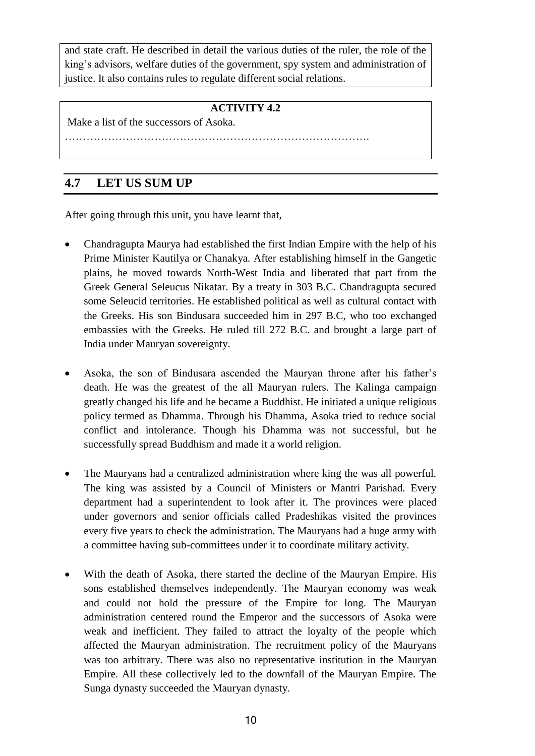and state craft. He described in detail the various duties of the ruler, the role of the king's advisors, welfare duties of the government, spy system and administration of justice. It also contains rules to regulate different social relations.

**ACTIVITY 4.2**

Make a list of the successors of Asoka.

…………………………………………………………………………….

## 4.7 LET US SUM UP

After going through this unit, you have learnt that,

- Chandragupta Maurya had established the first Indian Empire with the help of his Prime Minister Kautilya or Chanakya. After establishing himself in the Gangetic plains, he moved towards North-West India and liberated that part from the Greek General Seleucus Nikatar. By a treaty in 303 B.C. Chandragupta secured some Seleucid territories. He established political as well as cultural contact with the Greeks. His son Bindusara succeeded him in 297 B.C, who too exchanged embassies with the Greeks. He ruled till 272 B.C. and brought a large part of India under Mauryan sovereignty.

- Asoka, the son of Bindusara ascended the Mauryan throne after his father's death. He was the greatest of the all Mauryan rulers. The Kalinga campaign greatly changed his life and he became a Buddhist. He initiated a unique religious policy termed as Dhamma. Through his Dhamma, Asoka tried to reduce social conflict and intolerance. Though his Dhamma was not successful, but he successfully spread Buddhism and made it a world religion.

- The Mauryans had a centralized administration where king the was all powerful. The king was assisted by a Council of Ministers or Mantri Parishad. Every department had a superintendent to look after it. The provinces were placed under governors and senior officials called Pradeshikas visited the provinces every five years to check the administration. The Mauryans had a huge army with a committee having sub-committees under it to coordinate military activity.

- With the death of Asoka, there started the decline of the Mauryan Empire. His sons established themselves independently. The Mauryan economy was weak and could not hold the pressure of the Empire for long. The Mauryan administration centered round the Emperor and the successors of Asoka were weak and inefficient. They failed to attract the loyalty of the people which affected the Mauryan administration. The recruitment policy of the Mauryans was too arbitrary. There was also no representative institution in the Mauryan Empire. All these collectively led to the downfall of the Mauryan Empire. The Sunga dynasty succeeded the Mauryan dynasty.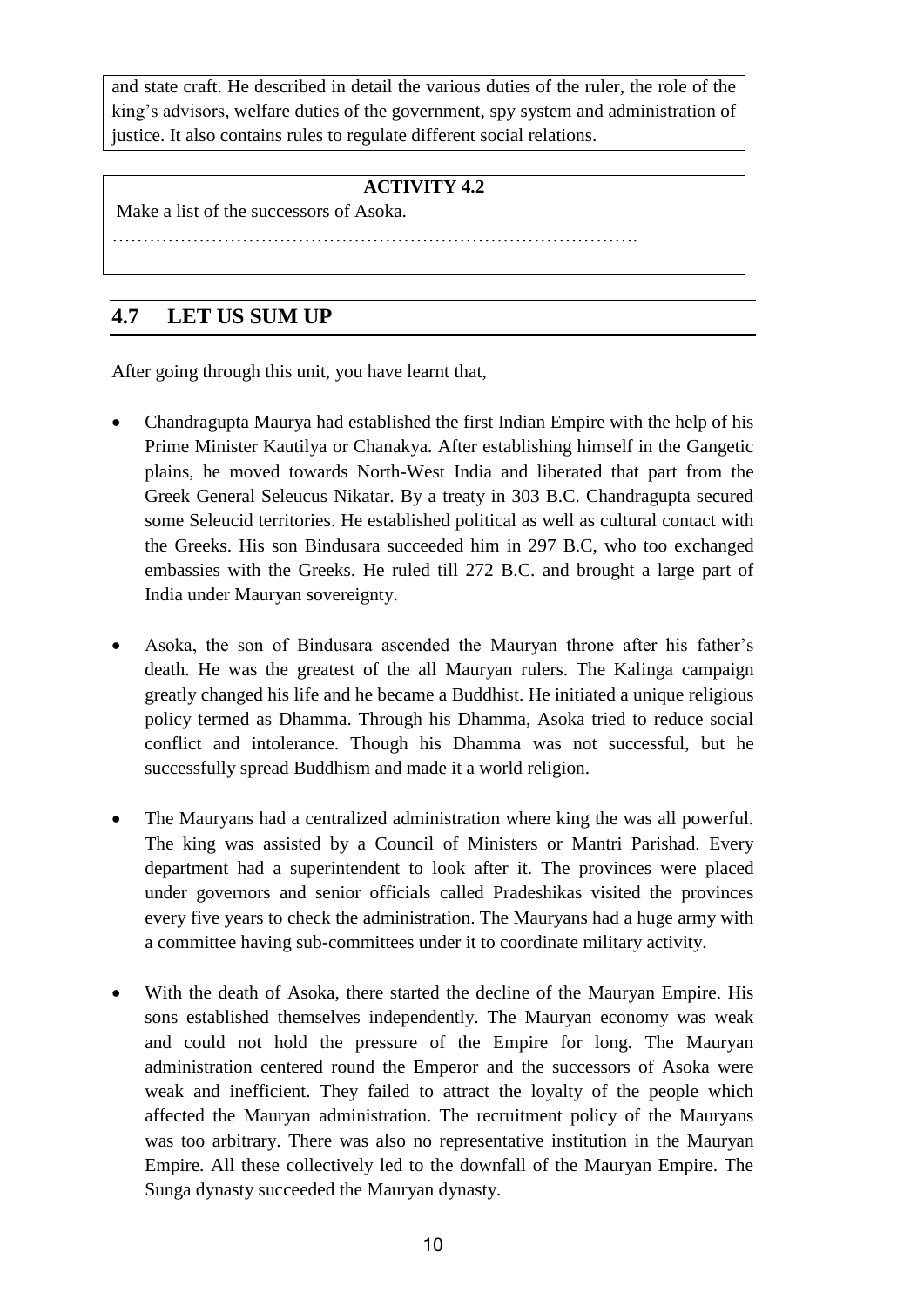and state craft. He described in detail the various duties of the ruler, the role of the king's advisors, welfare duties of the government, spy system and administration of justice. It also contains rules to regulate different social relations.

**ACTIVITY 4.2**

Make a list of the successors of Asoka.

…………………………………………………………………………….

## 4.7 LET US SUM UP

After going through this unit, you have learnt that,

- Chandragupta Maurya had established the first Indian Empire with the help of his Prime Minister Kautilya or Chanakya. After establishing himself in the Gangetic plains, he moved towards North-West India and liberated that part from the Greek General Seleucus Nikatar. By a treaty in 303 B.C. Chandragupta secured some Seleucid territories. He established political as well as cultural contact with the Greeks. His son Bindusara succeeded him in 297 B.C, who too exchanged embassies with the Greeks. He ruled till 272 B.C. and brought a large part of India under Mauryan sovereignty.

- Asoka, the son of Bindusara ascended the Mauryan throne after his father's death. He was the greatest of the all Mauryan rulers. The Kalinga campaign greatly changed his life and he became a Buddhist. He initiated a unique religious policy termed as Dhamma. Through his Dhamma, Asoka tried to reduce social conflict and intolerance. Though his Dhamma was not successful, but he successfully spread Buddhism and made it a world religion.

- The Mauryans had a centralized administration where king the was all powerful. The king was assisted by a Council of Ministers or Mantri Parishad. Every department had a superintendent to look after it. The provinces were placed under governors and senior officials called Pradeshikas visited the provinces every five years to check the administration. The Mauryans had a huge army with a committee having sub-committees under it to coordinate military activity.

- With the death of Asoka, there started the decline of the Mauryan Empire. His sons established themselves independently. The Mauryan economy was weak and could not hold the pressure of the Empire for long. The Mauryan administration centered round the Emperor and the successors of Asoka were weak and inefficient. They failed to attract the loyalty of the people which affected the Mauryan administration. The recruitment policy of the Mauryans was too arbitrary. There was also no representative institution in the Mauryan Empire. All these collectively led to the downfall of the Mauryan Empire. The Sunga dynasty succeeded the Mauryan dynasty.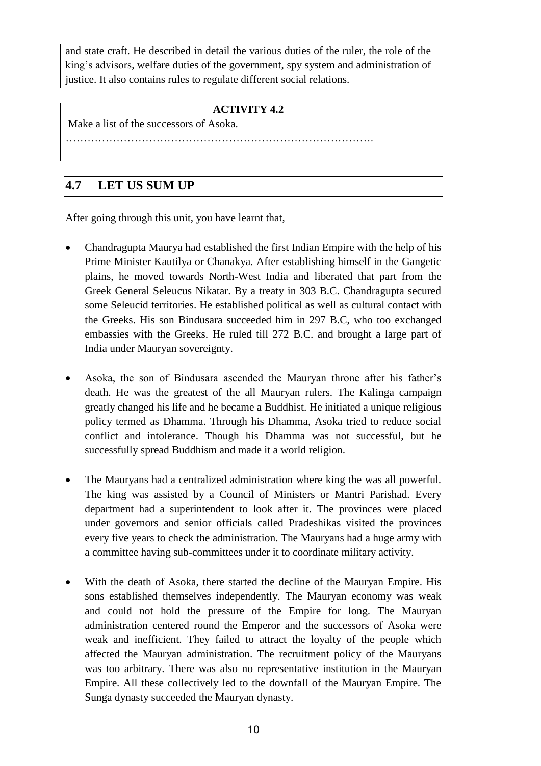and state craft. He described in detail the various duties of the ruler, the role of the king's advisors, welfare duties of the government, spy system and administration of justice. It also contains rules to regulate different social relations.

**ACTIVITY 4.2**

Make a list of the successors of Asoka.

…………………………………………………………………………….

## 4.7 LET US SUM UP

After going through this unit, you have learnt that,

- Chandragupta Maurya had established the first Indian Empire with the help of his Prime Minister Kautilya or Chanakya. After establishing himself in the Gangetic plains, he moved towards North-West India and liberated that part from the Greek General Seleucus Nikatar. By a treaty in 303 B.C. Chandragupta secured some Seleucid territories. He established political as well as cultural contact with the Greeks. His son Bindusara succeeded him in 297 B.C, who too exchanged embassies with the Greeks. He ruled till 272 B.C. and brought a large part of India under Mauryan sovereignty.

- Asoka, the son of Bindusara ascended the Mauryan throne after his father's death. He was the greatest of the all Mauryan rulers. The Kalinga campaign greatly changed his life and he became a Buddhist. He initiated a unique religious policy termed as Dhamma. Through his Dhamma, Asoka tried to reduce social conflict and intolerance. Though his Dhamma was not successful, but he successfully spread Buddhism and made it a world religion.

- The Mauryans had a centralized administration where king the was all powerful. The king was assisted by a Council of Ministers or Mantri Parishad. Every department had a superintendent to look after it. The provinces were placed under governors and senior officials called Pradeshikas visited the provinces every five years to check the administration. The Mauryans had a huge army with a committee having sub-committees under it to coordinate military activity.

- With the death of Asoka, there started the decline of the Mauryan Empire. His sons established themselves independently. The Mauryan economy was weak and could not hold the pressure of the Empire for long. The Mauryan administration centered round the Emperor and the successors of Asoka were weak and inefficient. They failed to attract the loyalty of the people which affected the Mauryan administration. The recruitment policy of the Mauryans was too arbitrary. There was also no representative institution in the Mauryan Empire. All these collectively led to the downfall of the Mauryan Empire. The Sunga dynasty succeeded the Mauryan dynasty.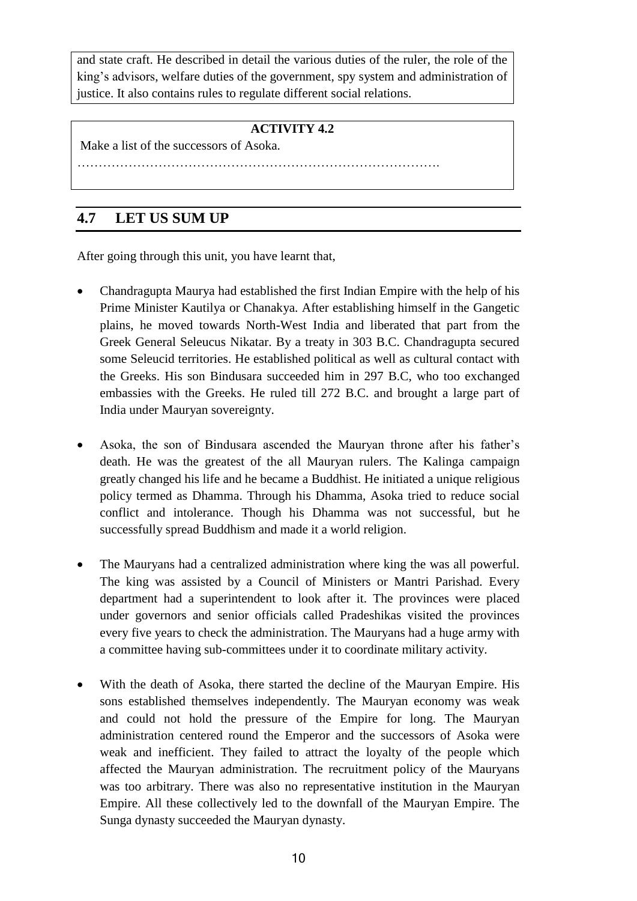and state craft. He described in detail the various duties of the ruler, the role of the king's advisors, welfare duties of the government, spy system and administration of justice. It also contains rules to regulate different social relations.

**ACTIVITY 4.2**

Make a list of the successors of Asoka.

…………………………………………………………………………….

## 4.7 LET US SUM UP

After going through this unit, you have learnt that,

- Chandragupta Maurya had established the first Indian Empire with the help of his Prime Minister Kautilya or Chanakya. After establishing himself in the Gangetic plains, he moved towards North-West India and liberated that part from the Greek General Seleucus Nikatar. By a treaty in 303 B.C. Chandragupta secured some Seleucid territories. He established political as well as cultural contact with the Greeks. His son Bindusara succeeded him in 297 B.C, who too exchanged embassies with the Greeks. He ruled till 272 B.C. and brought a large part of India under Mauryan sovereignty.

- Asoka, the son of Bindusara ascended the Mauryan throne after his father's death. He was the greatest of the all Mauryan rulers. The Kalinga campaign greatly changed his life and he became a Buddhist. He initiated a unique religious policy termed as Dhamma. Through his Dhamma, Asoka tried to reduce social conflict and intolerance. Though his Dhamma was not successful, but he successfully spread Buddhism and made it a world religion.

- The Mauryans had a centralized administration where king the was all powerful. The king was assisted by a Council of Ministers or Mantri Parishad. Every department had a superintendent to look after it. The provinces were placed under governors and senior officials called Pradeshikas visited the provinces every five years to check the administration. The Mauryans had a huge army with a committee having sub-committees under it to coordinate military activity.

- With the death of Asoka, there started the decline of the Mauryan Empire. His sons established themselves independently. The Mauryan economy was weak and could not hold the pressure of the Empire for long. The Mauryan administration centered round the Emperor and the successors of Asoka were weak and inefficient. They failed to attract the loyalty of the people which affected the Mauryan administration. The recruitment policy of the Mauryans was too arbitrary. There was also no representative institution in the Mauryan Empire. All these collectively led to the downfall of the Mauryan Empire. The Sunga dynasty succeeded the Mauryan dynasty.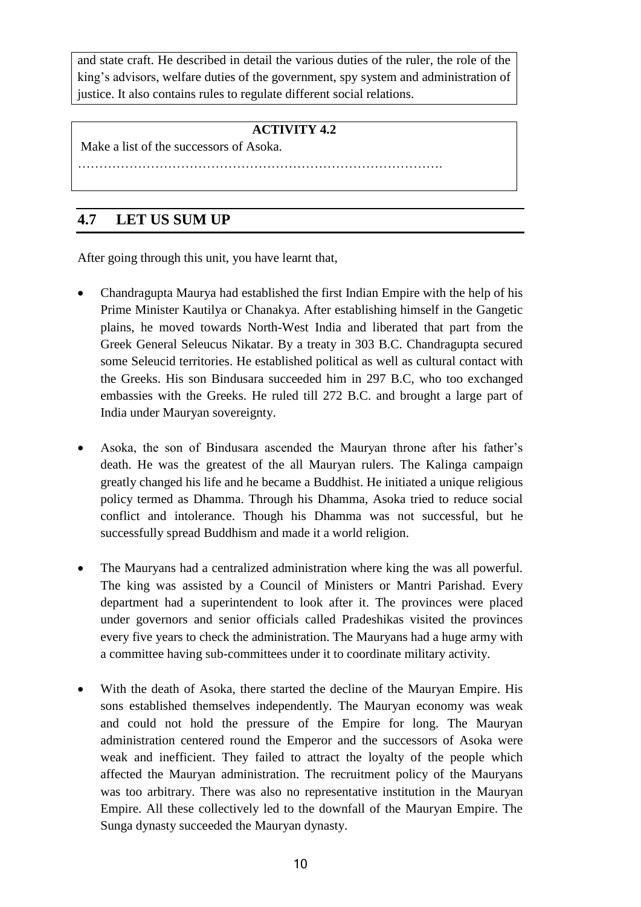and state craft. He described in detail the various duties of the ruler, the role of the king's advisors, welfare duties of the government, spy system and administration of justice. It also contains rules to regulate different social relations.

**ACTIVITY 4.2**

Make a list of the successors of Asoka.

……………………………………………………………………………….

## 4.7 LET US SUM UP

After going through this unit, you have learnt that,

- Chandragupta Maurya had established the first Indian Empire with the help of his Prime Minister Kautilya or Chanakya. After establishing himself in the Gangetic plains, he moved towards North-West India and liberated that part from the Greek General Seleucus Nikatar. By a treaty in 303 B.C. Chandragupta secured some Seleucid territories. He established political as well as cultural contact with the Greeks. His son Bindusara succeeded him in 297 B.C, who too exchanged embassies with the Greeks. He ruled till 272 B.C. and brought a large part of India under Mauryan sovereignty.

- Asoka, the son of Bindusara ascended the Mauryan throne after his father's death. He was the greatest of the all Mauryan rulers. The Kalinga campaign greatly changed his life and he became a Buddhist. He initiated a unique religious policy termed as Dhamma. Through his Dhamma, Asoka tried to reduce social conflict and intolerance. Though his Dhamma was not successful, but he successfully spread Buddhism and made it a world religion.

- The Mauryans had a centralized administration where king the was all powerful. The king was assisted by a Council of Ministers or Mantri Parishad. Every department had a superintendent to look after it. The provinces were placed under governors and senior officials called Pradeshikas visited the provinces every five years to check the administration. The Mauryans had a huge army with a committee having sub-committees under it to coordinate military activity.

- With the death of Asoka, there started the decline of the Mauryan Empire. His sons established themselves independently. The Mauryan economy was weak and could not hold the pressure of the Empire for long. The Mauryan administration centered round the Emperor and the successors of Asoka were weak and inefficient. They failed to attract the loyalty of the people which affected the Mauryan administration. The recruitment policy of the Mauryans was too arbitrary. There was also no representative institution in the Mauryan Empire. All these collectively led to the downfall of the Mauryan Empire. The Sunga dynasty succeeded the Mauryan dynasty.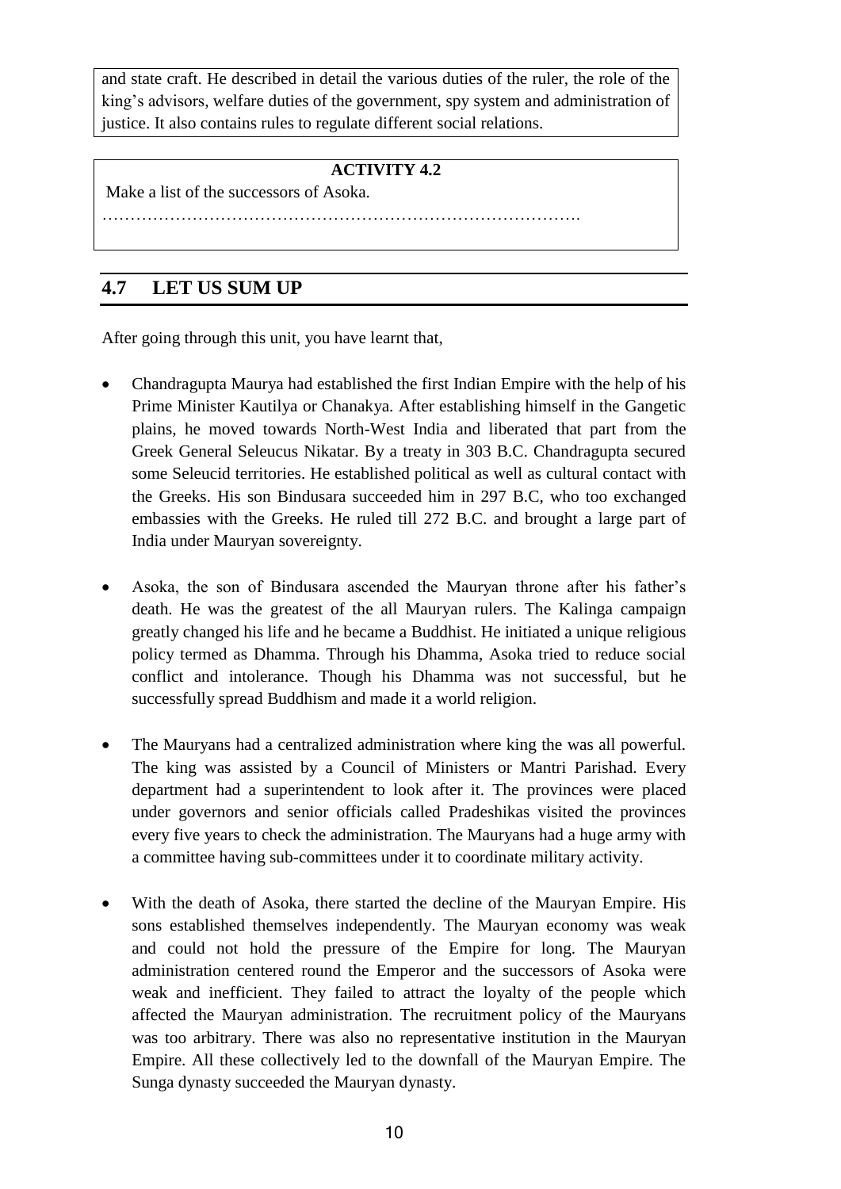and state craft. He described in detail the various duties of the ruler, the role of the king's advisors, welfare duties of the government, spy system and administration of justice. It also contains rules to regulate different social relations.

**ACTIVITY 4.2**

Make a list of the successors of Asoka.

………………………………………………………………………….

## 4.7 LET US SUM UP

After going through this unit, you have learnt that,

- Chandragupta Maurya had established the first Indian Empire with the help of his Prime Minister Kautilya or Chanakya. After establishing himself in the Gangetic plains, he moved towards North-West India and liberated that part from the Greek General Seleucus Nikatar. By a treaty in 303 B.C. Chandragupta secured some Seleucid territories. He established political as well as cultural contact with the Greeks. His son Bindusara succeeded him in 297 B.C, who too exchanged embassies with the Greeks. He ruled till 272 B.C. and brought a large part of India under Mauryan sovereignty.

- Asoka, the son of Bindusara ascended the Mauryan throne after his father's death. He was the greatest of the all Mauryan rulers. The Kalinga campaign greatly changed his life and he became a Buddhist. He initiated a unique religious policy termed as Dhamma. Through his Dhamma, Asoka tried to reduce social conflict and intolerance. Though his Dhamma was not successful, but he successfully spread Buddhism and made it a world religion.

- The Mauryans had a centralized administration where king the was all powerful. The king was assisted by a Council of Ministers or Mantri Parishad. Every department had a superintendent to look after it. The provinces were placed under governors and senior officials called Pradeshikas visited the provinces every five years to check the administration. The Mauryans had a huge army with a committee having sub-committees under it to coordinate military activity.

- With the death of Asoka, there started the decline of the Mauryan Empire. His sons established themselves independently. The Mauryan economy was weak and could not hold the pressure of the Empire for long. The Mauryan administration centered round the Emperor and the successors of Asoka were weak and inefficient. They failed to attract the loyalty of the people which affected the Mauryan administration. The recruitment policy of the Mauryans was too arbitrary. There was also no representative institution in the Mauryan Empire. All these collectively led to the downfall of the Mauryan Empire. The Sunga dynasty succeeded the Mauryan dynasty.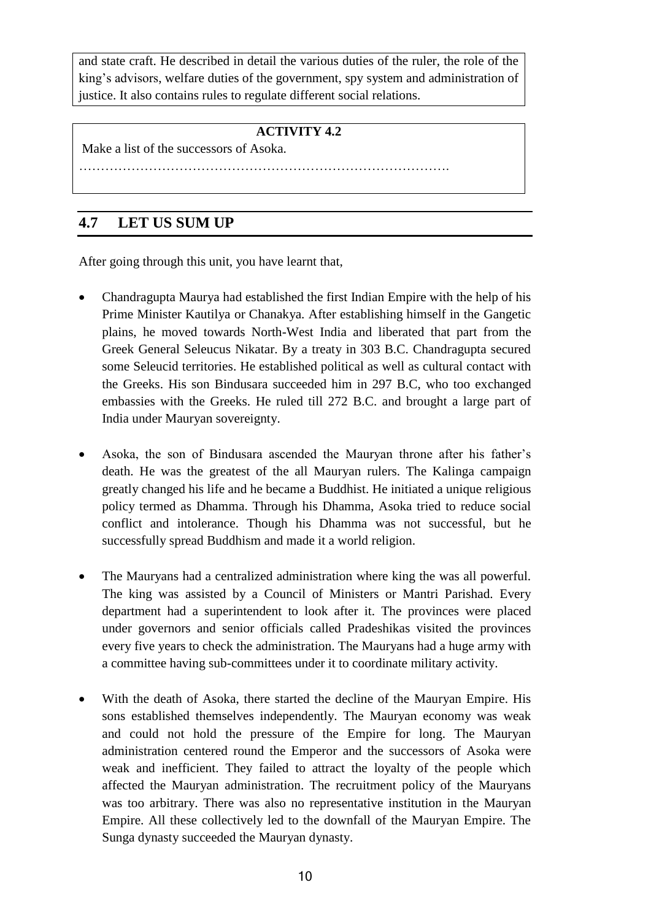and state craft. He described in detail the various duties of the ruler, the role of the king's advisors, welfare duties of the government, spy system and administration of justice. It also contains rules to regulate different social relations.

**ACTIVITY 4.2**

Make a list of the successors of Asoka.

…………………………………………………………………………….

## 4.7 LET US SUM UP

After going through this unit, you have learnt that,

- Chandragupta Maurya had established the first Indian Empire with the help of his Prime Minister Kautilya or Chanakya. After establishing himself in the Gangetic plains, he moved towards North-West India and liberated that part from the Greek General Seleucus Nikatar. By a treaty in 303 B.C. Chandragupta secured some Seleucid territories. He established political as well as cultural contact with the Greeks. His son Bindusara succeeded him in 297 B.C, who too exchanged embassies with the Greeks. He ruled till 272 B.C. and brought a large part of India under Mauryan sovereignty.

- Asoka, the son of Bindusara ascended the Mauryan throne after his father's death. He was the greatest of the all Mauryan rulers. The Kalinga campaign greatly changed his life and he became a Buddhist. He initiated a unique religious policy termed as Dhamma. Through his Dhamma, Asoka tried to reduce social conflict and intolerance. Though his Dhamma was not successful, but he successfully spread Buddhism and made it a world religion.

- The Mauryans had a centralized administration where king the was all powerful. The king was assisted by a Council of Ministers or Mantri Parishad. Every department had a superintendent to look after it. The provinces were placed under governors and senior officials called Pradeshikas visited the provinces every five years to check the administration. The Mauryans had a huge army with a committee having sub-committees under it to coordinate military activity.

- With the death of Asoka, there started the decline of the Mauryan Empire. His sons established themselves independently. The Mauryan economy was weak and could not hold the pressure of the Empire for long. The Mauryan administration centered round the Emperor and the successors of Asoka were weak and inefficient. They failed to attract the loyalty of the people which affected the Mauryan administration. The recruitment policy of the Mauryans was too arbitrary. There was also no representative institution in the Mauryan Empire. All these collectively led to the downfall of the Mauryan Empire. The Sunga dynasty succeeded the Mauryan dynasty.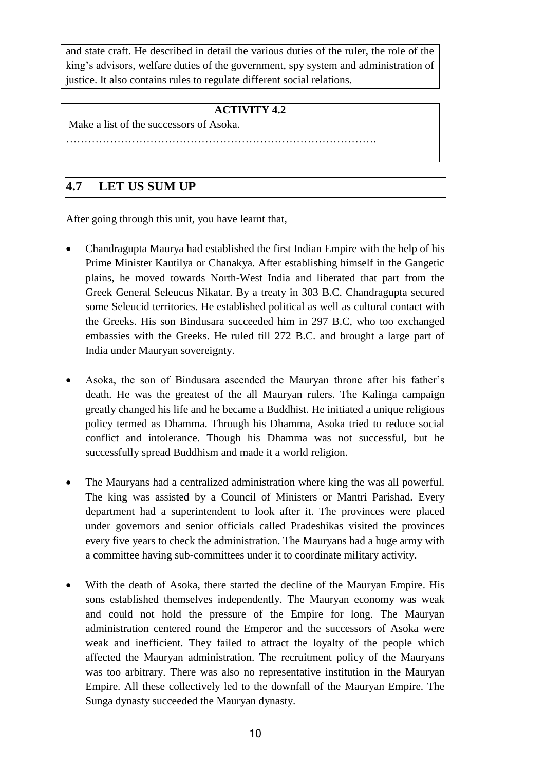and state craft. He described in detail the various duties of the ruler, the role of the king's advisors, welfare duties of the government, spy system and administration of justice. It also contains rules to regulate different social relations.

**ACTIVITY 4.2**

Make a list of the successors of Asoka.

…………………………………………………………………………….

## 4.7 LET US SUM UP

After going through this unit, you have learnt that,

- Chandragupta Maurya had established the first Indian Empire with the help of his Prime Minister Kautilya or Chanakya. After establishing himself in the Gangetic plains, he moved towards North-West India and liberated that part from the Greek General Seleucus Nikatar. By a treaty in 303 B.C. Chandragupta secured some Seleucid territories. He established political as well as cultural contact with the Greeks. His son Bindusara succeeded him in 297 B.C, who too exchanged embassies with the Greeks. He ruled till 272 B.C. and brought a large part of India under Mauryan sovereignty.

- Asoka, the son of Bindusara ascended the Mauryan throne after his father's death. He was the greatest of the all Mauryan rulers. The Kalinga campaign greatly changed his life and he became a Buddhist. He initiated a unique religious policy termed as Dhamma. Through his Dhamma, Asoka tried to reduce social conflict and intolerance. Though his Dhamma was not successful, but he successfully spread Buddhism and made it a world religion.

- The Mauryans had a centralized administration where king the was all powerful. The king was assisted by a Council of Ministers or Mantri Parishad. Every department had a superintendent to look after it. The provinces were placed under governors and senior officials called Pradeshikas visited the provinces every five years to check the administration. The Mauryans had a huge army with a committee having sub-committees under it to coordinate military activity.

- With the death of Asoka, there started the decline of the Mauryan Empire. His sons established themselves independently. The Mauryan economy was weak and could not hold the pressure of the Empire for long. The Mauryan administration centered round the Emperor and the successors of Asoka were weak and inefficient. They failed to attract the loyalty of the people which affected the Mauryan administration. The recruitment policy of the Mauryans was too arbitrary. There was also no representative institution in the Mauryan Empire. All these collectively led to the downfall of the Mauryan Empire. The Sunga dynasty succeeded the Mauryan dynasty.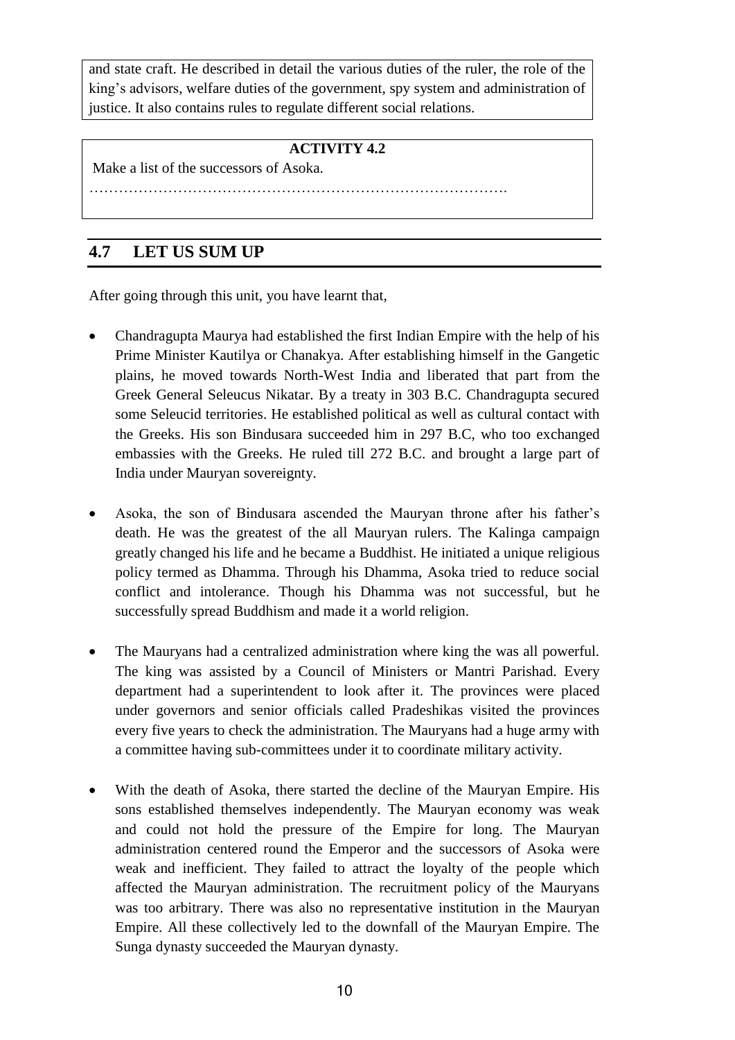and state craft. He described in detail the various duties of the ruler, the role of the king's advisors, welfare duties of the government, spy system and administration of justice. It also contains rules to regulate different social relations.

**ACTIVITY 4.2**

Make a list of the successors of Asoka.

…………………………………………………………………………….

## 4.7 LET US SUM UP

After going through this unit, you have learnt that,

- Chandragupta Maurya had established the first Indian Empire with the help of his Prime Minister Kautilya or Chanakya. After establishing himself in the Gangetic plains, he moved towards North-West India and liberated that part from the Greek General Seleucus Nikatar. By a treaty in 303 B.C. Chandragupta secured some Seleucid territories. He established political as well as cultural contact with the Greeks. His son Bindusara succeeded him in 297 B.C, who too exchanged embassies with the Greeks. He ruled till 272 B.C. and brought a large part of India under Mauryan sovereignty.

- Asoka, the son of Bindusara ascended the Mauryan throne after his father's death. He was the greatest of the all Mauryan rulers. The Kalinga campaign greatly changed his life and he became a Buddhist. He initiated a unique religious policy termed as Dhamma. Through his Dhamma, Asoka tried to reduce social conflict and intolerance. Though his Dhamma was not successful, but he successfully spread Buddhism and made it a world religion.

- The Mauryans had a centralized administration where king the was all powerful. The king was assisted by a Council of Ministers or Mantri Parishad. Every department had a superintendent to look after it. The provinces were placed under governors and senior officials called Pradeshikas visited the provinces every five years to check the administration. The Mauryans had a huge army with a committee having sub-committees under it to coordinate military activity.

- With the death of Asoka, there started the decline of the Mauryan Empire. His sons established themselves independently. The Mauryan economy was weak and could not hold the pressure of the Empire for long. The Mauryan administration centered round the Emperor and the successors of Asoka were weak and inefficient. They failed to attract the loyalty of the people which affected the Mauryan administration. The recruitment policy of the Mauryans was too arbitrary. There was also no representative institution in the Mauryan Empire. All these collectively led to the downfall of the Mauryan Empire. The Sunga dynasty succeeded the Mauryan dynasty.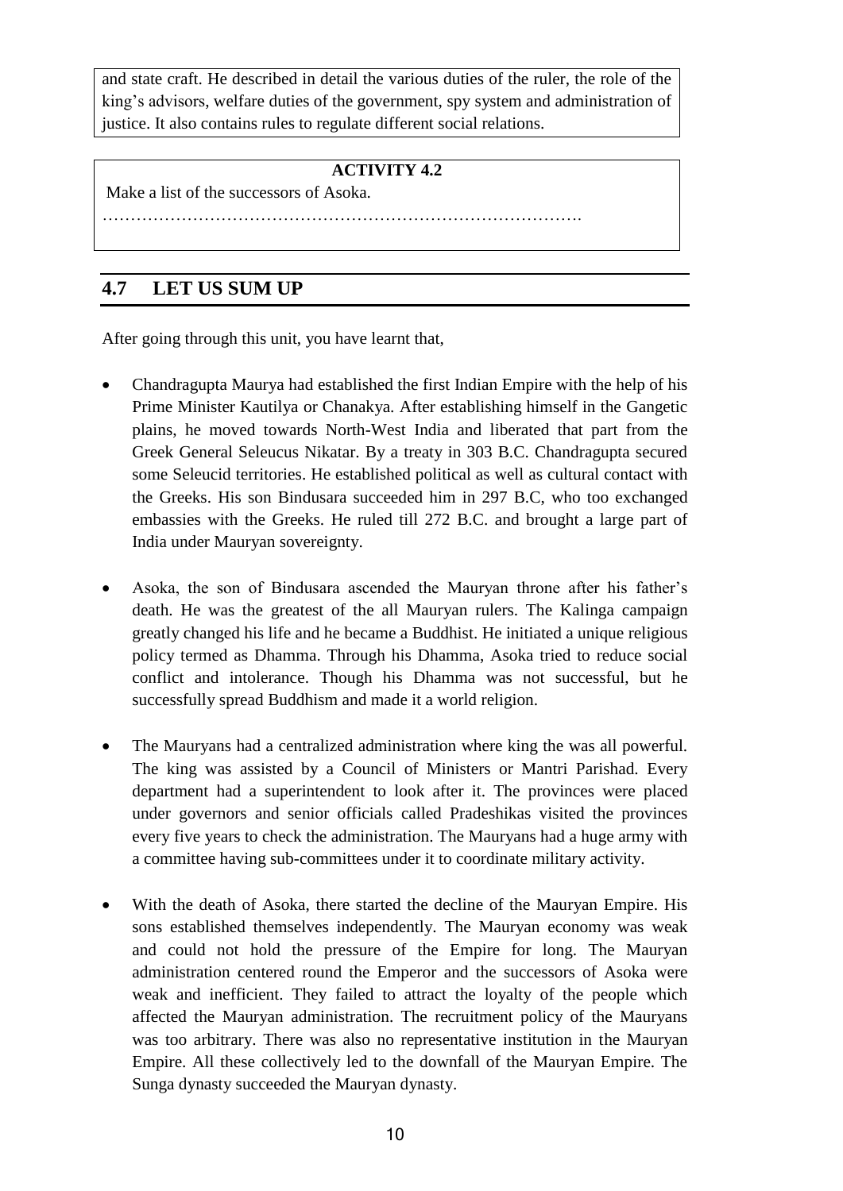and state craft. He described in detail the various duties of the ruler, the role of the king's advisors, welfare duties of the government, spy system and administration of justice. It also contains rules to regulate different social relations.

**ACTIVITY 4.2**

Make a list of the successors of Asoka.

…………………………………………………………………………….

## 4.7 LET US SUM UP

After going through this unit, you have learnt that,

- Chandragupta Maurya had established the first Indian Empire with the help of his Prime Minister Kautilya or Chanakya. After establishing himself in the Gangetic plains, he moved towards North-West India and liberated that part from the Greek General Seleucus Nikatar. By a treaty in 303 B.C. Chandragupta secured some Seleucid territories. He established political as well as cultural contact with the Greeks. His son Bindusara succeeded him in 297 B.C, who too exchanged embassies with the Greeks. He ruled till 272 B.C. and brought a large part of India under Mauryan sovereignty.

- Asoka, the son of Bindusara ascended the Mauryan throne after his father's death. He was the greatest of the all Mauryan rulers. The Kalinga campaign greatly changed his life and he became a Buddhist. He initiated a unique religious policy termed as Dhamma. Through his Dhamma, Asoka tried to reduce social conflict and intolerance. Though his Dhamma was not successful, but he successfully spread Buddhism and made it a world religion.

- The Mauryans had a centralized administration where king the was all powerful. The king was assisted by a Council of Ministers or Mantri Parishad. Every department had a superintendent to look after it. The provinces were placed under governors and senior officials called Pradeshikas visited the provinces every five years to check the administration. The Mauryans had a huge army with a committee having sub-committees under it to coordinate military activity.

- With the death of Asoka, there started the decline of the Mauryan Empire. His sons established themselves independently. The Mauryan economy was weak and could not hold the pressure of the Empire for long. The Mauryan administration centered round the Emperor and the successors of Asoka were weak and inefficient. They failed to attract the loyalty of the people which affected the Mauryan administration. The recruitment policy of the Mauryans was too arbitrary. There was also no representative institution in the Mauryan Empire. All these collectively led to the downfall of the Mauryan Empire. The Sunga dynasty succeeded the Mauryan dynasty.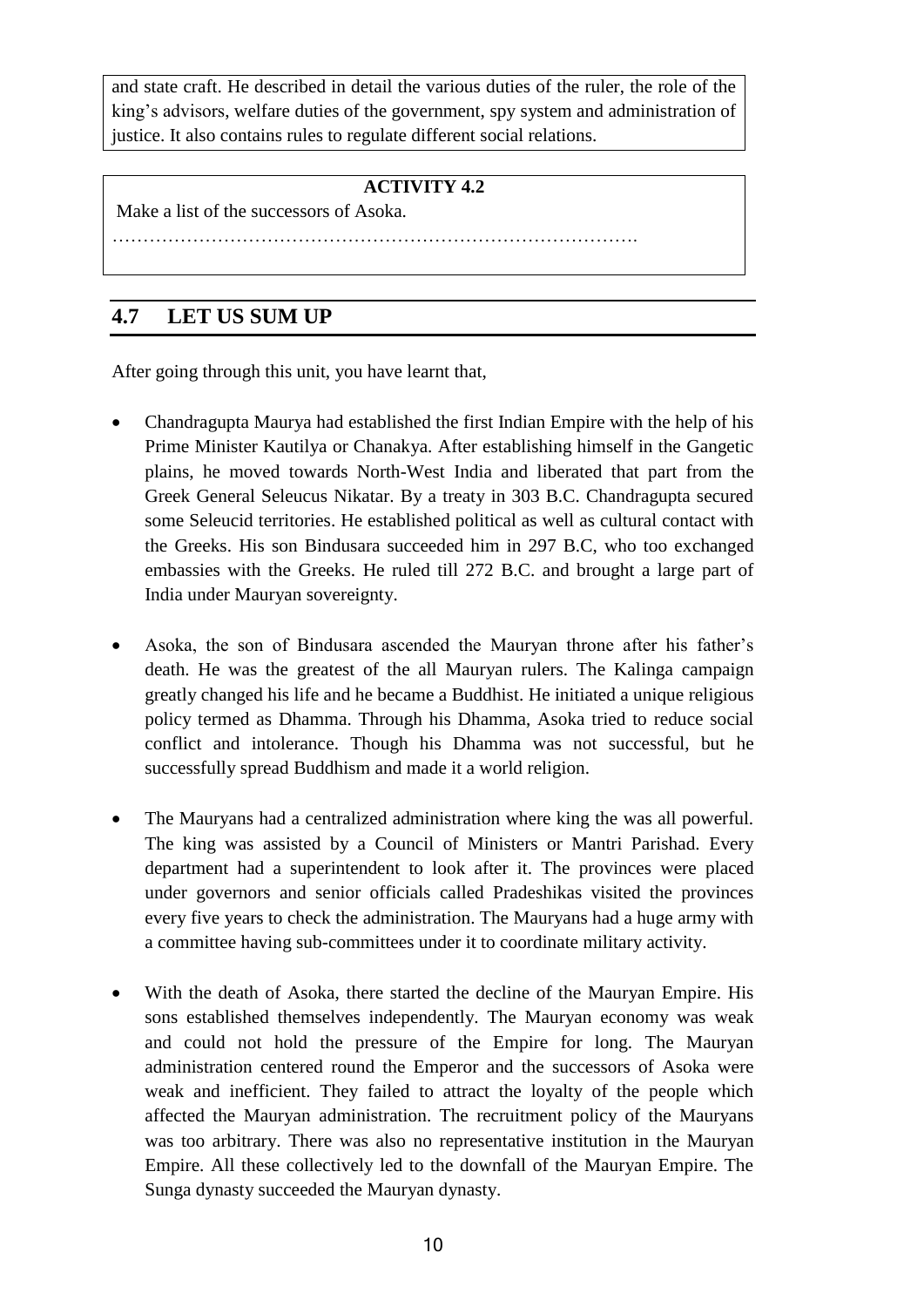and state craft. He described in detail the various duties of the ruler, the role of the king's advisors, welfare duties of the government, spy system and administration of justice. It also contains rules to regulate different social relations.

**ACTIVITY 4.2**

Make a list of the successors of Asoka.

…………………………………………………………………………….

## 4.7 LET US SUM UP

After going through this unit, you have learnt that,

- Chandragupta Maurya had established the first Indian Empire with the help of his Prime Minister Kautilya or Chanakya. After establishing himself in the Gangetic plains, he moved towards North-West India and liberated that part from the Greek General Seleucus Nikatar. By a treaty in 303 B.C. Chandragupta secured some Seleucid territories. He established political as well as cultural contact with the Greeks. His son Bindusara succeeded him in 297 B.C, who too exchanged embassies with the Greeks. He ruled till 272 B.C. and brought a large part of India under Mauryan sovereignty.

- Asoka, the son of Bindusara ascended the Mauryan throne after his father's death. He was the greatest of the all Mauryan rulers. The Kalinga campaign greatly changed his life and he became a Buddhist. He initiated a unique religious policy termed as Dhamma. Through his Dhamma, Asoka tried to reduce social conflict and intolerance. Though his Dhamma was not successful, but he successfully spread Buddhism and made it a world religion.

- The Mauryans had a centralized administration where king the was all powerful. The king was assisted by a Council of Ministers or Mantri Parishad. Every department had a superintendent to look after it. The provinces were placed under governors and senior officials called Pradeshikas visited the provinces every five years to check the administration. The Mauryans had a huge army with a committee having sub-committees under it to coordinate military activity.

- With the death of Asoka, there started the decline of the Mauryan Empire. His sons established themselves independently. The Mauryan economy was weak and could not hold the pressure of the Empire for long. The Mauryan administration centered round the Emperor and the successors of Asoka were weak and inefficient. They failed to attract the loyalty of the people which affected the Mauryan administration. The recruitment policy of the Mauryans was too arbitrary. There was also no representative institution in the Mauryan Empire. All these collectively led to the downfall of the Mauryan Empire. The Sunga dynasty succeeded the Mauryan dynasty.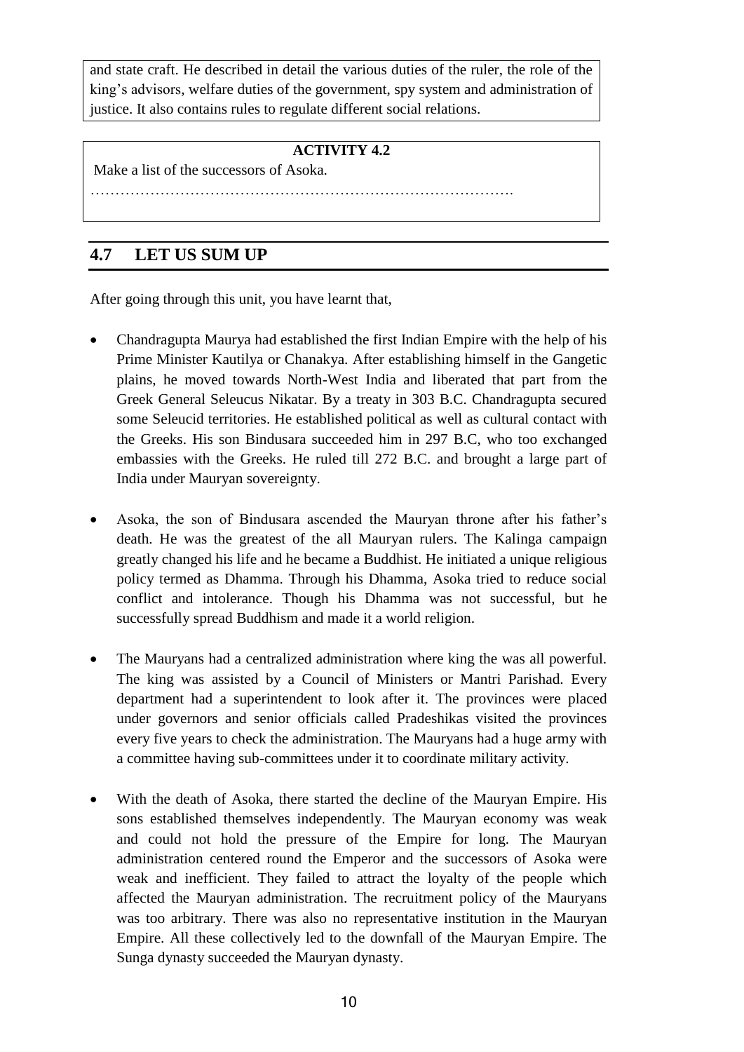and state craft. He described in detail the various duties of the ruler, the role of the king's advisors, welfare duties of the government, spy system and administration of justice. It also contains rules to regulate different social relations.

**ACTIVITY 4.2**

Make a list of the successors of Asoka.

…………………………………………………………………………….

## 4.7 LET US SUM UP

After going through this unit, you have learnt that,

- Chandragupta Maurya had established the first Indian Empire with the help of his Prime Minister Kautilya or Chanakya. After establishing himself in the Gangetic plains, he moved towards North-West India and liberated that part from the Greek General Seleucus Nikatar. By a treaty in 303 B.C. Chandragupta secured some Seleucid territories. He established political as well as cultural contact with the Greeks. His son Bindusara succeeded him in 297 B.C, who too exchanged embassies with the Greeks. He ruled till 272 B.C. and brought a large part of India under Mauryan sovereignty.

- Asoka, the son of Bindusara ascended the Mauryan throne after his father's death. He was the greatest of the all Mauryan rulers. The Kalinga campaign greatly changed his life and he became a Buddhist. He initiated a unique religious policy termed as Dhamma. Through his Dhamma, Asoka tried to reduce social conflict and intolerance. Though his Dhamma was not successful, but he successfully spread Buddhism and made it a world religion.

- The Mauryans had a centralized administration where king the was all powerful. The king was assisted by a Council of Ministers or Mantri Parishad. Every department had a superintendent to look after it. The provinces were placed under governors and senior officials called Pradeshikas visited the provinces every five years to check the administration. The Mauryans had a huge army with a committee having sub-committees under it to coordinate military activity.

- With the death of Asoka, there started the decline of the Mauryan Empire. His sons established themselves independently. The Mauryan economy was weak and could not hold the pressure of the Empire for long. The Mauryan administration centered round the Emperor and the successors of Asoka were weak and inefficient. They failed to attract the loyalty of the people which affected the Mauryan administration. The recruitment policy of the Mauryans was too arbitrary. There was also no representative institution in the Mauryan Empire. All these collectively led to the downfall of the Mauryan Empire. The Sunga dynasty succeeded the Mauryan dynasty.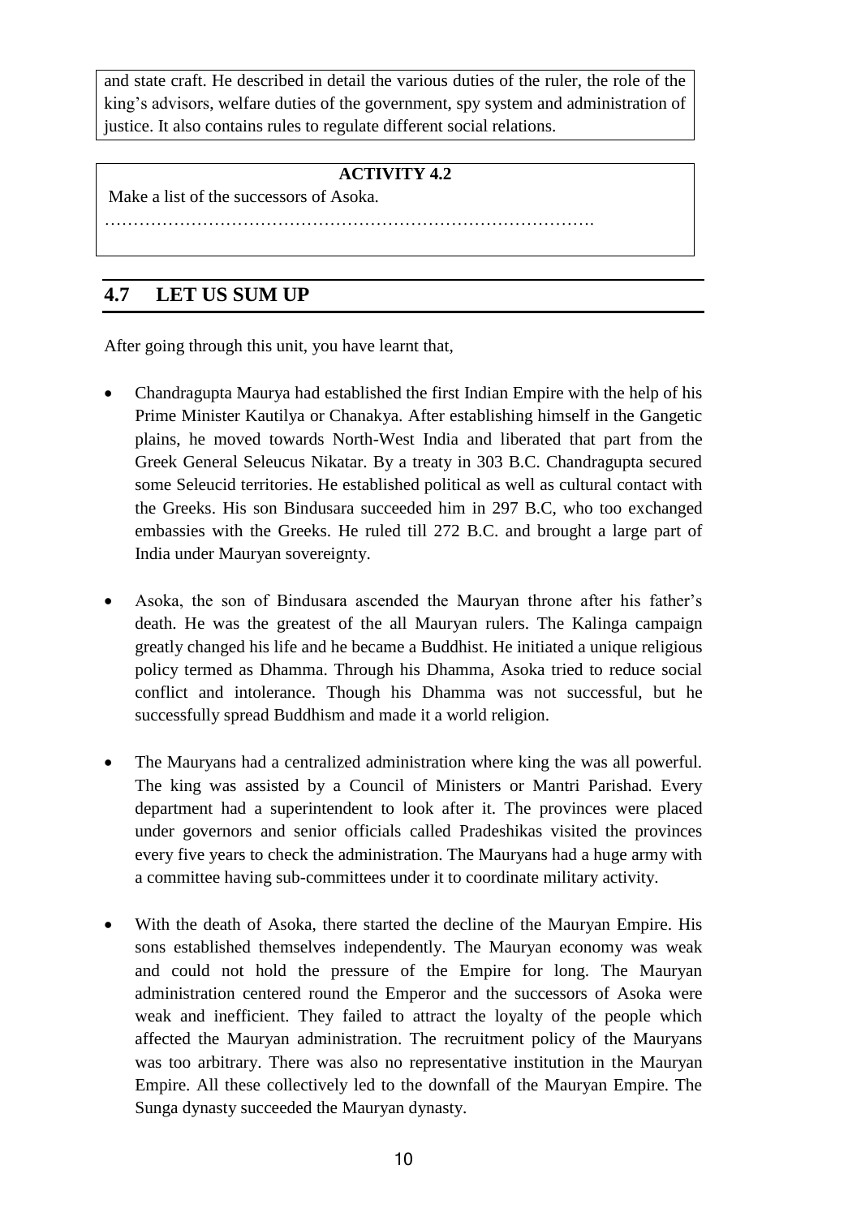and state craft. He described in detail the various duties of the ruler, the role of the king's advisors, welfare duties of the government, spy system and administration of justice. It also contains rules to regulate different social relations.

**ACTIVITY 4.2**

Make a list of the successors of Asoka.

…………………………………………………………………………….

## 4.7 LET US SUM UP

After going through this unit, you have learnt that,

- Chandragupta Maurya had established the first Indian Empire with the help of his Prime Minister Kautilya or Chanakya. After establishing himself in the Gangetic plains, he moved towards North-West India and liberated that part from the Greek General Seleucus Nikatar. By a treaty in 303 B.C. Chandragupta secured some Seleucid territories. He established political as well as cultural contact with the Greeks. His son Bindusara succeeded him in 297 B.C, who too exchanged embassies with the Greeks. He ruled till 272 B.C. and brought a large part of India under Mauryan sovereignty.

- Asoka, the son of Bindusara ascended the Mauryan throne after his father's death. He was the greatest of the all Mauryan rulers. The Kalinga campaign greatly changed his life and he became a Buddhist. He initiated a unique religious policy termed as Dhamma. Through his Dhamma, Asoka tried to reduce social conflict and intolerance. Though his Dhamma was not successful, but he successfully spread Buddhism and made it a world religion.

- The Mauryans had a centralized administration where king the was all powerful. The king was assisted by a Council of Ministers or Mantri Parishad. Every department had a superintendent to look after it. The provinces were placed under governors and senior officials called Pradeshikas visited the provinces every five years to check the administration. The Mauryans had a huge army with a committee having sub-committees under it to coordinate military activity.

- With the death of Asoka, there started the decline of the Mauryan Empire. His sons established themselves independently. The Mauryan economy was weak and could not hold the pressure of the Empire for long. The Mauryan administration centered round the Emperor and the successors of Asoka were weak and inefficient. They failed to attract the loyalty of the people which affected the Mauryan administration. The recruitment policy of the Mauryans was too arbitrary. There was also no representative institution in the Mauryan Empire. All these collectively led to the downfall of the Mauryan Empire. The Sunga dynasty succeeded the Mauryan dynasty.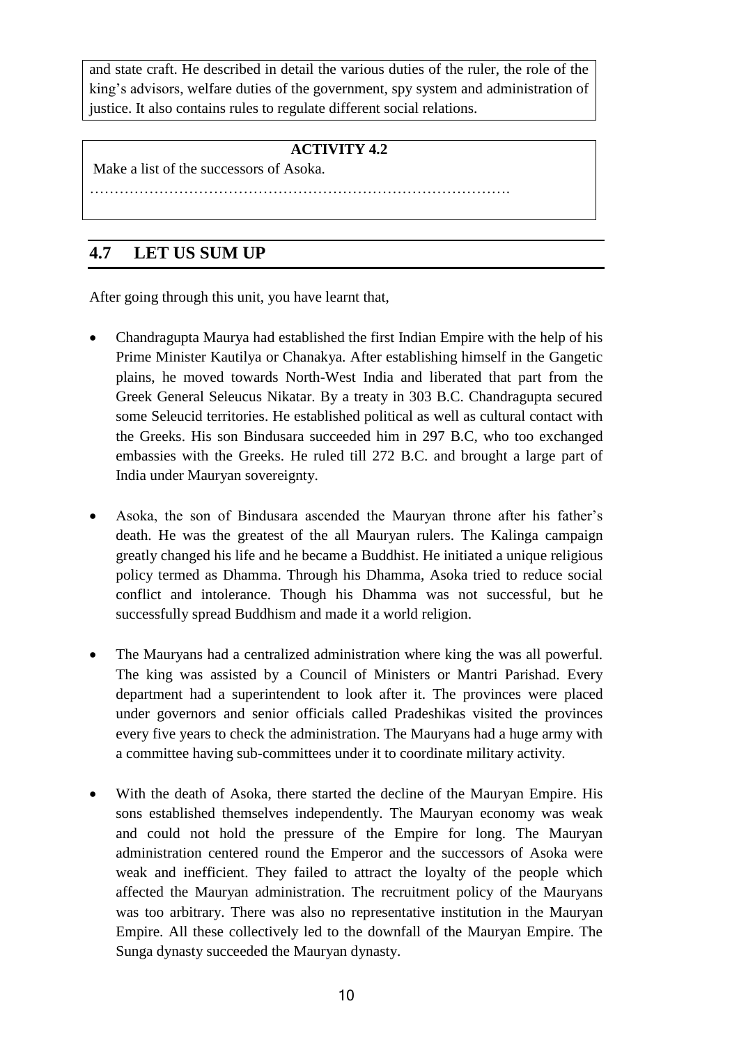and state craft. He described in detail the various duties of the ruler, the role of the king's advisors, welfare duties of the government, spy system and administration of justice. It also contains rules to regulate different social relations.

**ACTIVITY 4.2**

Make a list of the successors of Asoka.

…………………………………………………………………………….

## 4.7 LET US SUM UP

After going through this unit, you have learnt that,

- Chandragupta Maurya had established the first Indian Empire with the help of his Prime Minister Kautilya or Chanakya. After establishing himself in the Gangetic plains, he moved towards North-West India and liberated that part from the Greek General Seleucus Nikatar. By a treaty in 303 B.C. Chandragupta secured some Seleucid territories. He established political as well as cultural contact with the Greeks. His son Bindusara succeeded him in 297 B.C, who too exchanged embassies with the Greeks. He ruled till 272 B.C. and brought a large part of India under Mauryan sovereignty.

- Asoka, the son of Bindusara ascended the Mauryan throne after his father's death. He was the greatest of the all Mauryan rulers. The Kalinga campaign greatly changed his life and he became a Buddhist. He initiated a unique religious policy termed as Dhamma. Through his Dhamma, Asoka tried to reduce social conflict and intolerance. Though his Dhamma was not successful, but he successfully spread Buddhism and made it a world religion.

- The Mauryans had a centralized administration where king the was all powerful. The king was assisted by a Council of Ministers or Mantri Parishad. Every department had a superintendent to look after it. The provinces were placed under governors and senior officials called Pradeshikas visited the provinces every five years to check the administration. The Mauryans had a huge army with a committee having sub-committees under it to coordinate military activity.

- With the death of Asoka, there started the decline of the Mauryan Empire. His sons established themselves independently. The Mauryan economy was weak and could not hold the pressure of the Empire for long. The Mauryan administration centered round the Emperor and the successors of Asoka were weak and inefficient. They failed to attract the loyalty of the people which affected the Mauryan administration. The recruitment policy of the Mauryans was too arbitrary. There was also no representative institution in the Mauryan Empire. All these collectively led to the downfall of the Mauryan Empire. The Sunga dynasty succeeded the Mauryan dynasty.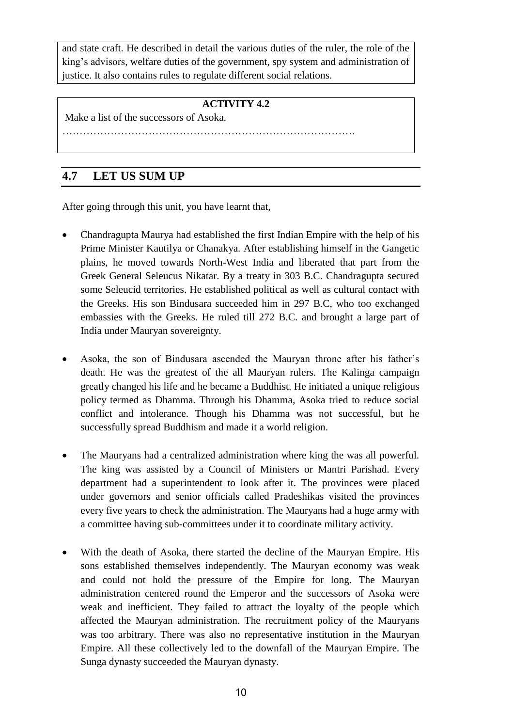and state craft. He described in detail the various duties of the ruler, the role of the king's advisors, welfare duties of the government, spy system and administration of justice. It also contains rules to regulate different social relations.

**ACTIVITY 4.2**

Make a list of the successors of Asoka.

…………………………………………………………………………….

## 4.7 LET US SUM UP

After going through this unit, you have learnt that,

- Chandragupta Maurya had established the first Indian Empire with the help of his Prime Minister Kautilya or Chanakya. After establishing himself in the Gangetic plains, he moved towards North-West India and liberated that part from the Greek General Seleucus Nikatar. By a treaty in 303 B.C. Chandragupta secured some Seleucid territories. He established political as well as cultural contact with the Greeks. His son Bindusara succeeded him in 297 B.C, who too exchanged embassies with the Greeks. He ruled till 272 B.C. and brought a large part of India under Mauryan sovereignty.

- Asoka, the son of Bindusara ascended the Mauryan throne after his father's death. He was the greatest of the all Mauryan rulers. The Kalinga campaign greatly changed his life and he became a Buddhist. He initiated a unique religious policy termed as Dhamma. Through his Dhamma, Asoka tried to reduce social conflict and intolerance. Though his Dhamma was not successful, but he successfully spread Buddhism and made it a world religion.

- The Mauryans had a centralized administration where king the was all powerful. The king was assisted by a Council of Ministers or Mantri Parishad. Every department had a superintendent to look after it. The provinces were placed under governors and senior officials called Pradeshikas visited the provinces every five years to check the administration. The Mauryans had a huge army with a committee having sub-committees under it to coordinate military activity.

- With the death of Asoka, there started the decline of the Mauryan Empire. His sons established themselves independently. The Mauryan economy was weak and could not hold the pressure of the Empire for long. The Mauryan administration centered round the Emperor and the successors of Asoka were weak and inefficient. They failed to attract the loyalty of the people which affected the Mauryan administration. The recruitment policy of the Mauryans was too arbitrary. There was also no representative institution in the Mauryan Empire. All these collectively led to the downfall of the Mauryan Empire. The Sunga dynasty succeeded the Mauryan dynasty.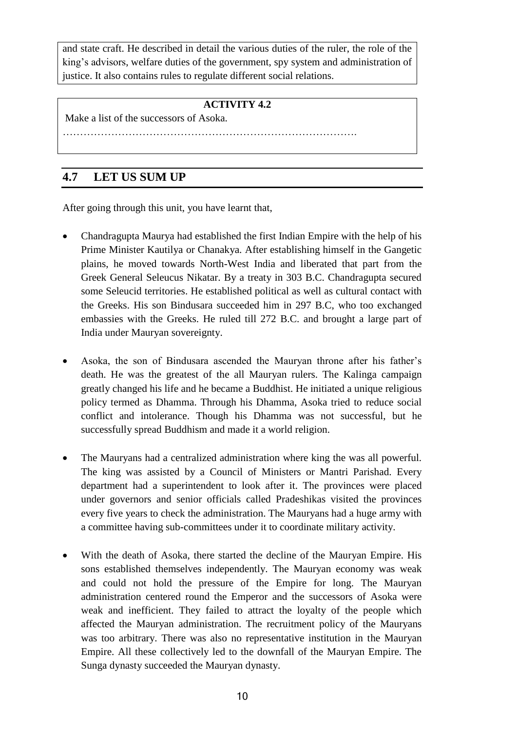and state craft. He described in detail the various duties of the ruler, the role of the king's advisors, welfare duties of the government, spy system and administration of justice. It also contains rules to regulate different social relations.

**ACTIVITY 4.2**

Make a list of the successors of Asoka.

…………………………………………………………………………….

## 4.7 LET US SUM UP

After going through this unit, you have learnt that,

- Chandragupta Maurya had established the first Indian Empire with the help of his Prime Minister Kautilya or Chanakya. After establishing himself in the Gangetic plains, he moved towards North-West India and liberated that part from the Greek General Seleucus Nikatar. By a treaty in 303 B.C. Chandragupta secured some Seleucid territories. He established political as well as cultural contact with the Greeks. His son Bindusara succeeded him in 297 B.C, who too exchanged embassies with the Greeks. He ruled till 272 B.C. and brought a large part of India under Mauryan sovereignty.

- Asoka, the son of Bindusara ascended the Mauryan throne after his father's death. He was the greatest of the all Mauryan rulers. The Kalinga campaign greatly changed his life and he became a Buddhist. He initiated a unique religious policy termed as Dhamma. Through his Dhamma, Asoka tried to reduce social conflict and intolerance. Though his Dhamma was not successful, but he successfully spread Buddhism and made it a world religion.

- The Mauryans had a centralized administration where king the was all powerful. The king was assisted by a Council of Ministers or Mantri Parishad. Every department had a superintendent to look after it. The provinces were placed under governors and senior officials called Pradeshikas visited the provinces every five years to check the administration. The Mauryans had a huge army with a committee having sub-committees under it to coordinate military activity.

- With the death of Asoka, there started the decline of the Mauryan Empire. His sons established themselves independently. The Mauryan economy was weak and could not hold the pressure of the Empire for long. The Mauryan administration centered round the Emperor and the successors of Asoka were weak and inefficient. They failed to attract the loyalty of the people which affected the Mauryan administration. The recruitment policy of the Mauryans was too arbitrary. There was also no representative institution in the Mauryan Empire. All these collectively led to the downfall of the Mauryan Empire. The Sunga dynasty succeeded the Mauryan dynasty.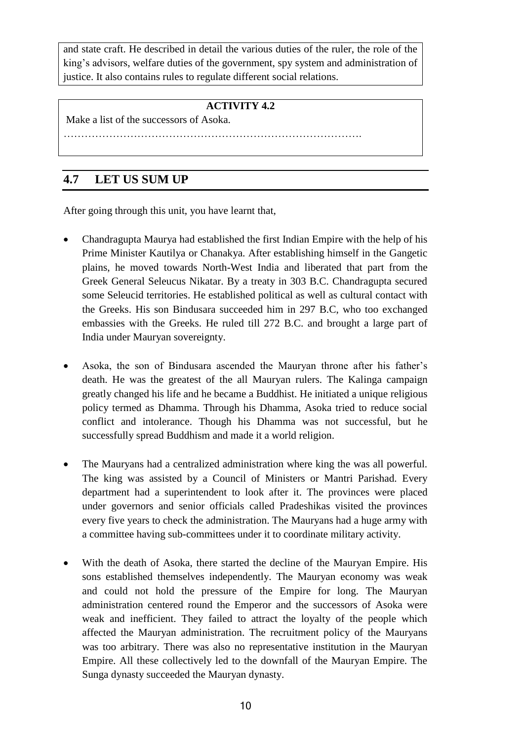and state craft. He described in detail the various duties of the ruler, the role of the king's advisors, welfare duties of the government, spy system and administration of justice. It also contains rules to regulate different social relations.

**ACTIVITY 4.2**

Make a list of the successors of Asoka.

…………………………………………………………………………….

## 4.7 LET US SUM UP

After going through this unit, you have learnt that,

- Chandragupta Maurya had established the first Indian Empire with the help of his Prime Minister Kautilya or Chanakya. After establishing himself in the Gangetic plains, he moved towards North-West India and liberated that part from the Greek General Seleucus Nikatar. By a treaty in 303 B.C. Chandragupta secured some Seleucid territories. He established political as well as cultural contact with the Greeks. His son Bindusara succeeded him in 297 B.C, who too exchanged embassies with the Greeks. He ruled till 272 B.C. and brought a large part of India under Mauryan sovereignty.

- Asoka, the son of Bindusara ascended the Mauryan throne after his father's death. He was the greatest of the all Mauryan rulers. The Kalinga campaign greatly changed his life and he became a Buddhist. He initiated a unique religious policy termed as Dhamma. Through his Dhamma, Asoka tried to reduce social conflict and intolerance. Though his Dhamma was not successful, but he successfully spread Buddhism and made it a world religion.

- The Mauryans had a centralized administration where king the was all powerful. The king was assisted by a Council of Ministers or Mantri Parishad. Every department had a superintendent to look after it. The provinces were placed under governors and senior officials called Pradeshikas visited the provinces every five years to check the administration. The Mauryans had a huge army with a committee having sub-committees under it to coordinate military activity.

- With the death of Asoka, there started the decline of the Mauryan Empire. His sons established themselves independently. The Mauryan economy was weak and could not hold the pressure of the Empire for long. The Mauryan administration centered round the Emperor and the successors of Asoka were weak and inefficient. They failed to attract the loyalty of the people which affected the Mauryan administration. The recruitment policy of the Mauryans was too arbitrary. There was also no representative institution in the Mauryan Empire. All these collectively led to the downfall of the Mauryan Empire. The Sunga dynasty succeeded the Mauryan dynasty.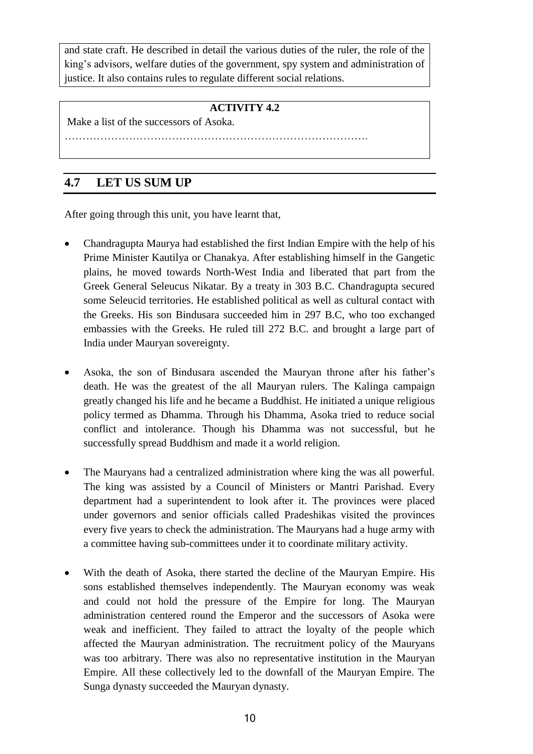and state craft. He described in detail the various duties of the ruler, the role of the king's advisors, welfare duties of the government, spy system and administration of justice. It also contains rules to regulate different social relations.

**ACTIVITY 4.2**

Make a list of the successors of Asoka.

…………………………………………………………………………….

## 4.7 LET US SUM UP

After going through this unit, you have learnt that,

- Chandragupta Maurya had established the first Indian Empire with the help of his Prime Minister Kautilya or Chanakya. After establishing himself in the Gangetic plains, he moved towards North-West India and liberated that part from the Greek General Seleucus Nikatar. By a treaty in 303 B.C. Chandragupta secured some Seleucid territories. He established political as well as cultural contact with the Greeks. His son Bindusara succeeded him in 297 B.C, who too exchanged embassies with the Greeks. He ruled till 272 B.C. and brought a large part of India under Mauryan sovereignty.

- Asoka, the son of Bindusara ascended the Mauryan throne after his father's death. He was the greatest of the all Mauryan rulers. The Kalinga campaign greatly changed his life and he became a Buddhist. He initiated a unique religious policy termed as Dhamma. Through his Dhamma, Asoka tried to reduce social conflict and intolerance. Though his Dhamma was not successful, but he successfully spread Buddhism and made it a world religion.

- The Mauryans had a centralized administration where king the was all powerful. The king was assisted by a Council of Ministers or Mantri Parishad. Every department had a superintendent to look after it. The provinces were placed under governors and senior officials called Pradeshikas visited the provinces every five years to check the administration. The Mauryans had a huge army with a committee having sub-committees under it to coordinate military activity.

- With the death of Asoka, there started the decline of the Mauryan Empire. His sons established themselves independently. The Mauryan economy was weak and could not hold the pressure of the Empire for long. The Mauryan administration centered round the Emperor and the successors of Asoka were weak and inefficient. They failed to attract the loyalty of the people which affected the Mauryan administration. The recruitment policy of the Mauryans was too arbitrary. There was also no representative institution in the Mauryan Empire. All these collectively led to the downfall of the Mauryan Empire. The Sunga dynasty succeeded the Mauryan dynasty.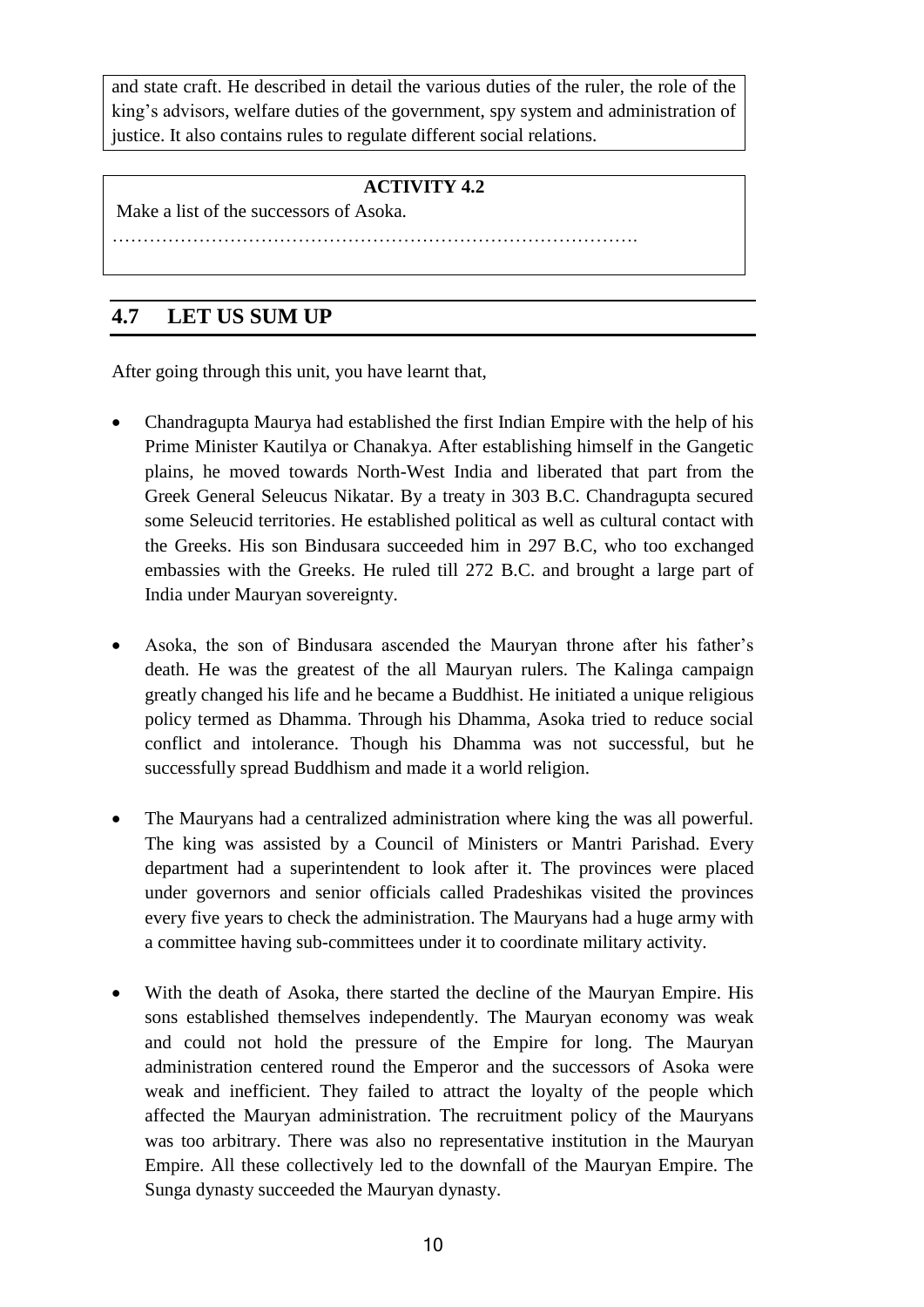and state craft. He described in detail the various duties of the ruler, the role of the king's advisors, welfare duties of the government, spy system and administration of justice. It also contains rules to regulate different social relations.

**ACTIVITY 4.2**

Make a list of the successors of Asoka.

…………………………………………………………………………….

## 4.7 LET US SUM UP

After going through this unit, you have learnt that,

- Chandragupta Maurya had established the first Indian Empire with the help of his Prime Minister Kautilya or Chanakya. After establishing himself in the Gangetic plains, he moved towards North-West India and liberated that part from the Greek General Seleucus Nikatar. By a treaty in 303 B.C. Chandragupta secured some Seleucid territories. He established political as well as cultural contact with the Greeks. His son Bindusara succeeded him in 297 B.C, who too exchanged embassies with the Greeks. He ruled till 272 B.C. and brought a large part of India under Mauryan sovereignty.
- Asoka, the son of Bindusara ascended the Mauryan throne after his father's death. He was the greatest of the all Mauryan rulers. The Kalinga campaign greatly changed his life and he became a Buddhist. He initiated a unique religious policy termed as Dhamma. Through his Dhamma, Asoka tried to reduce social conflict and intolerance. Though his Dhamma was not successful, but he successfully spread Buddhism and made it a world religion.
- The Mauryans had a centralized administration where king the was all powerful. The king was assisted by a Council of Ministers or Mantri Parishad. Every department had a superintendent to look after it. The provinces were placed under governors and senior officials called Pradeshikas visited the provinces every five years to check the administration. The Mauryans had a huge army with a committee having sub-committees under it to coordinate military activity.
- With the death of Asoka, there started the decline of the Mauryan Empire. His sons established themselves independently. The Mauryan economy was weak and could not hold the pressure of the Empire for long. The Mauryan administration centered round the Emperor and the successors of Asoka were weak and inefficient. They failed to attract the loyalty of the people which affected the Mauryan administration. The recruitment policy of the Mauryans was too arbitrary. There was also no representative institution in the Mauryan Empire. All these collectively led to the downfall of the Mauryan Empire. The Sunga dynasty succeeded the Mauryan dynasty.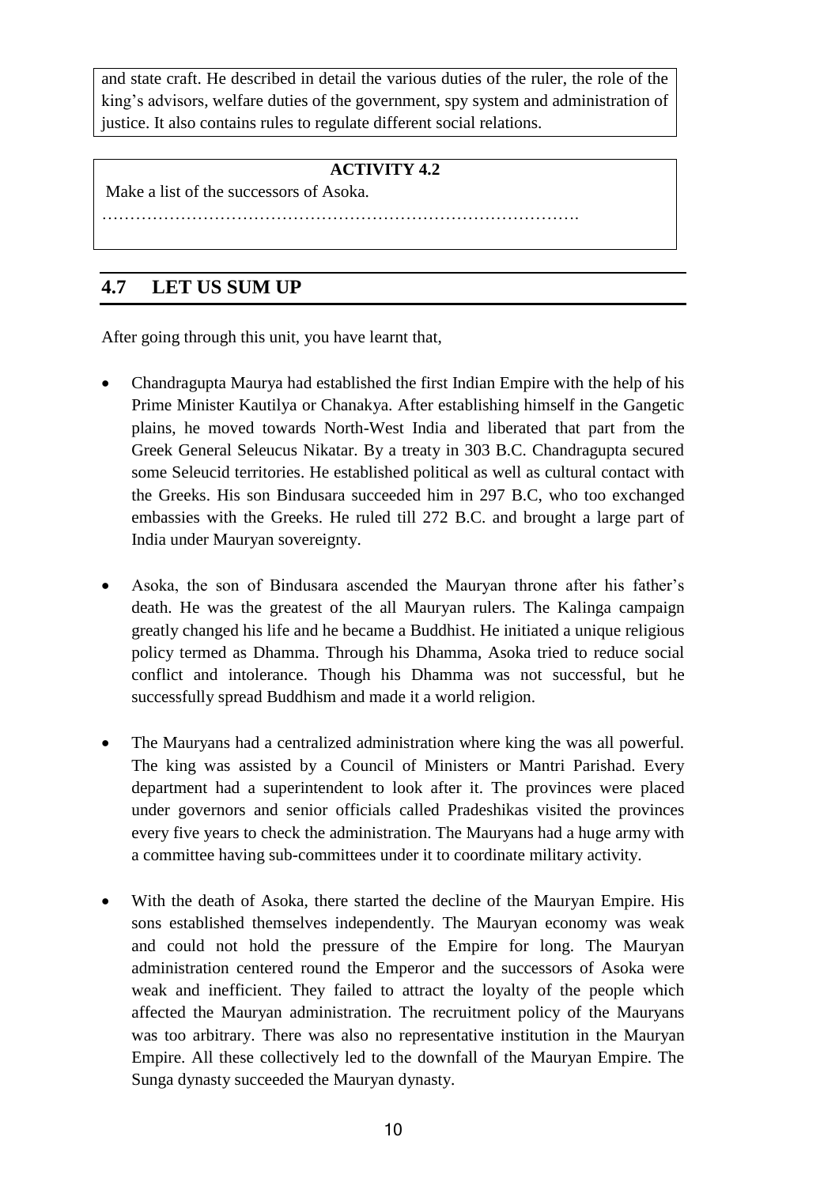and state craft. He described in detail the various duties of the ruler, the role of the king's advisors, welfare duties of the government, spy system and administration of justice. It also contains rules to regulate different social relations.

**ACTIVITY 4.2**

Make a list of the successors of Asoka.

…………………………………………………………………………….

## 4.7 LET US SUM UP

After going through this unit, you have learnt that,

- Chandragupta Maurya had established the first Indian Empire with the help of his Prime Minister Kautilya or Chanakya. After establishing himself in the Gangetic plains, he moved towards North-West India and liberated that part from the Greek General Seleucus Nikatar. By a treaty in 303 B.C. Chandragupta secured some Seleucid territories. He established political as well as cultural contact with the Greeks. His son Bindusara succeeded him in 297 B.C, who too exchanged embassies with the Greeks. He ruled till 272 B.C. and brought a large part of India under Mauryan sovereignty.

- Asoka, the son of Bindusara ascended the Mauryan throne after his father's death. He was the greatest of the all Mauryan rulers. The Kalinga campaign greatly changed his life and he became a Buddhist. He initiated a unique religious policy termed as Dhamma. Through his Dhamma, Asoka tried to reduce social conflict and intolerance. Though his Dhamma was not successful, but he successfully spread Buddhism and made it a world religion.

- The Mauryans had a centralized administration where king the was all powerful. The king was assisted by a Council of Ministers or Mantri Parishad. Every department had a superintendent to look after it. The provinces were placed under governors and senior officials called Pradeshikas visited the provinces every five years to check the administration. The Mauryans had a huge army with a committee having sub-committees under it to coordinate military activity.

- With the death of Asoka, there started the decline of the Mauryan Empire. His sons established themselves independently. The Mauryan economy was weak and could not hold the pressure of the Empire for long. The Mauryan administration centered round the Emperor and the successors of Asoka were weak and inefficient. They failed to attract the loyalty of the people which affected the Mauryan administration. The recruitment policy of the Mauryans was too arbitrary. There was also no representative institution in the Mauryan Empire. All these collectively led to the downfall of the Mauryan Empire. The Sunga dynasty succeeded the Mauryan dynasty.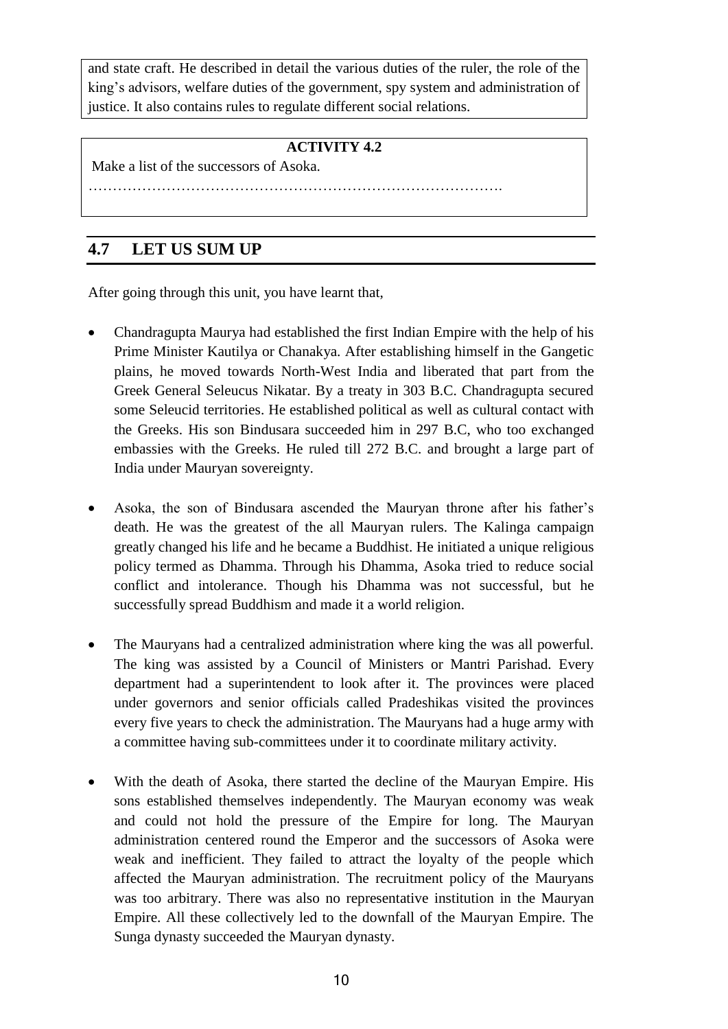and state craft. He described in detail the various duties of the ruler, the role of the king's advisors, welfare duties of the government, spy system and administration of justice. It also contains rules to regulate different social relations.

**ACTIVITY 4.2**

Make a list of the successors of Asoka.

…………………………………………………………………………….

## 4.7 LET US SUM UP

After going through this unit, you have learnt that,

- Chandragupta Maurya had established the first Indian Empire with the help of his Prime Minister Kautilya or Chanakya. After establishing himself in the Gangetic plains, he moved towards North-West India and liberated that part from the Greek General Seleucus Nikatar. By a treaty in 303 B.C. Chandragupta secured some Seleucid territories. He established political as well as cultural contact with the Greeks. His son Bindusara succeeded him in 297 B.C, who too exchanged embassies with the Greeks. He ruled till 272 B.C. and brought a large part of India under Mauryan sovereignty.

- Asoka, the son of Bindusara ascended the Mauryan throne after his father's death. He was the greatest of the all Mauryan rulers. The Kalinga campaign greatly changed his life and he became a Buddhist. He initiated a unique religious policy termed as Dhamma. Through his Dhamma, Asoka tried to reduce social conflict and intolerance. Though his Dhamma was not successful, but he successfully spread Buddhism and made it a world religion.

- The Mauryans had a centralized administration where king the was all powerful. The king was assisted by a Council of Ministers or Mantri Parishad. Every department had a superintendent to look after it. The provinces were placed under governors and senior officials called Pradeshikas visited the provinces every five years to check the administration. The Mauryans had a huge army with a committee having sub-committees under it to coordinate military activity.

- With the death of Asoka, there started the decline of the Mauryan Empire. His sons established themselves independently. The Mauryan economy was weak and could not hold the pressure of the Empire for long. The Mauryan administration centered round the Emperor and the successors of Asoka were weak and inefficient. They failed to attract the loyalty of the people which affected the Mauryan administration. The recruitment policy of the Mauryans was too arbitrary. There was also no representative institution in the Mauryan Empire. All these collectively led to the downfall of the Mauryan Empire. The Sunga dynasty succeeded the Mauryan dynasty.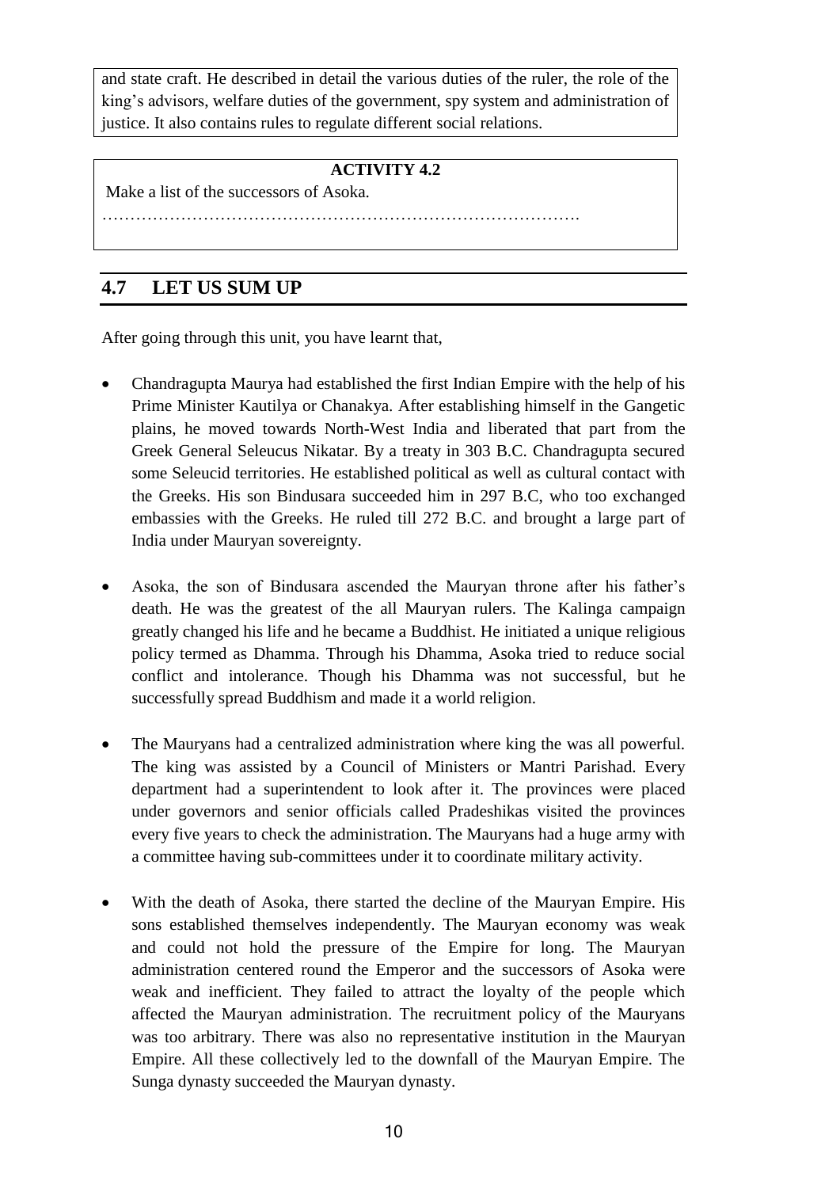and state craft. He described in detail the various duties of the ruler, the role of the king's advisors, welfare duties of the government, spy system and administration of justice. It also contains rules to regulate different social relations.

**ACTIVITY 4.2**

Make a list of the successors of Asoka.

…………………………………………………………………………….

## 4.7 LET US SUM UP

After going through this unit, you have learnt that,

- Chandragupta Maurya had established the first Indian Empire with the help of his Prime Minister Kautilya or Chanakya. After establishing himself in the Gangetic plains, he moved towards North-West India and liberated that part from the Greek General Seleucus Nikatar. By a treaty in 303 B.C. Chandragupta secured some Seleucid territories. He established political as well as cultural contact with the Greeks. His son Bindusara succeeded him in 297 B.C, who too exchanged embassies with the Greeks. He ruled till 272 B.C. and brought a large part of India under Mauryan sovereignty.

- Asoka, the son of Bindusara ascended the Mauryan throne after his father's death. He was the greatest of the all Mauryan rulers. The Kalinga campaign greatly changed his life and he became a Buddhist. He initiated a unique religious policy termed as Dhamma. Through his Dhamma, Asoka tried to reduce social conflict and intolerance. Though his Dhamma was not successful, but he successfully spread Buddhism and made it a world religion.

- The Mauryans had a centralized administration where king the was all powerful. The king was assisted by a Council of Ministers or Mantri Parishad. Every department had a superintendent to look after it. The provinces were placed under governors and senior officials called Pradeshikas visited the provinces every five years to check the administration. The Mauryans had a huge army with a committee having sub-committees under it to coordinate military activity.

- With the death of Asoka, there started the decline of the Mauryan Empire. His sons established themselves independently. The Mauryan economy was weak and could not hold the pressure of the Empire for long. The Mauryan administration centered round the Emperor and the successors of Asoka were weak and inefficient. They failed to attract the loyalty of the people which affected the Mauryan administration. The recruitment policy of the Mauryans was too arbitrary. There was also no representative institution in the Mauryan Empire. All these collectively led to the downfall of the Mauryan Empire. The Sunga dynasty succeeded the Mauryan dynasty.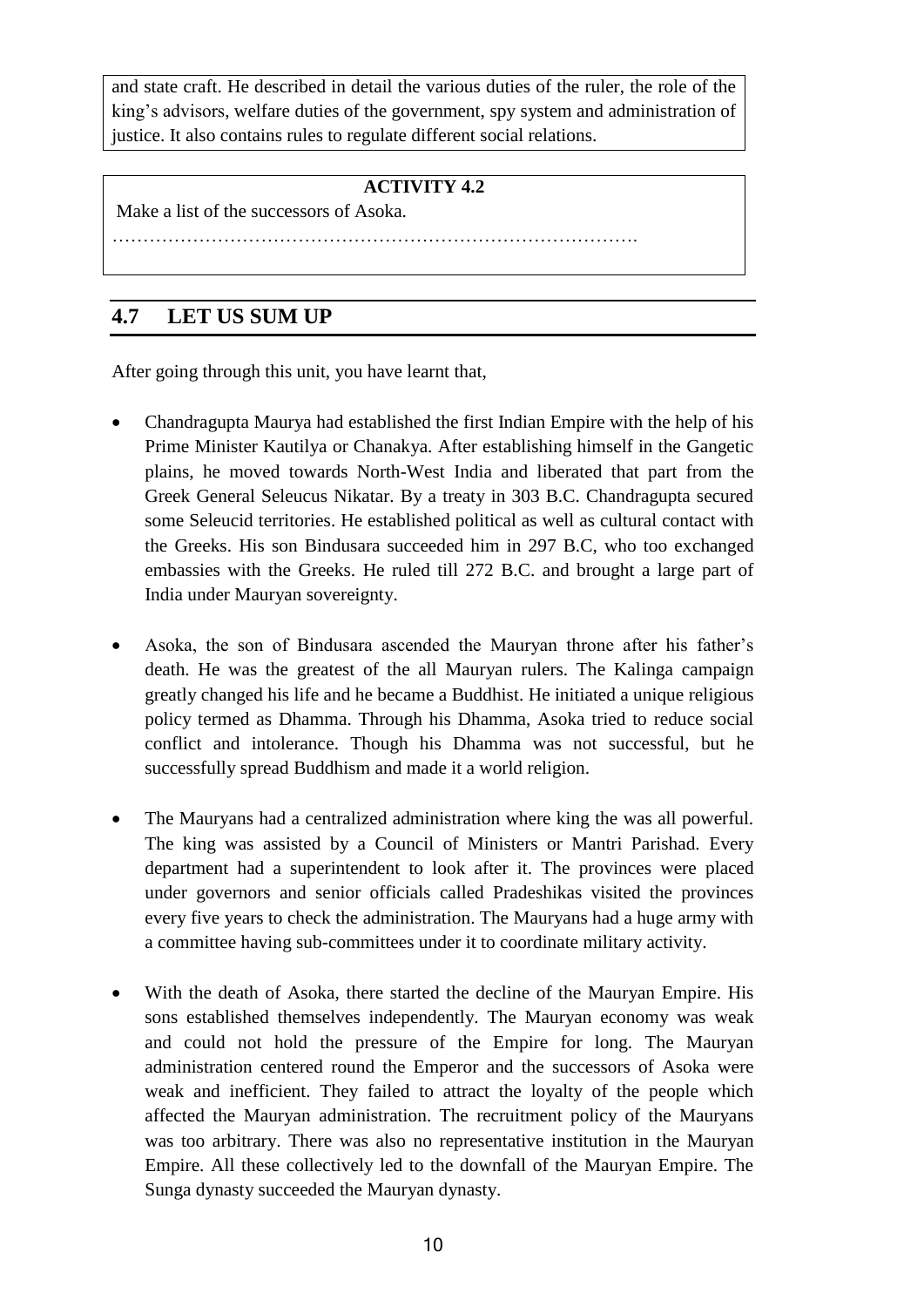and state craft. He described in detail the various duties of the ruler, the role of the king's advisors, welfare duties of the government, spy system and administration of justice. It also contains rules to regulate different social relations.

**ACTIVITY 4.2**

Make a list of the successors of Asoka.

…………………………………………………………………………….

## 4.7 LET US SUM UP

After going through this unit, you have learnt that,

- Chandragupta Maurya had established the first Indian Empire with the help of his Prime Minister Kautilya or Chanakya. After establishing himself in the Gangetic plains, he moved towards North-West India and liberated that part from the Greek General Seleucus Nikatar. By a treaty in 303 B.C. Chandragupta secured some Seleucid territories. He established political as well as cultural contact with the Greeks. His son Bindusara succeeded him in 297 B.C, who too exchanged embassies with the Greeks. He ruled till 272 B.C. and brought a large part of India under Mauryan sovereignty.

- Asoka, the son of Bindusara ascended the Mauryan throne after his father's death. He was the greatest of the all Mauryan rulers. The Kalinga campaign greatly changed his life and he became a Buddhist. He initiated a unique religious policy termed as Dhamma. Through his Dhamma, Asoka tried to reduce social conflict and intolerance. Though his Dhamma was not successful, but he successfully spread Buddhism and made it a world religion.

- The Mauryans had a centralized administration where king the was all powerful. The king was assisted by a Council of Ministers or Mantri Parishad. Every department had a superintendent to look after it. The provinces were placed under governors and senior officials called Pradeshikas visited the provinces every five years to check the administration. The Mauryans had a huge army with a committee having sub-committees under it to coordinate military activity.

- With the death of Asoka, there started the decline of the Mauryan Empire. His sons established themselves independently. The Mauryan economy was weak and could not hold the pressure of the Empire for long. The Mauryan administration centered round the Emperor and the successors of Asoka were weak and inefficient. They failed to attract the loyalty of the people which affected the Mauryan administration. The recruitment policy of the Mauryans was too arbitrary. There was also no representative institution in the Mauryan Empire. All these collectively led to the downfall of the Mauryan Empire. The Sunga dynasty succeeded the Mauryan dynasty.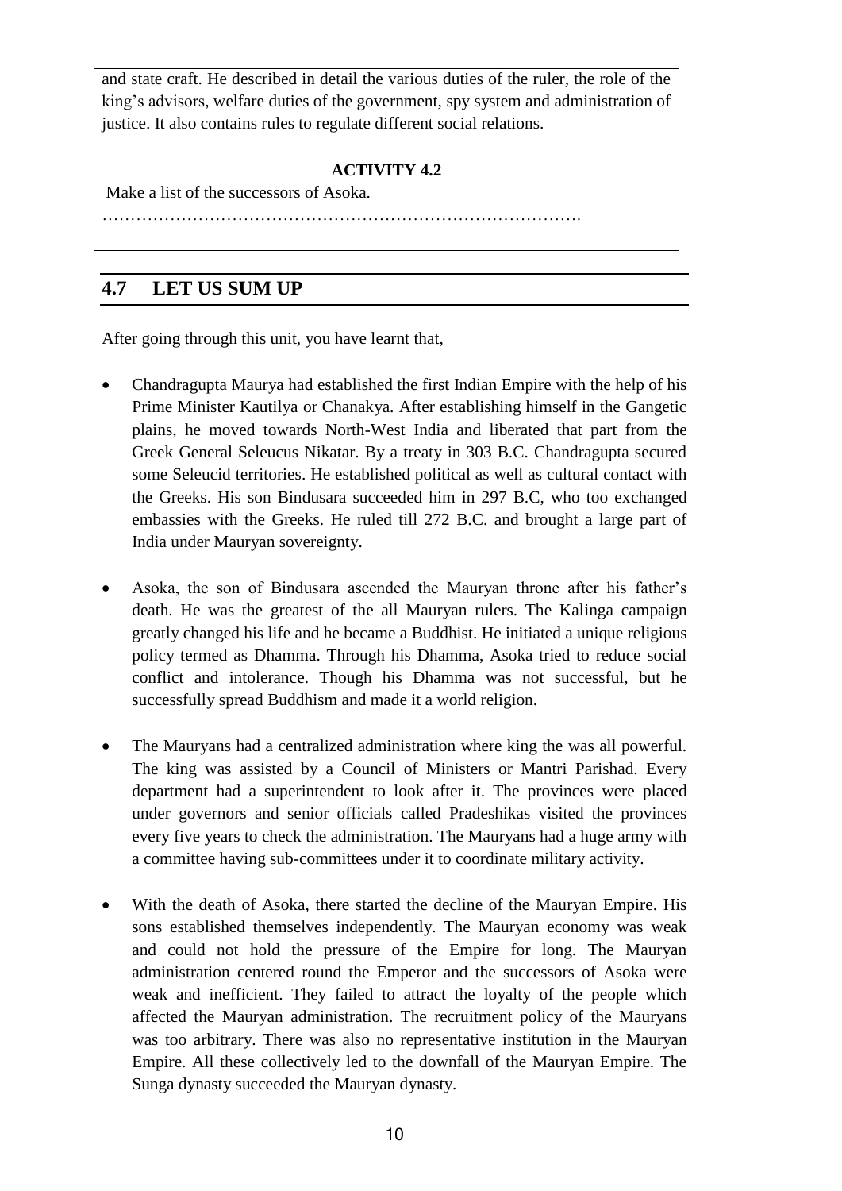and state craft. He described in detail the various duties of the ruler, the role of the king's advisors, welfare duties of the government, spy system and administration of justice. It also contains rules to regulate different social relations.

**ACTIVITY 4.2**

Make a list of the successors of Asoka.

……………………………………………………………………………

## 4.7 LET US SUM UP

After going through this unit, you have learnt that,

- Chandragupta Maurya had established the first Indian Empire with the help of his Prime Minister Kautilya or Chanakya. After establishing himself in the Gangetic plains, he moved towards North-West India and liberated that part from the Greek General Seleucus Nikatar. By a treaty in 303 B.C. Chandragupta secured some Seleucid territories. He established political as well as cultural contact with the Greeks. His son Bindusara succeeded him in 297 B.C, who too exchanged embassies with the Greeks. He ruled till 272 B.C. and brought a large part of India under Mauryan sovereignty.

- Asoka, the son of Bindusara ascended the Mauryan throne after his father's death. He was the greatest of the all Mauryan rulers. The Kalinga campaign greatly changed his life and he became a Buddhist. He initiated a unique religious policy termed as Dhamma. Through his Dhamma, Asoka tried to reduce social conflict and intolerance. Though his Dhamma was not successful, but he successfully spread Buddhism and made it a world religion.

- The Mauryans had a centralized administration where king the was all powerful. The king was assisted by a Council of Ministers or Mantri Parishad. Every department had a superintendent to look after it. The provinces were placed under governors and senior officials called Pradeshikas visited the provinces every five years to check the administration. The Mauryans had a huge army with a committee having sub-committees under it to coordinate military activity.

- With the death of Asoka, there started the decline of the Mauryan Empire. His sons established themselves independently. The Mauryan economy was weak and could not hold the pressure of the Empire for long. The Mauryan administration centered round the Emperor and the successors of Asoka were weak and inefficient. They failed to attract the loyalty of the people which affected the Mauryan administration. The recruitment policy of the Mauryans was too arbitrary. There was also no representative institution in the Mauryan Empire. All these collectively led to the downfall of the Mauryan Empire. The Sunga dynasty succeeded the Mauryan dynasty.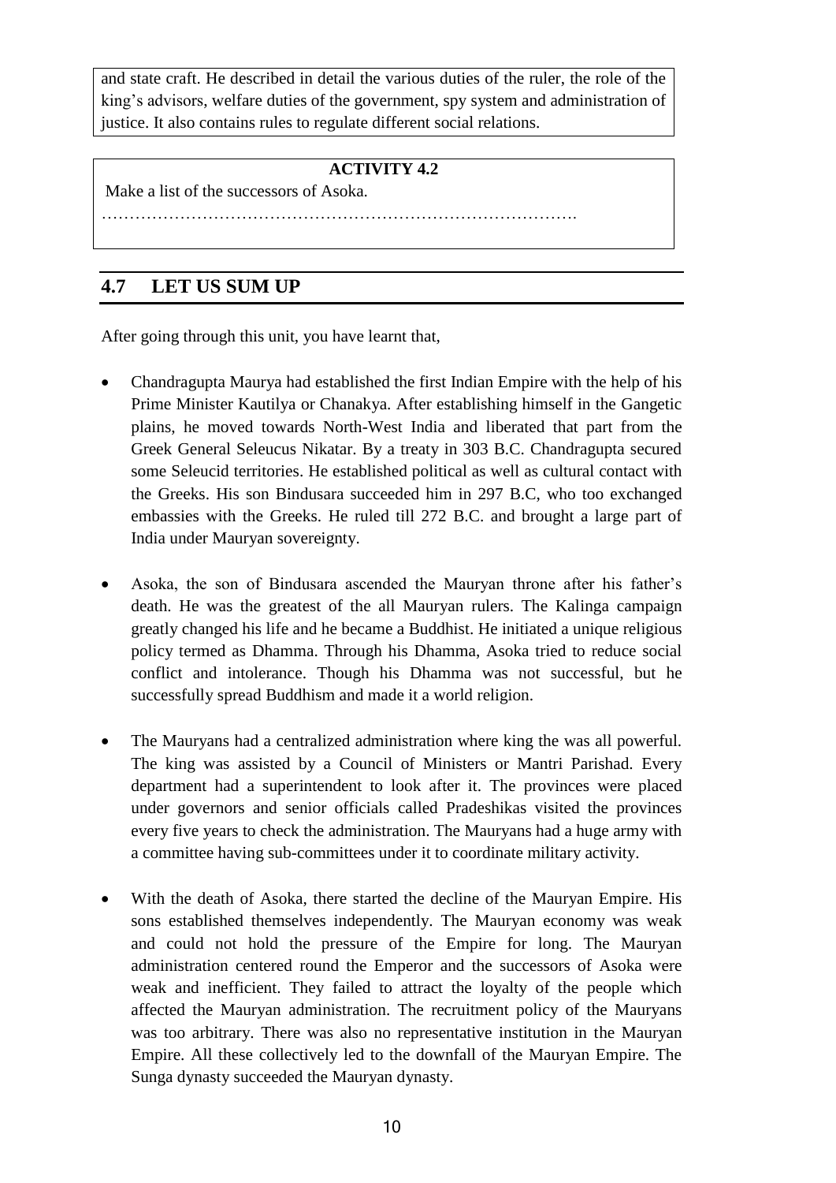and state craft. He described in detail the various duties of the ruler, the role of the king's advisors, welfare duties of the government, spy system and administration of justice. It also contains rules to regulate different social relations.

**ACTIVITY 4.2**

Make a list of the successors of Asoka.

…………………………………………………………………………….

## 4.7 LET US SUM UP

After going through this unit, you have learnt that,

- Chandragupta Maurya had established the first Indian Empire with the help of his Prime Minister Kautilya or Chanakya. After establishing himself in the Gangetic plains, he moved towards North-West India and liberated that part from the Greek General Seleucus Nikatar. By a treaty in 303 B.C. Chandragupta secured some Seleucid territories. He established political as well as cultural contact with the Greeks. His son Bindusara succeeded him in 297 B.C, who too exchanged embassies with the Greeks. He ruled till 272 B.C. and brought a large part of India under Mauryan sovereignty.

- Asoka, the son of Bindusara ascended the Mauryan throne after his father's death. He was the greatest of the all Mauryan rulers. The Kalinga campaign greatly changed his life and he became a Buddhist. He initiated a unique religious policy termed as Dhamma. Through his Dhamma, Asoka tried to reduce social conflict and intolerance. Though his Dhamma was not successful, but he successfully spread Buddhism and made it a world religion.

- The Mauryans had a centralized administration where king the was all powerful. The king was assisted by a Council of Ministers or Mantri Parishad. Every department had a superintendent to look after it. The provinces were placed under governors and senior officials called Pradeshikas visited the provinces every five years to check the administration. The Mauryans had a huge army with a committee having sub-committees under it to coordinate military activity.

- With the death of Asoka, there started the decline of the Mauryan Empire. His sons established themselves independently. The Mauryan economy was weak and could not hold the pressure of the Empire for long. The Mauryan administration centered round the Emperor and the successors of Asoka were weak and inefficient. They failed to attract the loyalty of the people which affected the Mauryan administration. The recruitment policy of the Mauryans was too arbitrary. There was also no representative institution in the Mauryan Empire. All these collectively led to the downfall of the Mauryan Empire. The Sunga dynasty succeeded the Mauryan dynasty.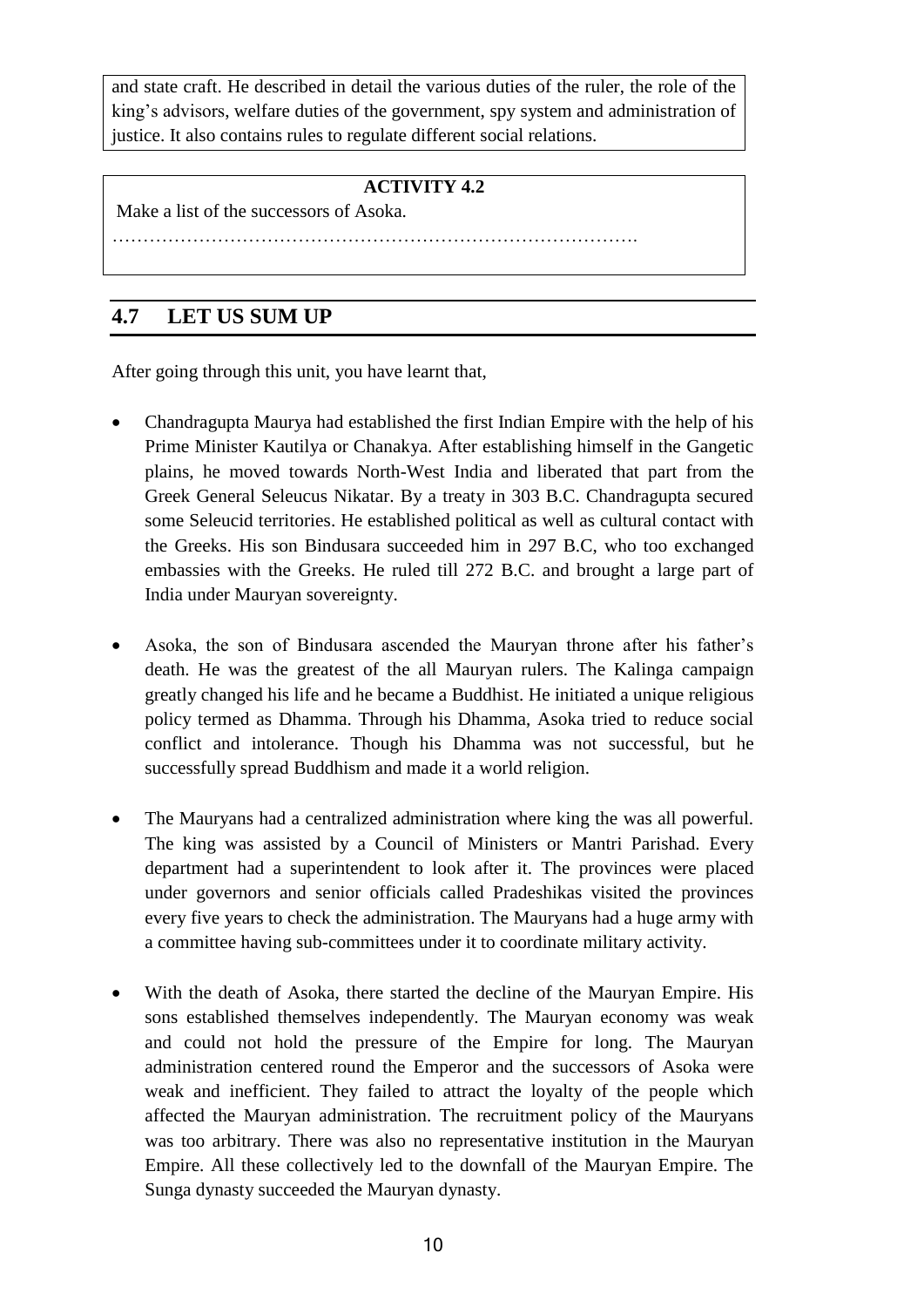and state craft. He described in detail the various duties of the ruler, the role of the king's advisors, welfare duties of the government, spy system and administration of justice. It also contains rules to regulate different social relations.

**ACTIVITY 4.2**

Make a list of the successors of Asoka.

……………………………………………………………………………

## 4.7 LET US SUM UP

After going through this unit, you have learnt that,

- Chandragupta Maurya had established the first Indian Empire with the help of his Prime Minister Kautilya or Chanakya. After establishing himself in the Gangetic plains, he moved towards North-West India and liberated that part from the Greek General Seleucus Nikatar. By a treaty in 303 B.C. Chandragupta secured some Seleucid territories. He established political as well as cultural contact with the Greeks. His son Bindusara succeeded him in 297 B.C, who too exchanged embassies with the Greeks. He ruled till 272 B.C. and brought a large part of India under Mauryan sovereignty.

- Asoka, the son of Bindusara ascended the Mauryan throne after his father's death. He was the greatest of the all Mauryan rulers. The Kalinga campaign greatly changed his life and he became a Buddhist. He initiated a unique religious policy termed as Dhamma. Through his Dhamma, Asoka tried to reduce social conflict and intolerance. Though his Dhamma was not successful, but he successfully spread Buddhism and made it a world religion.

- The Mauryans had a centralized administration where king the was all powerful. The king was assisted by a Council of Ministers or Mantri Parishad. Every department had a superintendent to look after it. The provinces were placed under governors and senior officials called Pradeshikas visited the provinces every five years to check the administration. The Mauryans had a huge army with a committee having sub-committees under it to coordinate military activity.

- With the death of Asoka, there started the decline of the Mauryan Empire. His sons established themselves independently. The Mauryan economy was weak and could not hold the pressure of the Empire for long. The Mauryan administration centered round the Emperor and the successors of Asoka were weak and inefficient. They failed to attract the loyalty of the people which affected the Mauryan administration. The recruitment policy of the Mauryans was too arbitrary. There was also no representative institution in the Mauryan Empire. All these collectively led to the downfall of the Mauryan Empire. The Sunga dynasty succeeded the Mauryan dynasty.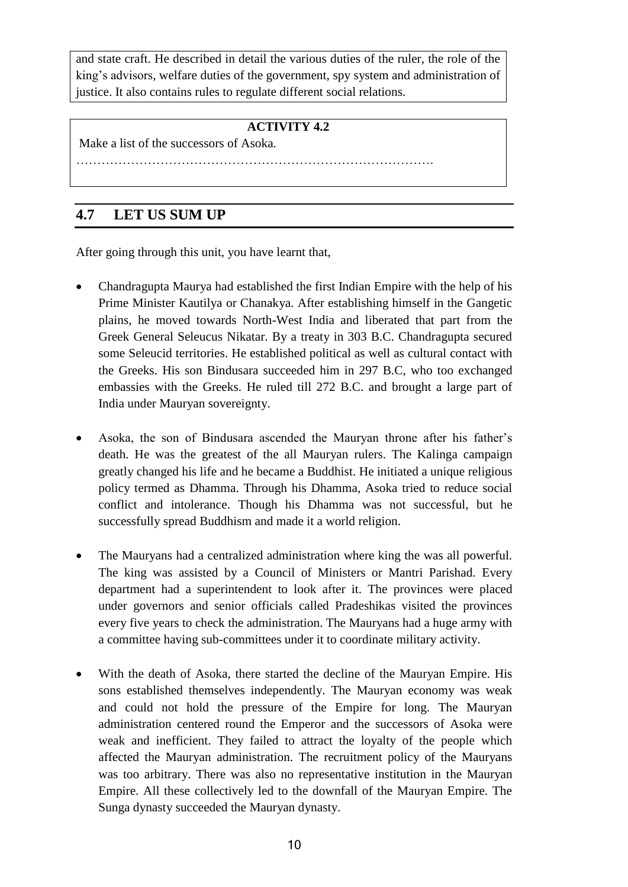and state craft. He described in detail the various duties of the ruler, the role of the king's advisors, welfare duties of the government, spy system and administration of justice. It also contains rules to regulate different social relations.

**ACTIVITY 4.2**

Make a list of the successors of Asoka.

…………………………………………………………………………….

## 4.7 LET US SUM UP

After going through this unit, you have learnt that,

- Chandragupta Maurya had established the first Indian Empire with the help of his Prime Minister Kautilya or Chanakya. After establishing himself in the Gangetic plains, he moved towards North-West India and liberated that part from the Greek General Seleucus Nikatar. By a treaty in 303 B.C. Chandragupta secured some Seleucid territories. He established political as well as cultural contact with the Greeks. His son Bindusara succeeded him in 297 B.C, who too exchanged embassies with the Greeks. He ruled till 272 B.C. and brought a large part of India under Mauryan sovereignty.

- Asoka, the son of Bindusara ascended the Mauryan throne after his father's death. He was the greatest of the all Mauryan rulers. The Kalinga campaign greatly changed his life and he became a Buddhist. He initiated a unique religious policy termed as Dhamma. Through his Dhamma, Asoka tried to reduce social conflict and intolerance. Though his Dhamma was not successful, but he successfully spread Buddhism and made it a world religion.

- The Mauryans had a centralized administration where king the was all powerful. The king was assisted by a Council of Ministers or Mantri Parishad. Every department had a superintendent to look after it. The provinces were placed under governors and senior officials called Pradeshikas visited the provinces every five years to check the administration. The Mauryans had a huge army with a committee having sub-committees under it to coordinate military activity.

- With the death of Asoka, there started the decline of the Mauryan Empire. His sons established themselves independently. The Mauryan economy was weak and could not hold the pressure of the Empire for long. The Mauryan administration centered round the Emperor and the successors of Asoka were weak and inefficient. They failed to attract the loyalty of the people which affected the Mauryan administration. The recruitment policy of the Mauryans was too arbitrary. There was also no representative institution in the Mauryan Empire. All these collectively led to the downfall of the Mauryan Empire. The Sunga dynasty succeeded the Mauryan dynasty.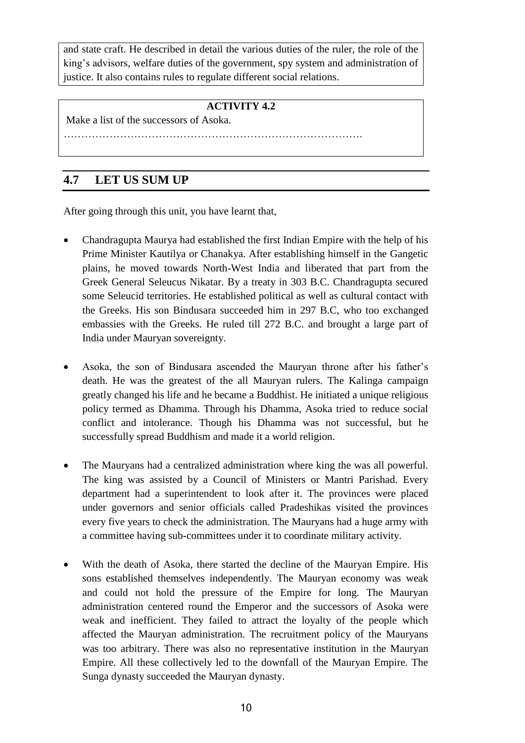and state craft. He described in detail the various duties of the ruler, the role of the king's advisors, welfare duties of the government, spy system and administration of justice. It also contains rules to regulate different social relations.

**ACTIVITY 4.2**

Make a list of the successors of Asoka.

…………………………………………………………………………….

## 4.7 LET US SUM UP

After going through this unit, you have learnt that,

- Chandragupta Maurya had established the first Indian Empire with the help of his Prime Minister Kautilya or Chanakya. After establishing himself in the Gangetic plains, he moved towards North-West India and liberated that part from the Greek General Seleucus Nikatar. By a treaty in 303 B.C. Chandragupta secured some Seleucid territories. He established political as well as cultural contact with the Greeks. His son Bindusara succeeded him in 297 B.C, who too exchanged embassies with the Greeks. He ruled till 272 B.C. and brought a large part of India under Mauryan sovereignty.

- Asoka, the son of Bindusara ascended the Mauryan throne after his father's death. He was the greatest of the all Mauryan rulers. The Kalinga campaign greatly changed his life and he became a Buddhist. He initiated a unique religious policy termed as Dhamma. Through his Dhamma, Asoka tried to reduce social conflict and intolerance. Though his Dhamma was not successful, but he successfully spread Buddhism and made it a world religion.

- The Mauryans had a centralized administration where king the was all powerful. The king was assisted by a Council of Ministers or Mantri Parishad. Every department had a superintendent to look after it. The provinces were placed under governors and senior officials called Pradeshikas visited the provinces every five years to check the administration. The Mauryans had a huge army with a committee having sub-committees under it to coordinate military activity.

- With the death of Asoka, there started the decline of the Mauryan Empire. His sons established themselves independently. The Mauryan economy was weak and could not hold the pressure of the Empire for long. The Mauryan administration centered round the Emperor and the successors of Asoka were weak and inefficient. They failed to attract the loyalty of the people which affected the Mauryan administration. The recruitment policy of the Mauryans was too arbitrary. There was also no representative institution in the Mauryan Empire. All these collectively led to the downfall of the Mauryan Empire. The Sunga dynasty succeeded the Mauryan dynasty.